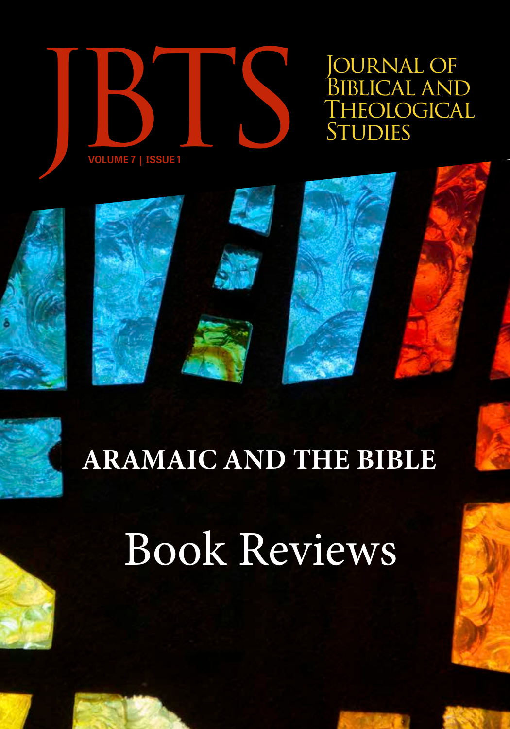# JBTS

## Journal of Biblical and Theological Studies

VOLUME 7 | ISSUE 1

# ARAMAIC AND THE BIBLE

# Book Reviews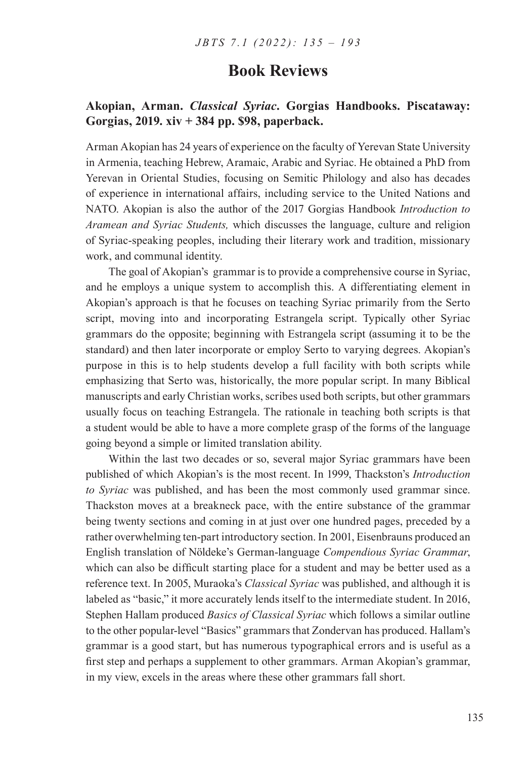# Book Reviews

### **Akopian, Arman. *Classical Syriac*. Gorgias Handbooks. Piscataway: Gorgias, 2019. xiv + 384 pp. $98, paperback.**

Arman Akopian has 24 years of experience on the faculty of Yerevan State University in Armenia, teaching Hebrew, Aramaic, Arabic and Syriac. He obtained a PhD from Yerevan in Oriental Studies, focusing on Semitic Philology and also has decades of experience in international affairs, including service to the United Nations and NATO. Akopian is also the author of the 2017 Gorgias Handbook *Introduction to Aramean and Syriac Students,* which discusses the language, culture and religion of Syriac-speaking peoples, including their literary work and tradition, missionary work, and communal identity.

The goal of Akopian's grammar is to provide a comprehensive course in Syriac, and he employs a unique system to accomplish this. A differentiating element in Akopian's approach is that he focuses on teaching Syriac primarily from the Serto script, moving into and incorporating Estrangela script. Typically other Syriac grammars do the opposite; beginning with Estrangela script (assuming it to be the standard) and then later incorporate or employ Serto to varying degrees. Akopian's purpose in this is to help students develop a full facility with both scripts while emphasizing that Serto was, historically, the more popular script. In many Biblical manuscripts and early Christian works, scribes used both scripts, but other grammars usually focus on teaching Estrangela. The rationale in teaching both scripts is that a student would be able to have a more complete grasp of the forms of the language going beyond a simple or limited translation ability.

Within the last two decades or so, several major Syriac grammars have been published of which Akopian's is the most recent. In 1999, Thackston's *Introduction to Syriac* was published, and has been the most commonly used grammar since. Thackston moves at a breakneck pace, with the entire substance of the grammar being twenty sections and coming in at just over one hundred pages, preceded by a rather overwhelming ten-part introductory section. In 2001, Eisenbrauns produced an English translation of Nöldeke's German-language *Compendious Syriac Grammar*, which can also be difficult starting place for a student and may be better used as a reference text. In 2005, Muraoka's *Classical Syriac* was published, and although it is labeled as "basic," it more accurately lends itself to the intermediate student. In 2016, Stephen Hallam produced *Basics of Classical Syriac* which follows a similar outline to the other popular-level "Basics" grammars that Zondervan has produced. Hallam's grammar is a good start, but has numerous typographical errors and is useful as a first step and perhaps a supplement to other grammars. Arman Akopian's grammar, in my view, excels in the areas where these other grammars fall short.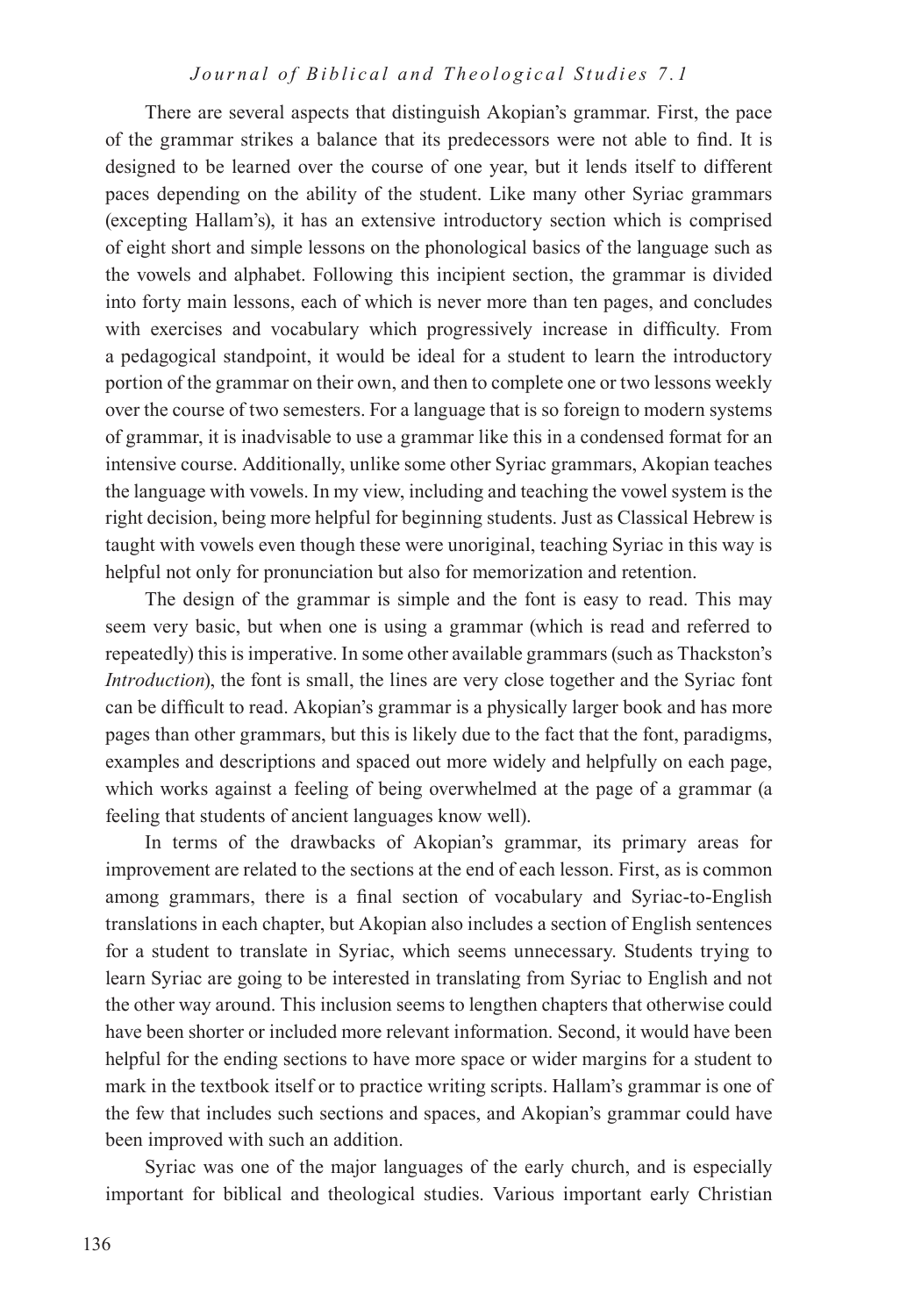There are several aspects that distinguish Akopian's grammar. First, the pace of the grammar strikes a balance that its predecessors were not able to find. It is designed to be learned over the course of one year, but it lends itself to different paces depending on the ability of the student. Like many other Syriac grammars (excepting Hallam's), it has an extensive introductory section which is comprised of eight short and simple lessons on the phonological basics of the language such as the vowels and alphabet. Following this incipient section, the grammar is divided into forty main lessons, each of which is never more than ten pages, and concludes with exercises and vocabulary which progressively increase in difficulty. From a pedagogical standpoint, it would be ideal for a student to learn the introductory portion of the grammar on their own, and then to complete one or two lessons weekly over the course of two semesters. For a language that is so foreign to modern systems of grammar, it is inadvisable to use a grammar like this in a condensed format for an intensive course. Additionally, unlike some other Syriac grammars, Akopian teaches the language with vowels. In my view, including and teaching the vowel system is the right decision, being more helpful for beginning students. Just as Classical Hebrew is taught with vowels even though these were unoriginal, teaching Syriac in this way is helpful not only for pronunciation but also for memorization and retention.

The design of the grammar is simple and the font is easy to read. This may seem very basic, but when one is using a grammar (which is read and referred to repeatedly) this is imperative. In some other available grammars (such as Thackston's *Introduction*), the font is small, the lines are very close together and the Syriac font can be difficult to read. Akopian's grammar is a physically larger book and has more pages than other grammars, but this is likely due to the fact that the font, paradigms, examples and descriptions and spaced out more widely and helpfully on each page, which works against a feeling of being overwhelmed at the page of a grammar (a feeling that students of ancient languages know well).

In terms of the drawbacks of Akopian's grammar, its primary areas for improvement are related to the sections at the end of each lesson. First, as is common among grammars, there is a final section of vocabulary and Syriac-to-English translations in each chapter, but Akopian also includes a section of English sentences for a student to translate in Syriac, which seems unnecessary. Students trying to learn Syriac are going to be interested in translating from Syriac to English and not the other way around. This inclusion seems to lengthen chapters that otherwise could have been shorter or included more relevant information. Second, it would have been helpful for the ending sections to have more space or wider margins for a student to mark in the textbook itself or to practice writing scripts. Hallam's grammar is one of the few that includes such sections and spaces, and Akopian's grammar could have been improved with such an addition.

Syriac was one of the major languages of the early church, and is especially important for biblical and theological studies. Various important early Christian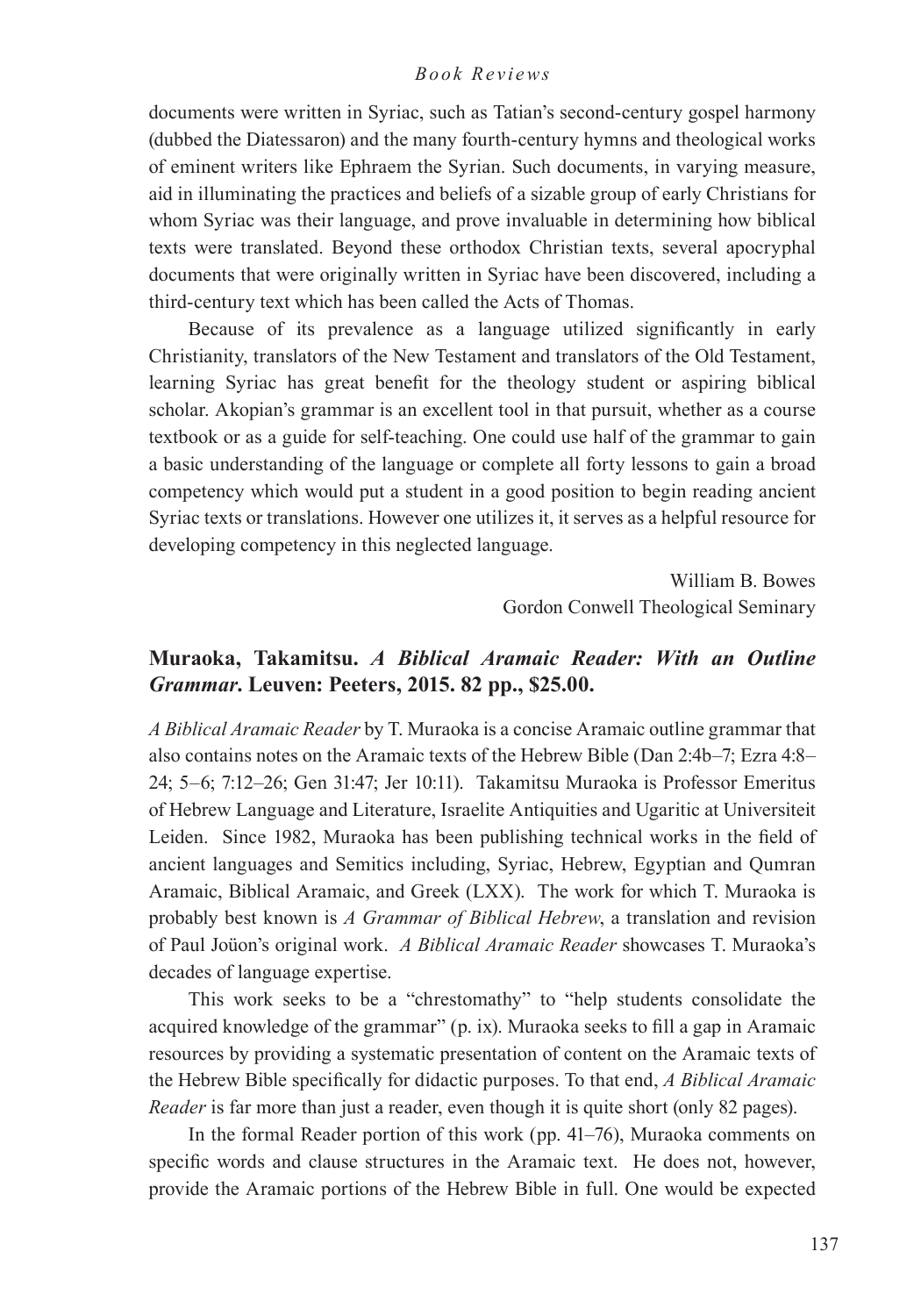documents were written in Syriac, such as Tatian's second-century gospel harmony (dubbed the Diatessaron) and the many fourth-century hymns and theological works of eminent writers like Ephraem the Syrian. Such documents, in varying measure, aid in illuminating the practices and beliefs of a sizable group of early Christians for whom Syriac was their language, and prove invaluable in determining how biblical texts were translated. Beyond these orthodox Christian texts, several apocryphal documents that were originally written in Syriac have been discovered, including a third-century text which has been called the Acts of Thomas.

Because of its prevalence as a language utilized significantly in early Christianity, translators of the New Testament and translators of the Old Testament, learning Syriac has great benefit for the theology student or aspiring biblical scholar. Akopian's grammar is an excellent tool in that pursuit, whether as a course textbook or as a guide for self-teaching. One could use half of the grammar to gain a basic understanding of the language or complete all forty lessons to gain a broad competency which would put a student in a good position to begin reading ancient Syriac texts or translations. However one utilizes it, it serves as a helpful resource for developing competency in this neglected language.

William B. Bowes
Gordon Conwell Theological Seminary

### Muraoka, Takamitsu. *A Biblical Aramaic Reader: With an Outline Grammar.* Leuven: Peeters, 2015. 82 pp., $25.00.

*A Biblical Aramaic Reader* by T. Muraoka is a concise Aramaic outline grammar that also contains notes on the Aramaic texts of the Hebrew Bible (Dan 2:4b–7; Ezra 4:8–24; 5–6; 7:12–26; Gen 31:47; Jer 10:11). Takamitsu Muraoka is Professor Emeritus of Hebrew Language and Literature, Israelite Antiquities and Ugaritic at Universiteit Leiden. Since 1982, Muraoka has been publishing technical works in the field of ancient languages and Semitics including, Syriac, Hebrew, Egyptian and Qumran Aramaic, Biblical Aramaic, and Greek (LXX). The work for which T. Muraoka is probably best known is *A Grammar of Biblical Hebrew*, a translation and revision of Paul Joüon's original work. *A Biblical Aramaic Reader* showcases T. Muraoka's decades of language expertise.

This work seeks to be a "chrestomathy" to "help students consolidate the acquired knowledge of the grammar" (p. ix). Muraoka seeks to fill a gap in Aramaic resources by providing a systematic presentation of content on the Aramaic texts of the Hebrew Bible specifically for didactic purposes. To that end, *A Biblical Aramaic Reader* is far more than just a reader, even though it is quite short (only 82 pages).

In the formal Reader portion of this work (pp. 41–76), Muraoka comments on specific words and clause structures in the Aramaic text. He does not, however, provide the Aramaic portions of the Hebrew Bible in full. One would be expected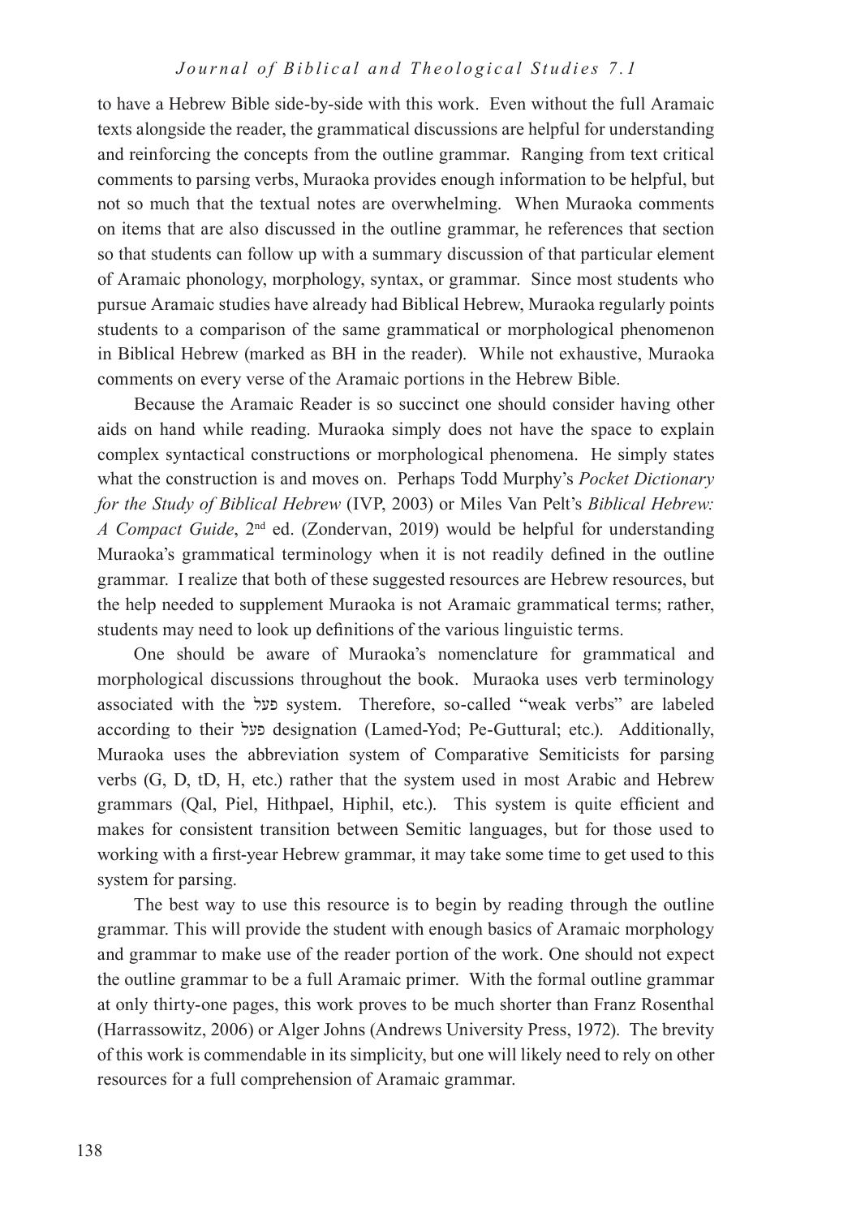to have a Hebrew Bible side-by-side with this work. Even without the full Aramaic texts alongside the reader, the grammatical discussions are helpful for understanding and reinforcing the concepts from the outline grammar. Ranging from text critical comments to parsing verbs, Muraoka provides enough information to be helpful, but not so much that the textual notes are overwhelming. When Muraoka comments on items that are also discussed in the outline grammar, he references that section so that students can follow up with a summary discussion of that particular element of Aramaic phonology, morphology, syntax, or grammar. Since most students who pursue Aramaic studies have already had Biblical Hebrew, Muraoka regularly points students to a comparison of the same grammatical or morphological phenomenon in Biblical Hebrew (marked as BH in the reader). While not exhaustive, Muraoka comments on every verse of the Aramaic portions in the Hebrew Bible.

Because the Aramaic Reader is so succinct one should consider having other aids on hand while reading. Muraoka simply does not have the space to explain complex syntactical constructions or morphological phenomena. He simply states what the construction is and moves on. Perhaps Todd Murphy's *Pocket Dictionary for the Study of Biblical Hebrew* (IVP, 2003) or Miles Van Pelt's *Biblical Hebrew: A Compact Guide*, 2nd ed. (Zondervan, 2019) would be helpful for understanding Muraoka's grammatical terminology when it is not readily defined in the outline grammar. I realize that both of these suggested resources are Hebrew resources, but the help needed to supplement Muraoka is not Aramaic grammatical terms; rather, students may need to look up definitions of the various linguistic terms.

One should be aware of Muraoka's nomenclature for grammatical and morphological discussions throughout the book. Muraoka uses verb terminology associated with the פעל system. Therefore, so-called "weak verbs" are labeled according to their פעל designation (Lamed-Yod; Pe-Guttural; etc.). Additionally, Muraoka uses the abbreviation system of Comparative Semiticists for parsing verbs (G, D, tD, H, etc.) rather that the system used in most Arabic and Hebrew grammars (Qal, Piel, Hithpael, Hiphil, etc.). This system is quite efficient and makes for consistent transition between Semitic languages, but for those used to working with a first-year Hebrew grammar, it may take some time to get used to this system for parsing.

The best way to use this resource is to begin by reading through the outline grammar. This will provide the student with enough basics of Aramaic morphology and grammar to make use of the reader portion of the work. One should not expect the outline grammar to be a full Aramaic primer. With the formal outline grammar at only thirty-one pages, this work proves to be much shorter than Franz Rosenthal (Harrassowitz, 2006) or Alger Johns (Andrews University Press, 1972). The brevity of this work is commendable in its simplicity, but one will likely need to rely on other resources for a full comprehension of Aramaic grammar.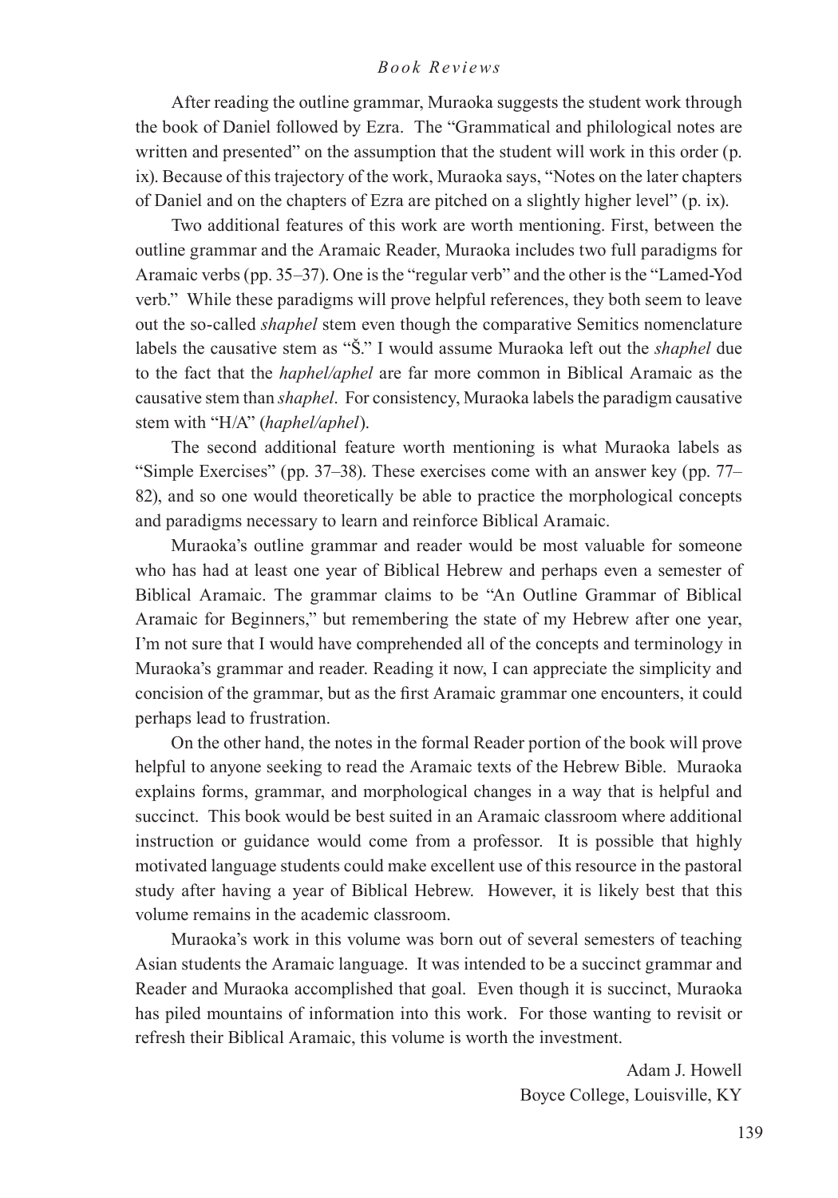After reading the outline grammar, Muraoka suggests the student work through the book of Daniel followed by Ezra. The "Grammatical and philological notes are written and presented" on the assumption that the student will work in this order (p. ix). Because of this trajectory of the work, Muraoka says, "Notes on the later chapters of Daniel and on the chapters of Ezra are pitched on a slightly higher level" (p. ix).

Two additional features of this work are worth mentioning. First, between the outline grammar and the Aramaic Reader, Muraoka includes two full paradigms for Aramaic verbs (pp. 35–37). One is the "regular verb" and the other is the "Lamed-Yod verb." While these paradigms will prove helpful references, they both seem to leave out the so-called *shaphel* stem even though the comparative Semitics nomenclature labels the causative stem as "Š." I would assume Muraoka left out the *shaphel* due to the fact that the *haphel/aphel* are far more common in Biblical Aramaic as the causative stem than *shaphel*. For consistency, Muraoka labels the paradigm causative stem with "H/A" (*haphel/aphel*).

The second additional feature worth mentioning is what Muraoka labels as "Simple Exercises" (pp. 37–38). These exercises come with an answer key (pp. 77–82), and so one would theoretically be able to practice the morphological concepts and paradigms necessary to learn and reinforce Biblical Aramaic.

Muraoka's outline grammar and reader would be most valuable for someone who has had at least one year of Biblical Hebrew and perhaps even a semester of Biblical Aramaic. The grammar claims to be "An Outline Grammar of Biblical Aramaic for Beginners," but remembering the state of my Hebrew after one year, I'm not sure that I would have comprehended all of the concepts and terminology in Muraoka's grammar and reader. Reading it now, I can appreciate the simplicity and concision of the grammar, but as the first Aramaic grammar one encounters, it could perhaps lead to frustration.

On the other hand, the notes in the formal Reader portion of the book will prove helpful to anyone seeking to read the Aramaic texts of the Hebrew Bible. Muraoka explains forms, grammar, and morphological changes in a way that is helpful and succinct. This book would be best suited in an Aramaic classroom where additional instruction or guidance would come from a professor. It is possible that highly motivated language students could make excellent use of this resource in the pastoral study after having a year of Biblical Hebrew. However, it is likely best that this volume remains in the academic classroom.

Muraoka's work in this volume was born out of several semesters of teaching Asian students the Aramaic language. It was intended to be a succinct grammar and Reader and Muraoka accomplished that goal. Even though it is succinct, Muraoka has piled mountains of information into this work. For those wanting to revisit or refresh their Biblical Aramaic, this volume is worth the investment.

Adam J. Howell
Boyce College, Louisville, KY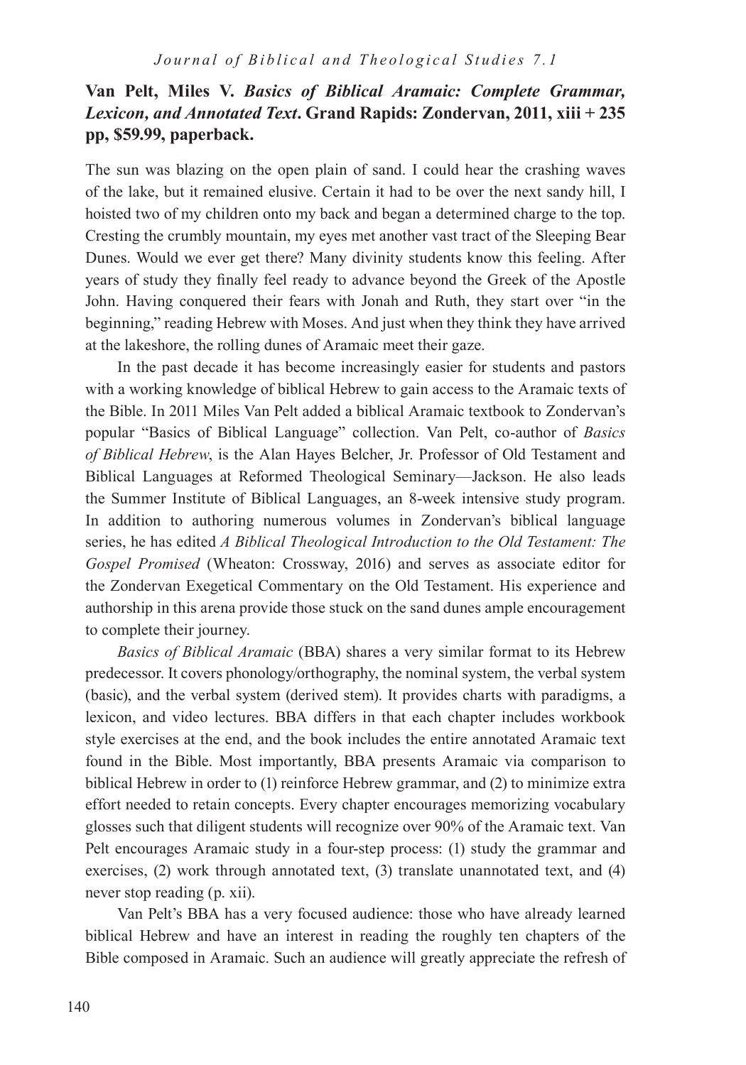**Van Pelt, Miles V. *Basics of Biblical Aramaic: Complete Grammar, Lexicon, and Annotated Text*. Grand Rapids: Zondervan, 2011, xiii + 235 pp, $59.99, paperback.**

The sun was blazing on the open plain of sand. I could hear the crashing waves of the lake, but it remained elusive. Certain it had to be over the next sandy hill, I hoisted two of my children onto my back and began a determined charge to the top. Cresting the crumbly mountain, my eyes met another vast tract of the Sleeping Bear Dunes. Would we ever get there? Many divinity students know this feeling. After years of study they finally feel ready to advance beyond the Greek of the Apostle John. Having conquered their fears with Jonah and Ruth, they start over "in the beginning," reading Hebrew with Moses. And just when they think they have arrived at the lakeshore, the rolling dunes of Aramaic meet their gaze.

In the past decade it has become increasingly easier for students and pastors with a working knowledge of biblical Hebrew to gain access to the Aramaic texts of the Bible. In 2011 Miles Van Pelt added a biblical Aramaic textbook to Zondervan's popular "Basics of Biblical Language" collection. Van Pelt, co-author of *Basics of Biblical Hebrew*, is the Alan Hayes Belcher, Jr. Professor of Old Testament and Biblical Languages at Reformed Theological Seminary—Jackson. He also leads the Summer Institute of Biblical Languages, an 8-week intensive study program. In addition to authoring numerous volumes in Zondervan's biblical language series, he has edited *A Biblical Theological Introduction to the Old Testament: The Gospel Promised* (Wheaton: Crossway, 2016) and serves as associate editor for the Zondervan Exegetical Commentary on the Old Testament. His experience and authorship in this arena provide those stuck on the sand dunes ample encouragement to complete their journey.

*Basics of Biblical Aramaic* (BBA) shares a very similar format to its Hebrew predecessor. It covers phonology/orthography, the nominal system, the verbal system (basic), and the verbal system (derived stem). It provides charts with paradigms, a lexicon, and video lectures. BBA differs in that each chapter includes workbook style exercises at the end, and the book includes the entire annotated Aramaic text found in the Bible. Most importantly, BBA presents Aramaic via comparison to biblical Hebrew in order to (1) reinforce Hebrew grammar, and (2) to minimize extra effort needed to retain concepts. Every chapter encourages memorizing vocabulary glosses such that diligent students will recognize over 90% of the Aramaic text. Van Pelt encourages Aramaic study in a four-step process: (1) study the grammar and exercises, (2) work through annotated text, (3) translate unannotated text, and (4) never stop reading (p. xii).

Van Pelt's BBA has a very focused audience: those who have already learned biblical Hebrew and have an interest in reading the roughly ten chapters of the Bible composed in Aramaic. Such an audience will greatly appreciate the refresh of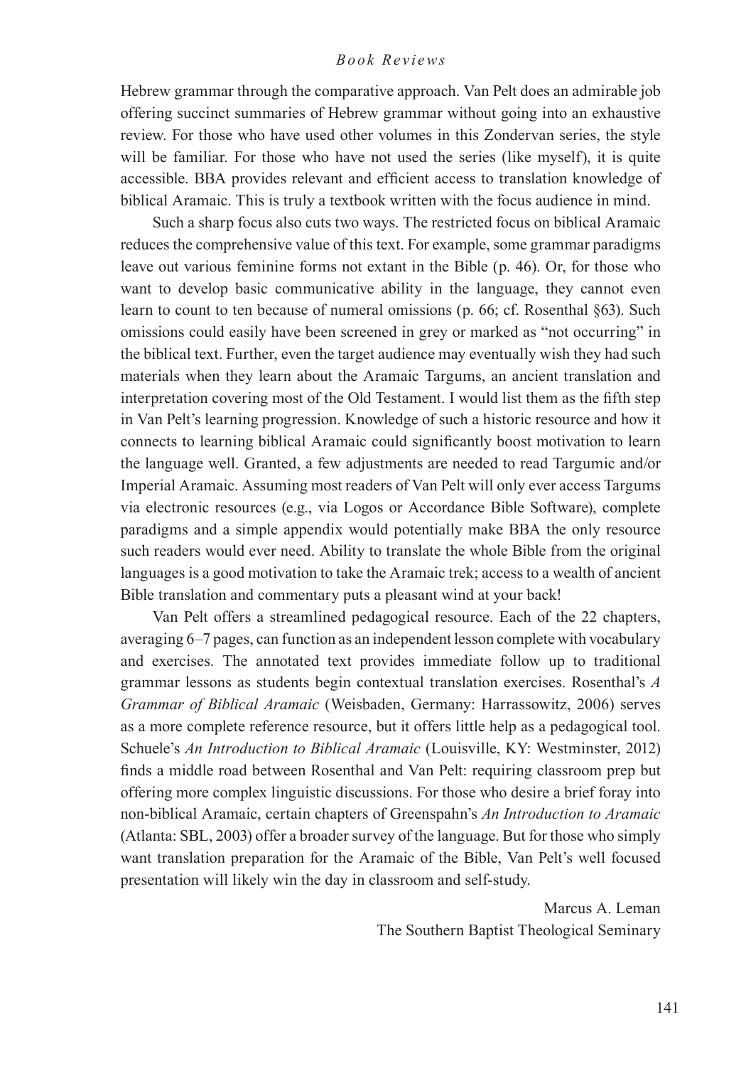Hebrew grammar through the comparative approach. Van Pelt does an admirable job offering succinct summaries of Hebrew grammar without going into an exhaustive review. For those who have used other volumes in this Zondervan series, the style will be familiar. For those who have not used the series (like myself), it is quite accessible. BBA provides relevant and efficient access to translation knowledge of biblical Aramaic. This is truly a textbook written with the focus audience in mind.

Such a sharp focus also cuts two ways. The restricted focus on biblical Aramaic reduces the comprehensive value of this text. For example, some grammar paradigms leave out various feminine forms not extant in the Bible (p. 46). Or, for those who want to develop basic communicative ability in the language, they cannot even learn to count to ten because of numeral omissions (p. 66; cf. Rosenthal §63). Such omissions could easily have been screened in grey or marked as "not occurring" in the biblical text. Further, even the target audience may eventually wish they had such materials when they learn about the Aramaic Targums, an ancient translation and interpretation covering most of the Old Testament. I would list them as the fifth step in Van Pelt's learning progression. Knowledge of such a historic resource and how it connects to learning biblical Aramaic could significantly boost motivation to learn the language well. Granted, a few adjustments are needed to read Targumic and/or Imperial Aramaic. Assuming most readers of Van Pelt will only ever access Targums via electronic resources (e.g., via Logos or Accordance Bible Software), complete paradigms and a simple appendix would potentially make BBA the only resource such readers would ever need. Ability to translate the whole Bible from the original languages is a good motivation to take the Aramaic trek; access to a wealth of ancient Bible translation and commentary puts a pleasant wind at your back!

Van Pelt offers a streamlined pedagogical resource. Each of the 22 chapters, averaging 6–7 pages, can function as an independent lesson complete with vocabulary and exercises. The annotated text provides immediate follow up to traditional grammar lessons as students begin contextual translation exercises. Rosenthal's *A Grammar of Biblical Aramaic* (Weisbaden, Germany: Harrassowitz, 2006) serves as a more complete reference resource, but it offers little help as a pedagogical tool. Schuele's *An Introduction to Biblical Aramaic* (Louisville, KY: Westminster, 2012) finds a middle road between Rosenthal and Van Pelt: requiring classroom prep but offering more complex linguistic discussions. For those who desire a brief foray into non-biblical Aramaic, certain chapters of Greenspahn's *An Introduction to Aramaic* (Atlanta: SBL, 2003) offer a broader survey of the language. But for those who simply want translation preparation for the Aramaic of the Bible, Van Pelt's well focused presentation will likely win the day in classroom and self-study.

Marcus A. Leman
The Southern Baptist Theological Seminary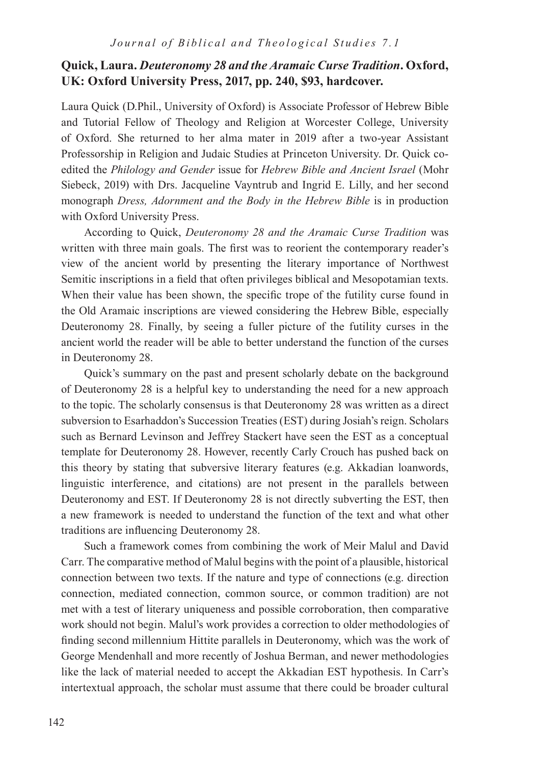**Quick, Laura. *Deuteronomy 28 and the Aramaic Curse Tradition*. Oxford, UK: Oxford University Press, 2017, pp. 240, $93, hardcover.**

Laura Quick (D.Phil., University of Oxford) is Associate Professor of Hebrew Bible and Tutorial Fellow of Theology and Religion at Worcester College, University of Oxford. She returned to her alma mater in 2019 after a two-year Assistant Professorship in Religion and Judaic Studies at Princeton University. Dr. Quick co-edited the *Philology and Gender* issue for *Hebrew Bible and Ancient Israel* (Mohr Siebeck, 2019) with Drs. Jacqueline Vayntrub and Ingrid E. Lilly, and her second monograph *Dress, Adornment and the Body in the Hebrew Bible* is in production with Oxford University Press.

According to Quick, *Deuteronomy 28 and the Aramaic Curse Tradition* was written with three main goals. The first was to reorient the contemporary reader's view of the ancient world by presenting the literary importance of Northwest Semitic inscriptions in a field that often privileges biblical and Mesopotamian texts. When their value has been shown, the specific trope of the futility curse found in the Old Aramaic inscriptions are viewed considering the Hebrew Bible, especially Deuteronomy 28. Finally, by seeing a fuller picture of the futility curses in the ancient world the reader will be able to better understand the function of the curses in Deuteronomy 28.

Quick's summary on the past and present scholarly debate on the background of Deuteronomy 28 is a helpful key to understanding the need for a new approach to the topic. The scholarly consensus is that Deuteronomy 28 was written as a direct subversion to Esarhaddon's Succession Treaties (EST) during Josiah's reign. Scholars such as Bernard Levinson and Jeffrey Stackert have seen the EST as a conceptual template for Deuteronomy 28. However, recently Carly Crouch has pushed back on this theory by stating that subversive literary features (e.g. Akkadian loanwords, linguistic interference, and citations) are not present in the parallels between Deuteronomy and EST. If Deuteronomy 28 is not directly subverting the EST, then a new framework is needed to understand the function of the text and what other traditions are influencing Deuteronomy 28.

Such a framework comes from combining the work of Meir Malul and David Carr. The comparative method of Malul begins with the point of a plausible, historical connection between two texts. If the nature and type of connections (e.g. direction connection, mediated connection, common source, or common tradition) are not met with a test of literary uniqueness and possible corroboration, then comparative work should not begin. Malul's work provides a correction to older methodologies of finding second millennium Hittite parallels in Deuteronomy, which was the work of George Mendenhall and more recently of Joshua Berman, and newer methodologies like the lack of material needed to accept the Akkadian EST hypothesis. In Carr's intertextual approach, the scholar must assume that there could be broader cultural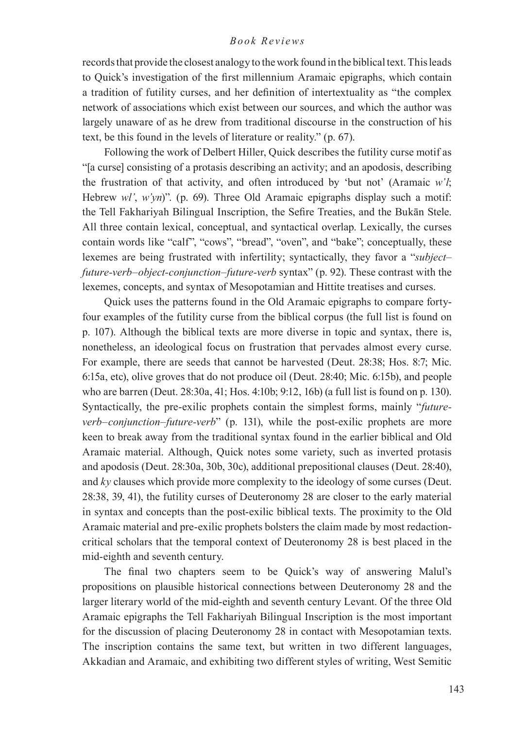records that provide the closest analogy to the work found in the biblical text. This leads to Quick's investigation of the first millennium Aramaic epigraphs, which contain a tradition of futility curses, and her definition of intertextuality as "the complex network of associations which exist between our sources, and which the author was largely unaware of as he drew from traditional discourse in the construction of his text, be this found in the levels of literature or reality." (p. 67).

Following the work of Delbert Hiller, Quick describes the futility curse motif as "[a curse] consisting of a protasis describing an activity; and an apodosis, describing the frustration of that activity, and often introduced by 'but not' (Aramaic *w'l*; Hebrew *wl'*, *w'yn*)". (p. 69). Three Old Aramaic epigraphs display such a motif: the Tell Fakhariyah Bilingual Inscription, the Sefire Treaties, and the Bukān Stele. All three contain lexical, conceptual, and syntactical overlap. Lexically, the curses contain words like "calf", "cows", "bread", "oven", and "bake"; conceptually, these lexemes are being frustrated with infertility; syntactically, they favor a "*subject–future-verb–object-conjunction–future-verb* syntax" (p. 92). These contrast with the lexemes, concepts, and syntax of Mesopotamian and Hittite treatises and curses.

Quick uses the patterns found in the Old Aramaic epigraphs to compare forty-four examples of the futility curse from the biblical corpus (the full list is found on p. 107). Although the biblical texts are more diverse in topic and syntax, there is, nonetheless, an ideological focus on frustration that pervades almost every curse. For example, there are seeds that cannot be harvested (Deut. 28:38; Hos. 8:7; Mic. 6:15a, etc), olive groves that do not produce oil (Deut. 28:40; Mic. 6:15b), and people who are barren (Deut. 28:30a, 41; Hos. 4:10b; 9:12, 16b) (a full list is found on p. 130). Syntactically, the pre-exilic prophets contain the simplest forms, mainly "*future-verb–conjunction–future-verb*" (p. 131), while the post-exilic prophets are more keen to break away from the traditional syntax found in the earlier biblical and Old Aramaic material. Although, Quick notes some variety, such as inverted protasis and apodosis (Deut. 28:30a, 30b, 30c), additional prepositional clauses (Deut. 28:40), and *ky* clauses which provide more complexity to the ideology of some curses (Deut. 28:38, 39, 41), the futility curses of Deuteronomy 28 are closer to the early material in syntax and concepts than the post-exilic biblical texts. The proximity to the Old Aramaic material and pre-exilic prophets bolsters the claim made by most redaction-critical scholars that the temporal context of Deuteronomy 28 is best placed in the mid-eighth and seventh century.

The final two chapters seem to be Quick's way of answering Malul's propositions on plausible historical connections between Deuteronomy 28 and the larger literary world of the mid-eighth and seventh century Levant. Of the three Old Aramaic epigraphs the Tell Fakhariyah Bilingual Inscription is the most important for the discussion of placing Deuteronomy 28 in contact with Mesopotamian texts. The inscription contains the same text, but written in two different languages, Akkadian and Aramaic, and exhibiting two different styles of writing, West Semitic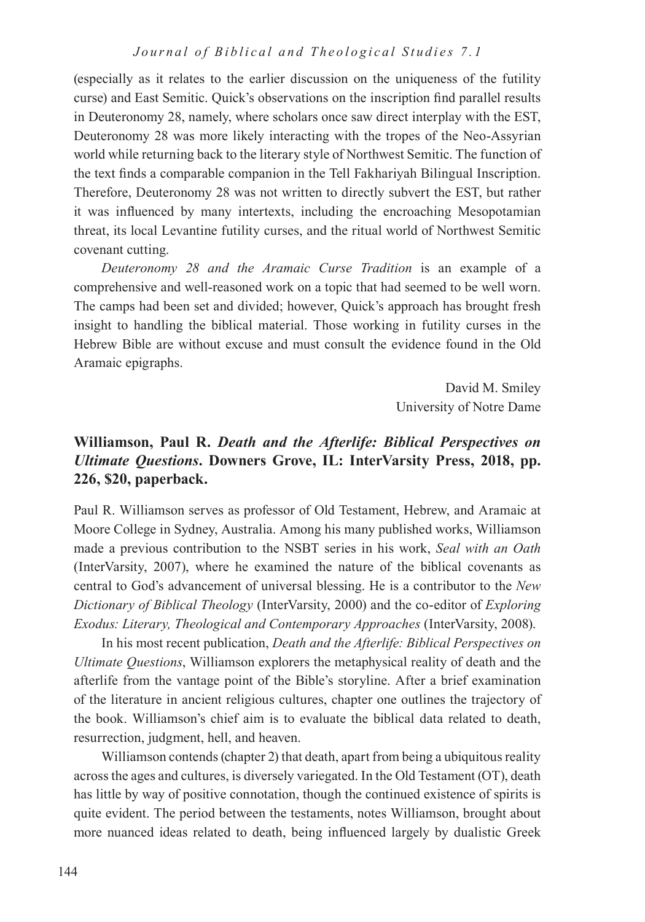(especially as it relates to the earlier discussion on the uniqueness of the futility curse) and East Semitic. Quick's observations on the inscription find parallel results in Deuteronomy 28, namely, where scholars once saw direct interplay with the EST, Deuteronomy 28 was more likely interacting with the tropes of the Neo-Assyrian world while returning back to the literary style of Northwest Semitic. The function of the text finds a comparable companion in the Tell Fakhariyah Bilingual Inscription. Therefore, Deuteronomy 28 was not written to directly subvert the EST, but rather it was influenced by many intertexts, including the encroaching Mesopotamian threat, its local Levantine futility curses, and the ritual world of Northwest Semitic covenant cutting.

*Deuteronomy 28 and the Aramaic Curse Tradition* is an example of a comprehensive and well-reasoned work on a topic that had seemed to be well worn. The camps had been set and divided; however, Quick's approach has brought fresh insight to handling the biblical material. Those working in futility curses in the Hebrew Bible are without excuse and must consult the evidence found in the Old Aramaic epigraphs.

David M. Smiley
University of Notre Dame

### Williamson, Paul R. *Death and the Afterlife: Biblical Perspectives on Ultimate Questions*. Downers Grove, IL: InterVarsity Press, 2018, pp. 226, $20, paperback.

Paul R. Williamson serves as professor of Old Testament, Hebrew, and Aramaic at Moore College in Sydney, Australia. Among his many published works, Williamson made a previous contribution to the NSBT series in his work, *Seal with an Oath* (InterVarsity, 2007), where he examined the nature of the biblical covenants as central to God's advancement of universal blessing. He is a contributor to the *New Dictionary of Biblical Theology* (InterVarsity, 2000) and the co-editor of *Exploring Exodus: Literary, Theological and Contemporary Approaches* (InterVarsity, 2008).

In his most recent publication, *Death and the Afterlife: Biblical Perspectives on Ultimate Questions*, Williamson explorers the metaphysical reality of death and the afterlife from the vantage point of the Bible's storyline. After a brief examination of the literature in ancient religious cultures, chapter one outlines the trajectory of the book. Williamson's chief aim is to evaluate the biblical data related to death, resurrection, judgment, hell, and heaven.

Williamson contends (chapter 2) that death, apart from being a ubiquitous reality across the ages and cultures, is diversely variegated. In the Old Testament (OT), death has little by way of positive connotation, though the continued existence of spirits is quite evident. The period between the testaments, notes Williamson, brought about more nuanced ideas related to death, being influenced largely by dualistic Greek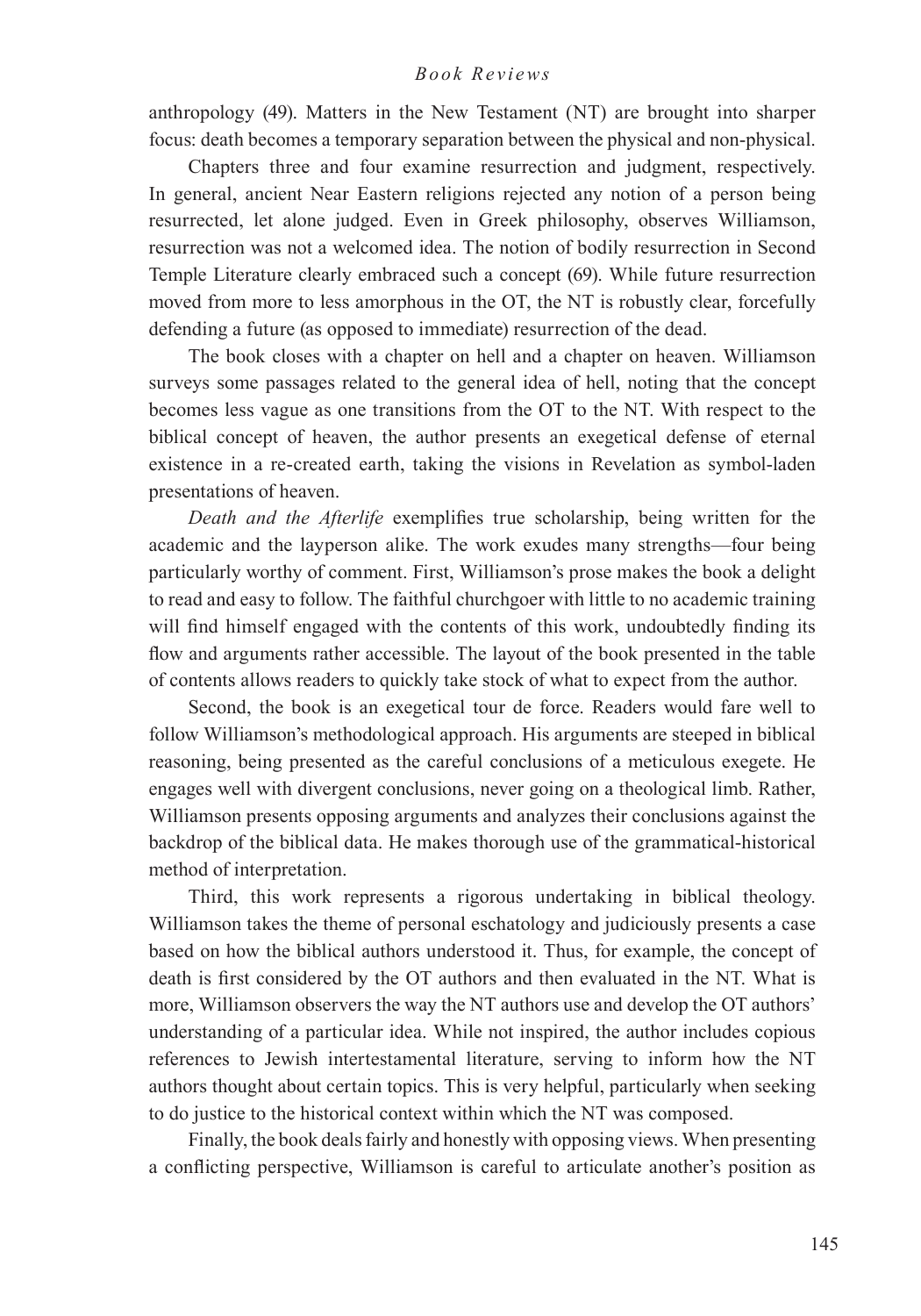anthropology (49). Matters in the New Testament (NT) are brought into sharper focus: death becomes a temporary separation between the physical and non-physical.

Chapters three and four examine resurrection and judgment, respectively. In general, ancient Near Eastern religions rejected any notion of a person being resurrected, let alone judged. Even in Greek philosophy, observes Williamson, resurrection was not a welcomed idea. The notion of bodily resurrection in Second Temple Literature clearly embraced such a concept (69). While future resurrection moved from more to less amorphous in the OT, the NT is robustly clear, forcefully defending a future (as opposed to immediate) resurrection of the dead.

The book closes with a chapter on hell and a chapter on heaven. Williamson surveys some passages related to the general idea of hell, noting that the concept becomes less vague as one transitions from the OT to the NT. With respect to the biblical concept of heaven, the author presents an exegetical defense of eternal existence in a re-created earth, taking the visions in Revelation as symbol-laden presentations of heaven.

*Death and the Afterlife* exemplifies true scholarship, being written for the academic and the layperson alike. The work exudes many strengths—four being particularly worthy of comment. First, Williamson's prose makes the book a delight to read and easy to follow. The faithful churchgoer with little to no academic training will find himself engaged with the contents of this work, undoubtedly finding its flow and arguments rather accessible. The layout of the book presented in the table of contents allows readers to quickly take stock of what to expect from the author.

Second, the book is an exegetical tour de force. Readers would fare well to follow Williamson's methodological approach. His arguments are steeped in biblical reasoning, being presented as the careful conclusions of a meticulous exegete. He engages well with divergent conclusions, never going on a theological limb. Rather, Williamson presents opposing arguments and analyzes their conclusions against the backdrop of the biblical data. He makes thorough use of the grammatical-historical method of interpretation.

Third, this work represents a rigorous undertaking in biblical theology. Williamson takes the theme of personal eschatology and judiciously presents a case based on how the biblical authors understood it. Thus, for example, the concept of death is first considered by the OT authors and then evaluated in the NT. What is more, Williamson observers the way the NT authors use and develop the OT authors' understanding of a particular idea. While not inspired, the author includes copious references to Jewish intertestamental literature, serving to inform how the NT authors thought about certain topics. This is very helpful, particularly when seeking to do justice to the historical context within which the NT was composed.

Finally, the book deals fairly and honestly with opposing views. When presenting a conflicting perspective, Williamson is careful to articulate another's position as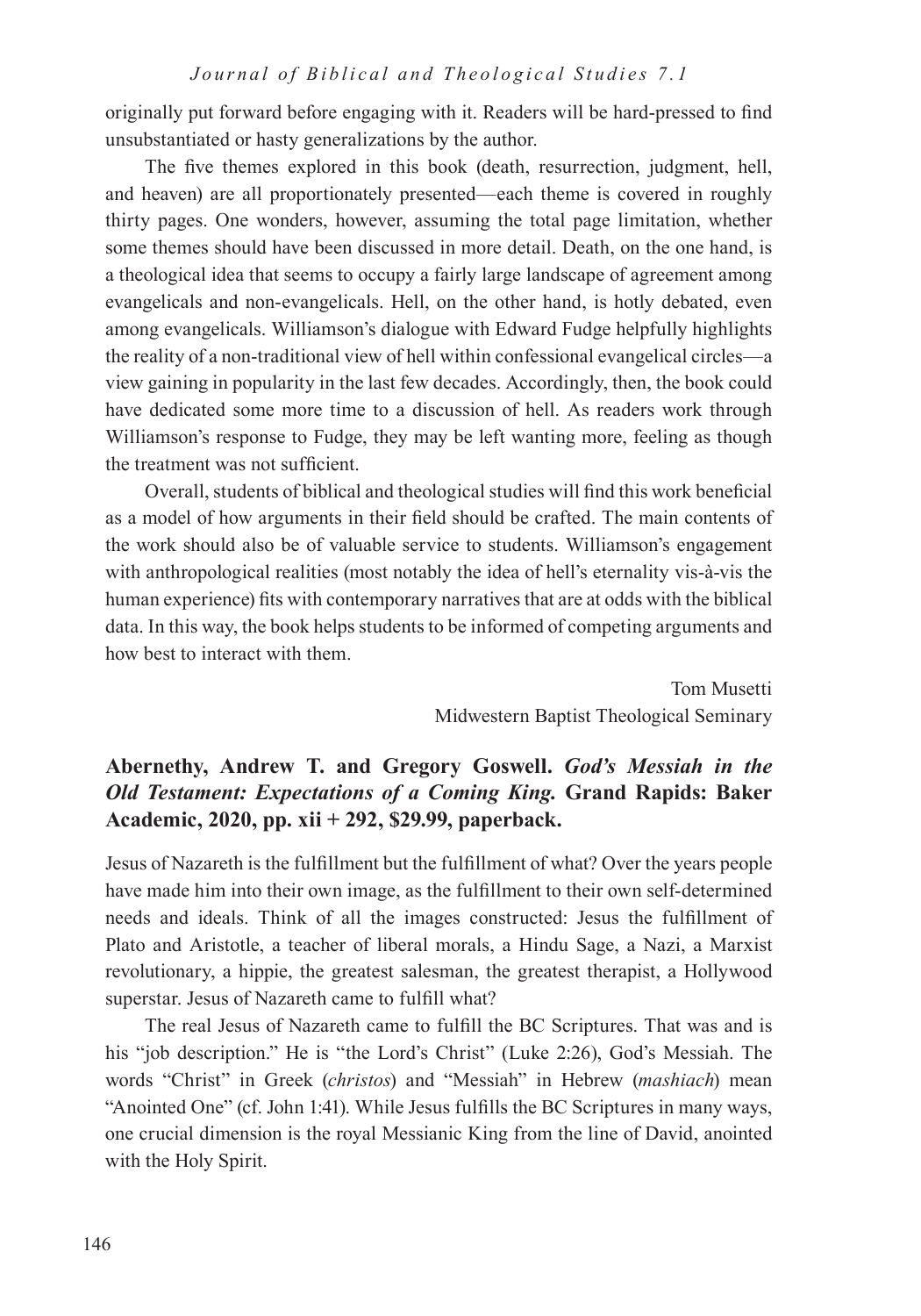originally put forward before engaging with it. Readers will be hard-pressed to find unsubstantiated or hasty generalizations by the author.

The five themes explored in this book (death, resurrection, judgment, hell, and heaven) are all proportionately presented—each theme is covered in roughly thirty pages. One wonders, however, assuming the total page limitation, whether some themes should have been discussed in more detail. Death, on the one hand, is a theological idea that seems to occupy a fairly large landscape of agreement among evangelicals and non-evangelicals. Hell, on the other hand, is hotly debated, even among evangelicals. Williamson's dialogue with Edward Fudge helpfully highlights the reality of a non-traditional view of hell within confessional evangelical circles—a view gaining in popularity in the last few decades. Accordingly, then, the book could have dedicated some more time to a discussion of hell. As readers work through Williamson's response to Fudge, they may be left wanting more, feeling as though the treatment was not sufficient.

Overall, students of biblical and theological studies will find this work beneficial as a model of how arguments in their field should be crafted. The main contents of the work should also be of valuable service to students. Williamson's engagement with anthropological realities (most notably the idea of hell's eternality vis-à-vis the human experience) fits with contemporary narratives that are at odds with the biblical data. In this way, the book helps students to be informed of competing arguments and how best to interact with them.

Tom Musetti
Midwestern Baptist Theological Seminary

**Abernethy, Andrew T. and Gregory Goswell. *God's Messiah in the Old Testament: Expectations of a Coming King.* Grand Rapids: Baker Academic, 2020, pp. xii + 292, $29.99, paperback.**

Jesus of Nazareth is the fulfillment but the fulfillment of what? Over the years people have made him into their own image, as the fulfillment to their own self-determined needs and ideals. Think of all the images constructed: Jesus the fulfillment of Plato and Aristotle, a teacher of liberal morals, a Hindu Sage, a Nazi, a Marxist revolutionary, a hippie, the greatest salesman, the greatest therapist, a Hollywood superstar. Jesus of Nazareth came to fulfill what?

The real Jesus of Nazareth came to fulfill the BC Scriptures. That was and is his "job description." He is "the Lord's Christ" (Luke 2:26), God's Messiah. The words "Christ" in Greek (*christos*) and "Messiah" in Hebrew (*mashiach*) mean "Anointed One" (cf. John 1:41). While Jesus fulfills the BC Scriptures in many ways, one crucial dimension is the royal Messianic King from the line of David, anointed with the Holy Spirit.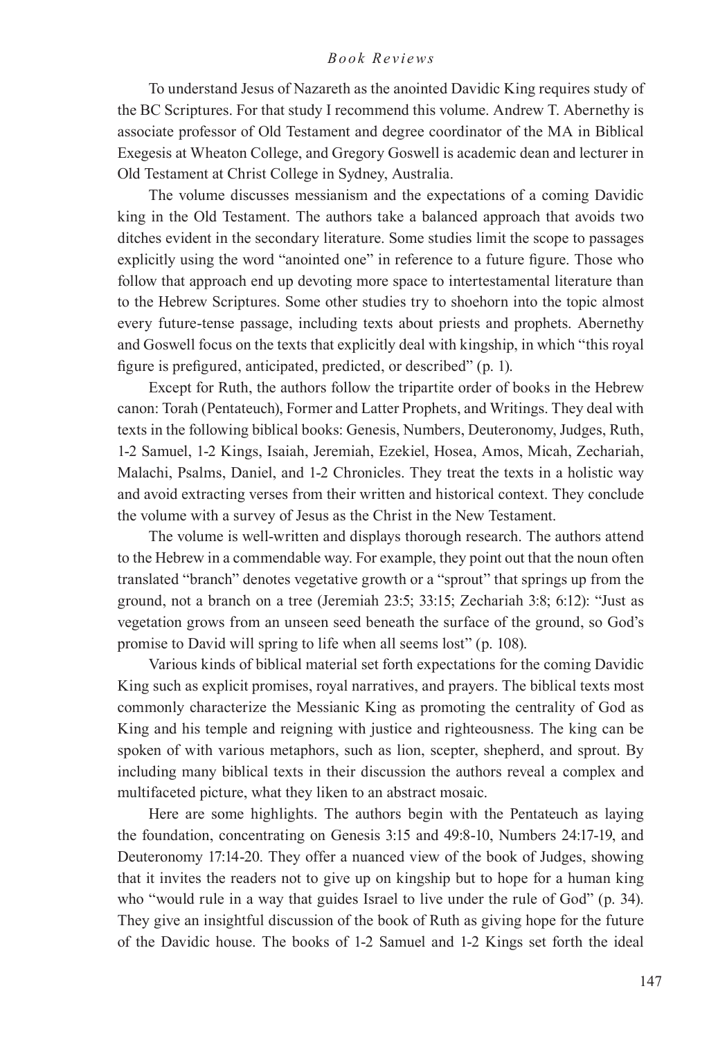To understand Jesus of Nazareth as the anointed Davidic King requires study of the BC Scriptures. For that study I recommend this volume. Andrew T. Abernethy is associate professor of Old Testament and degree coordinator of the MA in Biblical Exegesis at Wheaton College, and Gregory Goswell is academic dean and lecturer in Old Testament at Christ College in Sydney, Australia.

The volume discusses messianism and the expectations of a coming Davidic king in the Old Testament. The authors take a balanced approach that avoids two ditches evident in the secondary literature. Some studies limit the scope to passages explicitly using the word "anointed one" in reference to a future figure. Those who follow that approach end up devoting more space to intertestamental literature than to the Hebrew Scriptures. Some other studies try to shoehorn into the topic almost every future-tense passage, including texts about priests and prophets. Abernethy and Goswell focus on the texts that explicitly deal with kingship, in which "this royal figure is prefigured, anticipated, predicted, or described" (p. 1).

Except for Ruth, the authors follow the tripartite order of books in the Hebrew canon: Torah (Pentateuch), Former and Latter Prophets, and Writings. They deal with texts in the following biblical books: Genesis, Numbers, Deuteronomy, Judges, Ruth, 1-2 Samuel, 1-2 Kings, Isaiah, Jeremiah, Ezekiel, Hosea, Amos, Micah, Zechariah, Malachi, Psalms, Daniel, and 1-2 Chronicles. They treat the texts in a holistic way and avoid extracting verses from their written and historical context. They conclude the volume with a survey of Jesus as the Christ in the New Testament.

The volume is well-written and displays thorough research. The authors attend to the Hebrew in a commendable way. For example, they point out that the noun often translated "branch" denotes vegetative growth or a "sprout" that springs up from the ground, not a branch on a tree (Jeremiah 23:5; 33:15; Zechariah 3:8; 6:12): "Just as vegetation grows from an unseen seed beneath the surface of the ground, so God's promise to David will spring to life when all seems lost" (p. 108).

Various kinds of biblical material set forth expectations for the coming Davidic King such as explicit promises, royal narratives, and prayers. The biblical texts most commonly characterize the Messianic King as promoting the centrality of God as King and his temple and reigning with justice and righteousness. The king can be spoken of with various metaphors, such as lion, scepter, shepherd, and sprout. By including many biblical texts in their discussion the authors reveal a complex and multifaceted picture, what they liken to an abstract mosaic.

Here are some highlights. The authors begin with the Pentateuch as laying the foundation, concentrating on Genesis 3:15 and 49:8-10, Numbers 24:17-19, and Deuteronomy 17:14-20. They offer a nuanced view of the book of Judges, showing that it invites the readers not to give up on kingship but to hope for a human king who "would rule in a way that guides Israel to live under the rule of God" (p. 34). They give an insightful discussion of the book of Ruth as giving hope for the future of the Davidic house. The books of 1-2 Samuel and 1-2 Kings set forth the ideal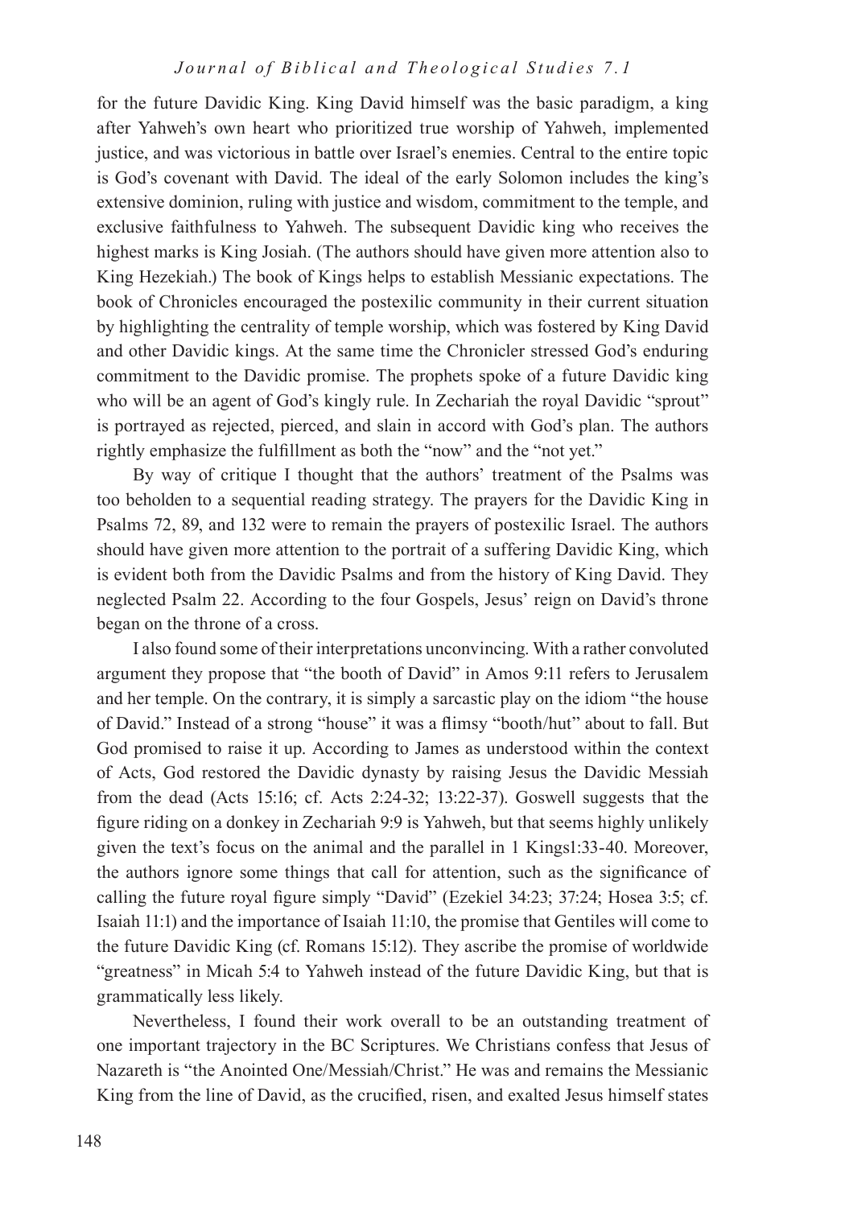for the future Davidic King. King David himself was the basic paradigm, a king after Yahweh's own heart who prioritized true worship of Yahweh, implemented justice, and was victorious in battle over Israel's enemies. Central to the entire topic is God's covenant with David. The ideal of the early Solomon includes the king's extensive dominion, ruling with justice and wisdom, commitment to the temple, and exclusive faithfulness to Yahweh. The subsequent Davidic king who receives the highest marks is King Josiah. (The authors should have given more attention also to King Hezekiah.) The book of Kings helps to establish Messianic expectations. The book of Chronicles encouraged the postexilic community in their current situation by highlighting the centrality of temple worship, which was fostered by King David and other Davidic kings. At the same time the Chronicler stressed God's enduring commitment to the Davidic promise. The prophets spoke of a future Davidic king who will be an agent of God's kingly rule. In Zechariah the royal Davidic "sprout" is portrayed as rejected, pierced, and slain in accord with God's plan. The authors rightly emphasize the fulfillment as both the "now" and the "not yet."

By way of critique I thought that the authors' treatment of the Psalms was too beholden to a sequential reading strategy. The prayers for the Davidic King in Psalms 72, 89, and 132 were to remain the prayers of postexilic Israel. The authors should have given more attention to the portrait of a suffering Davidic King, which is evident both from the Davidic Psalms and from the history of King David. They neglected Psalm 22. According to the four Gospels, Jesus' reign on David's throne began on the throne of a cross.

I also found some of their interpretations unconvincing. With a rather convoluted argument they propose that "the booth of David" in Amos 9:11 refers to Jerusalem and her temple. On the contrary, it is simply a sarcastic play on the idiom "the house of David." Instead of a strong "house" it was a flimsy "booth/hut" about to fall. But God promised to raise it up. According to James as understood within the context of Acts, God restored the Davidic dynasty by raising Jesus the Davidic Messiah from the dead (Acts 15:16; cf. Acts 2:24-32; 13:22-37). Goswell suggests that the figure riding on a donkey in Zechariah 9:9 is Yahweh, but that seems highly unlikely given the text's focus on the animal and the parallel in 1 Kings1:33-40. Moreover, the authors ignore some things that call for attention, such as the significance of calling the future royal figure simply "David" (Ezekiel 34:23; 37:24; Hosea 3:5; cf. Isaiah 11:1) and the importance of Isaiah 11:10, the promise that Gentiles will come to the future Davidic King (cf. Romans 15:12). They ascribe the promise of worldwide "greatness" in Micah 5:4 to Yahweh instead of the future Davidic King, but that is grammatically less likely.

Nevertheless, I found their work overall to be an outstanding treatment of one important trajectory in the BC Scriptures. We Christians confess that Jesus of Nazareth is "the Anointed One/Messiah/Christ." He was and remains the Messianic King from the line of David, as the crucified, risen, and exalted Jesus himself states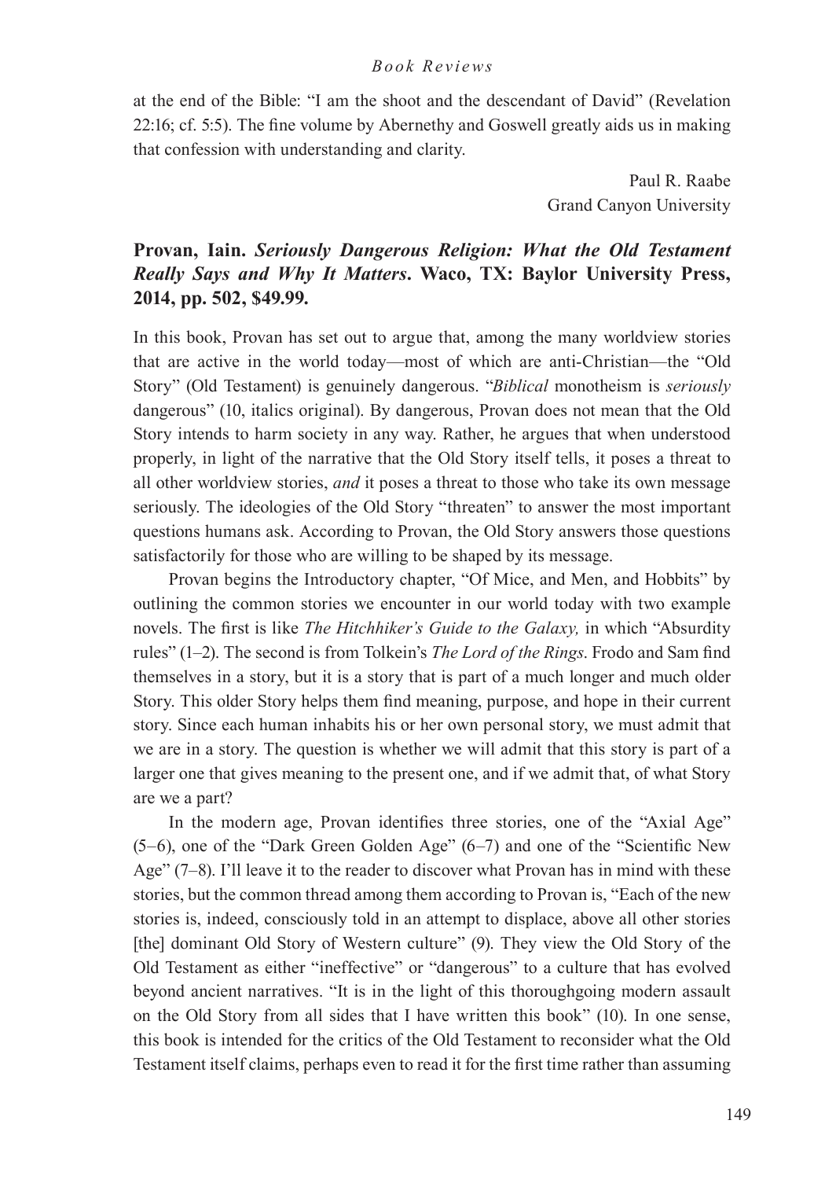at the end of the Bible: "I am the shoot and the descendant of David" (Revelation 22:16; cf. 5:5). The fine volume by Abernethy and Goswell greatly aids us in making that confession with understanding and clarity.

Paul R. Raabe
Grand Canyon University

**Provan, Iain. *Seriously Dangerous Religion: What the Old Testament Really Says and Why It Matters*. Waco, TX: Baylor University Press, 2014, pp. 502, $49.99.**

In this book, Provan has set out to argue that, among the many worldview stories that are active in the world today—most of which are anti-Christian—the "Old Story" (Old Testament) is genuinely dangerous. "*Biblical* monotheism is *seriously* dangerous" (10, italics original). By dangerous, Provan does not mean that the Old Story intends to harm society in any way. Rather, he argues that when understood properly, in light of the narrative that the Old Story itself tells, it poses a threat to all other worldview stories, *and* it poses a threat to those who take its own message seriously. The ideologies of the Old Story "threaten" to answer the most important questions humans ask. According to Provan, the Old Story answers those questions satisfactorily for those who are willing to be shaped by its message.

Provan begins the Introductory chapter, "Of Mice, and Men, and Hobbits" by outlining the common stories we encounter in our world today with two example novels. The first is like *The Hitchhiker's Guide to the Galaxy,* in which "Absurdity rules" (1–2). The second is from Tolkein's *The Lord of the Rings*. Frodo and Sam find themselves in a story, but it is a story that is part of a much longer and much older Story. This older Story helps them find meaning, purpose, and hope in their current story. Since each human inhabits his or her own personal story, we must admit that we are in a story. The question is whether we will admit that this story is part of a larger one that gives meaning to the present one, and if we admit that, of what Story are we a part?

In the modern age, Provan identifies three stories, one of the "Axial Age" (5–6), one of the "Dark Green Golden Age" (6–7) and one of the "Scientific New Age" (7–8). I'll leave it to the reader to discover what Provan has in mind with these stories, but the common thread among them according to Provan is, "Each of the new stories is, indeed, consciously told in an attempt to displace, above all other stories [the] dominant Old Story of Western culture" (9). They view the Old Story of the Old Testament as either "ineffective" or "dangerous" to a culture that has evolved beyond ancient narratives. "It is in the light of this thoroughgoing modern assault on the Old Story from all sides that I have written this book" (10). In one sense, this book is intended for the critics of the Old Testament to reconsider what the Old Testament itself claims, perhaps even to read it for the first time rather than assuming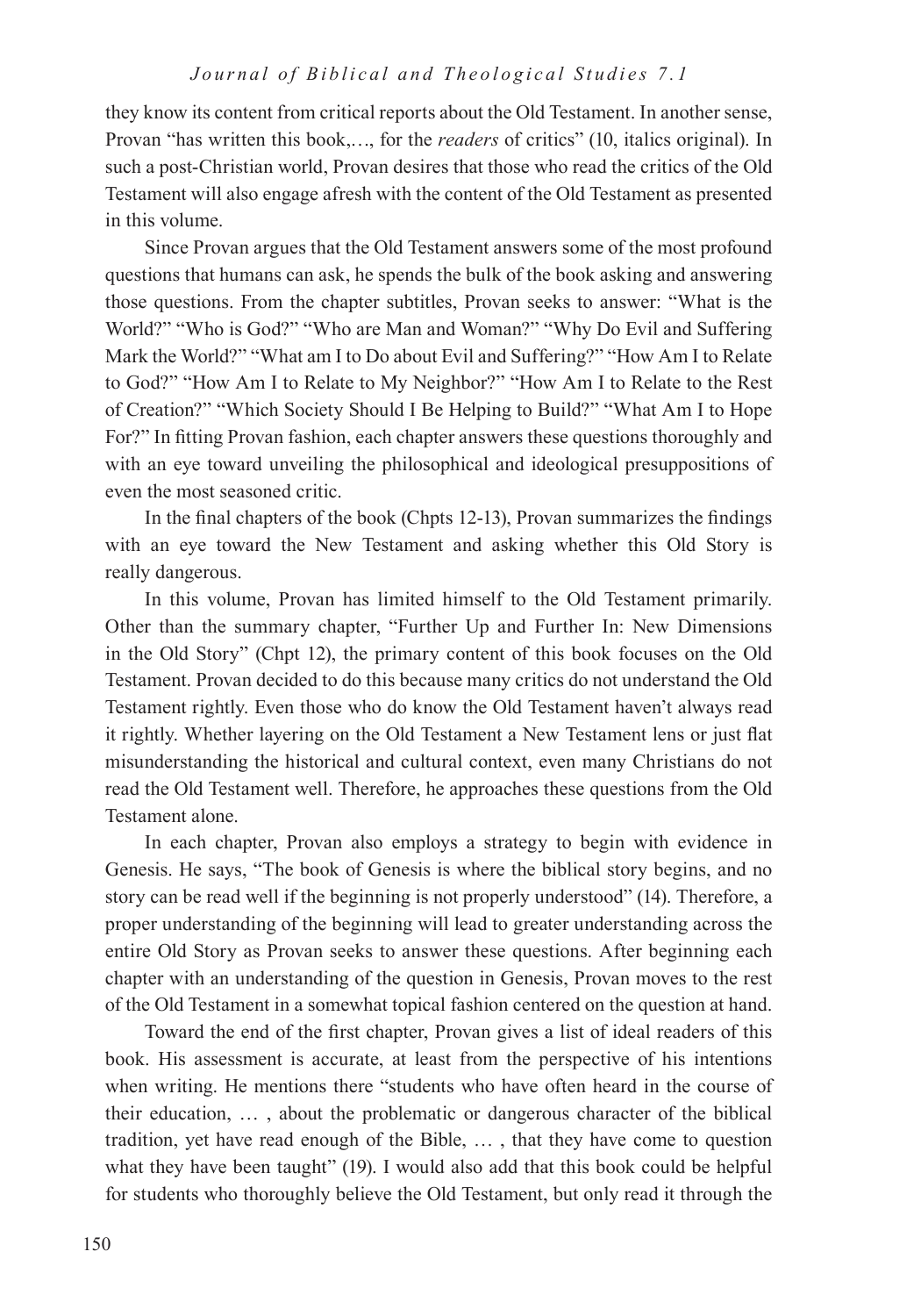they know its content from critical reports about the Old Testament. In another sense, Provan "has written this book,…, for the *readers* of critics" (10, italics original). In such a post-Christian world, Provan desires that those who read the critics of the Old Testament will also engage afresh with the content of the Old Testament as presented in this volume.

Since Provan argues that the Old Testament answers some of the most profound questions that humans can ask, he spends the bulk of the book asking and answering those questions. From the chapter subtitles, Provan seeks to answer: "What is the World?" "Who is God?" "Who are Man and Woman?" "Why Do Evil and Suffering Mark the World?" "What am I to Do about Evil and Suffering?" "How Am I to Relate to God?" "How Am I to Relate to My Neighbor?" "How Am I to Relate to the Rest of Creation?" "Which Society Should I Be Helping to Build?" "What Am I to Hope For?" In fitting Provan fashion, each chapter answers these questions thoroughly and with an eye toward unveiling the philosophical and ideological presuppositions of even the most seasoned critic.

In the final chapters of the book (Chpts 12-13), Provan summarizes the findings with an eye toward the New Testament and asking whether this Old Story is really dangerous.

In this volume, Provan has limited himself to the Old Testament primarily. Other than the summary chapter, "Further Up and Further In: New Dimensions in the Old Story" (Chpt 12), the primary content of this book focuses on the Old Testament. Provan decided to do this because many critics do not understand the Old Testament rightly. Even those who do know the Old Testament haven't always read it rightly. Whether layering on the Old Testament a New Testament lens or just flat misunderstanding the historical and cultural context, even many Christians do not read the Old Testament well. Therefore, he approaches these questions from the Old Testament alone.

In each chapter, Provan also employs a strategy to begin with evidence in Genesis. He says, "The book of Genesis is where the biblical story begins, and no story can be read well if the beginning is not properly understood" (14). Therefore, a proper understanding of the beginning will lead to greater understanding across the entire Old Story as Provan seeks to answer these questions. After beginning each chapter with an understanding of the question in Genesis, Provan moves to the rest of the Old Testament in a somewhat topical fashion centered on the question at hand.

Toward the end of the first chapter, Provan gives a list of ideal readers of this book. His assessment is accurate, at least from the perspective of his intentions when writing. He mentions there "students who have often heard in the course of their education, … , about the problematic or dangerous character of the biblical tradition, yet have read enough of the Bible, … , that they have come to question what they have been taught" (19). I would also add that this book could be helpful for students who thoroughly believe the Old Testament, but only read it through the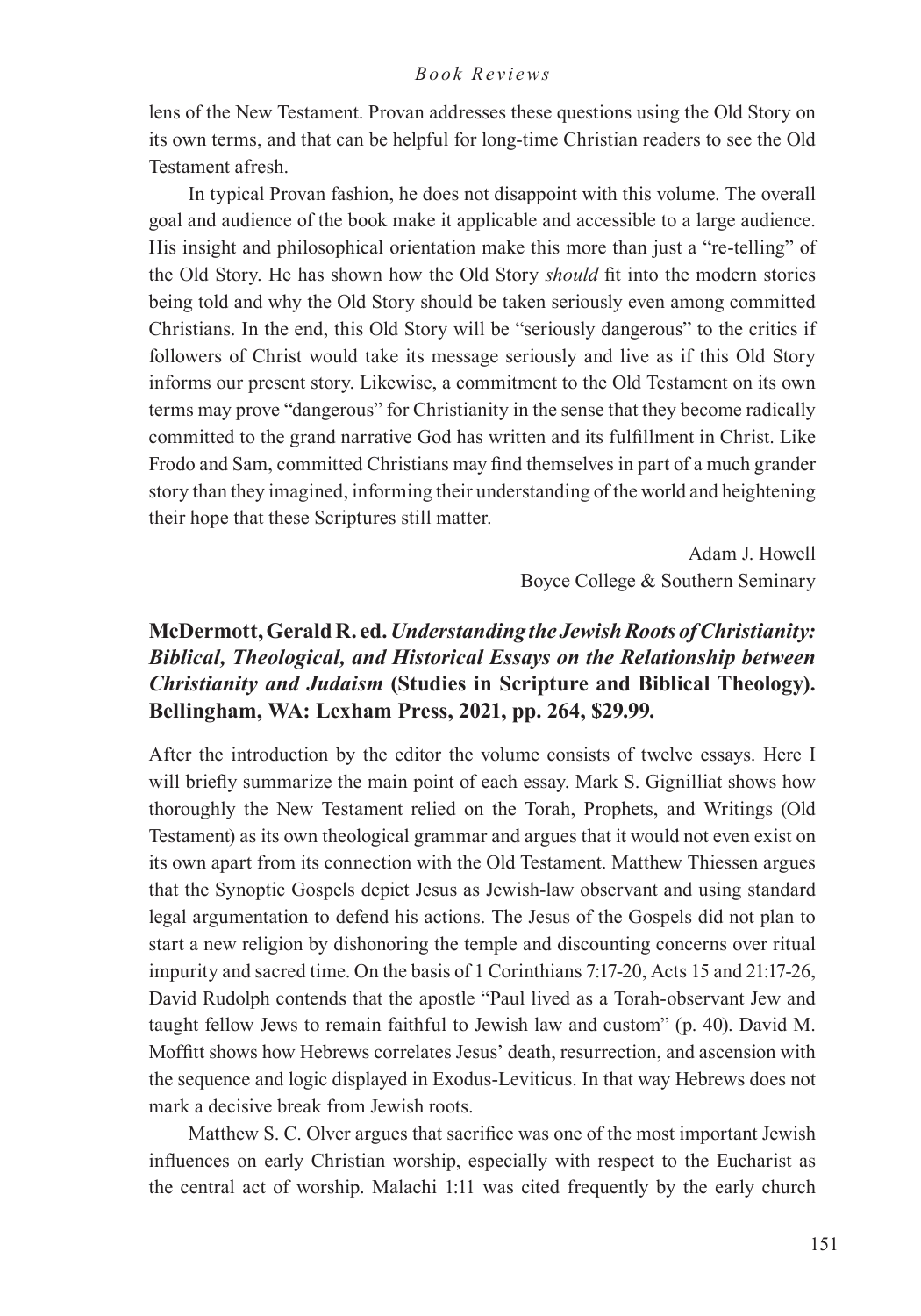lens of the New Testament. Provan addresses these questions using the Old Story on its own terms, and that can be helpful for long-time Christian readers to see the Old Testament afresh.

In typical Provan fashion, he does not disappoint with this volume. The overall goal and audience of the book make it applicable and accessible to a large audience. His insight and philosophical orientation make this more than just a "re-telling" of the Old Story. He has shown how the Old Story *should* fit into the modern stories being told and why the Old Story should be taken seriously even among committed Christians. In the end, this Old Story will be "seriously dangerous" to the critics if followers of Christ would take its message seriously and live as if this Old Story informs our present story. Likewise, a commitment to the Old Testament on its own terms may prove "dangerous" for Christianity in the sense that they become radically committed to the grand narrative God has written and its fulfillment in Christ. Like Frodo and Sam, committed Christians may find themselves in part of a much grander story than they imagined, informing their understanding of the world and heightening their hope that these Scriptures still matter.

Adam J. Howell
Boyce College & Southern Seminary

**McDermott, Gerald R. ed. *Understanding the Jewish Roots of Christianity: Biblical, Theological, and Historical Essays on the Relationship between Christianity and Judaism* (Studies in Scripture and Biblical Theology). Bellingham, WA: Lexham Press, 2021, pp. 264, $29.99.**

After the introduction by the editor the volume consists of twelve essays. Here I will briefly summarize the main point of each essay. Mark S. Gignilliat shows how thoroughly the New Testament relied on the Torah, Prophets, and Writings (Old Testament) as its own theological grammar and argues that it would not even exist on its own apart from its connection with the Old Testament. Matthew Thiessen argues that the Synoptic Gospels depict Jesus as Jewish-law observant and using standard legal argumentation to defend his actions. The Jesus of the Gospels did not plan to start a new religion by dishonoring the temple and discounting concerns over ritual impurity and sacred time. On the basis of 1 Corinthians 7:17-20, Acts 15 and 21:17-26, David Rudolph contends that the apostle "Paul lived as a Torah-observant Jew and taught fellow Jews to remain faithful to Jewish law and custom" (p. 40). David M. Moffitt shows how Hebrews correlates Jesus' death, resurrection, and ascension with the sequence and logic displayed in Exodus-Leviticus. In that way Hebrews does not mark a decisive break from Jewish roots.

Matthew S. C. Olver argues that sacrifice was one of the most important Jewish influences on early Christian worship, especially with respect to the Eucharist as the central act of worship. Malachi 1:11 was cited frequently by the early church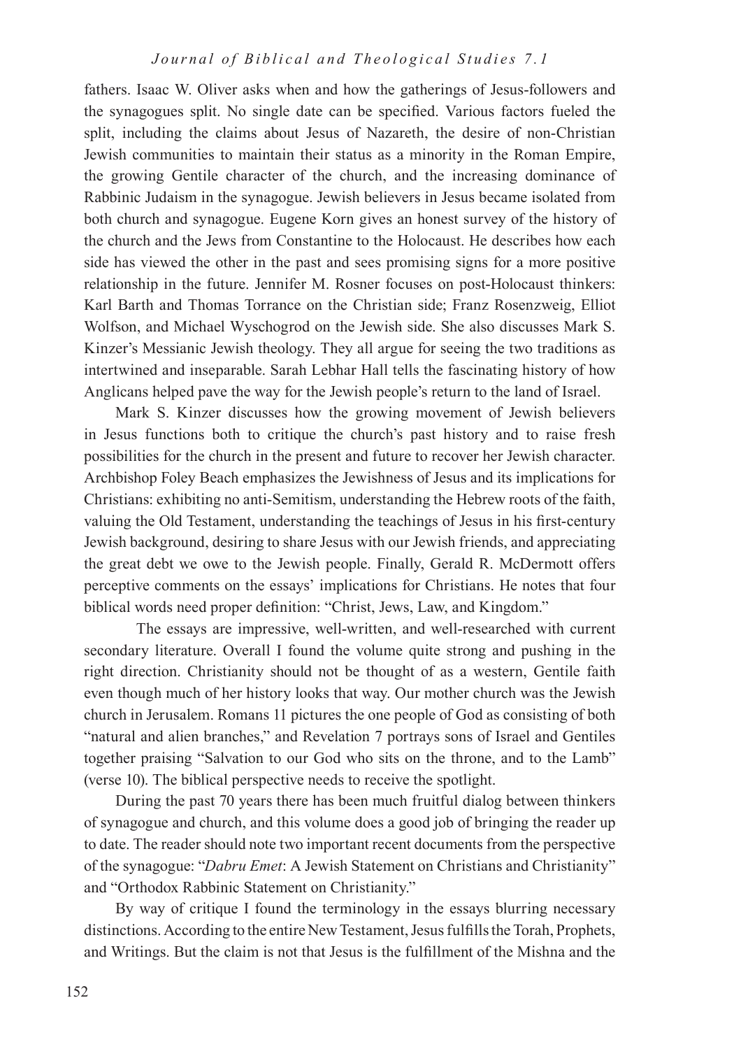fathers. Isaac W. Oliver asks when and how the gatherings of Jesus-followers and the synagogues split. No single date can be specified. Various factors fueled the split, including the claims about Jesus of Nazareth, the desire of non-Christian Jewish communities to maintain their status as a minority in the Roman Empire, the growing Gentile character of the church, and the increasing dominance of Rabbinic Judaism in the synagogue. Jewish believers in Jesus became isolated from both church and synagogue. Eugene Korn gives an honest survey of the history of the church and the Jews from Constantine to the Holocaust. He describes how each side has viewed the other in the past and sees promising signs for a more positive relationship in the future. Jennifer M. Rosner focuses on post-Holocaust thinkers: Karl Barth and Thomas Torrance on the Christian side; Franz Rosenzweig, Elliot Wolfson, and Michael Wyschogrod on the Jewish side. She also discusses Mark S. Kinzer's Messianic Jewish theology. They all argue for seeing the two traditions as intertwined and inseparable. Sarah Lebhar Hall tells the fascinating history of how Anglicans helped pave the way for the Jewish people's return to the land of Israel.

Mark S. Kinzer discusses how the growing movement of Jewish believers in Jesus functions both to critique the church's past history and to raise fresh possibilities for the church in the present and future to recover her Jewish character. Archbishop Foley Beach emphasizes the Jewishness of Jesus and its implications for Christians: exhibiting no anti-Semitism, understanding the Hebrew roots of the faith, valuing the Old Testament, understanding the teachings of Jesus in his first-century Jewish background, desiring to share Jesus with our Jewish friends, and appreciating the great debt we owe to the Jewish people. Finally, Gerald R. McDermott offers perceptive comments on the essays' implications for Christians. He notes that four biblical words need proper definition: "Christ, Jews, Law, and Kingdom."

The essays are impressive, well-written, and well-researched with current secondary literature. Overall I found the volume quite strong and pushing in the right direction. Christianity should not be thought of as a western, Gentile faith even though much of her history looks that way. Our mother church was the Jewish church in Jerusalem. Romans 11 pictures the one people of God as consisting of both "natural and alien branches," and Revelation 7 portrays sons of Israel and Gentiles together praising "Salvation to our God who sits on the throne, and to the Lamb" (verse 10). The biblical perspective needs to receive the spotlight.

During the past 70 years there has been much fruitful dialog between thinkers of synagogue and church, and this volume does a good job of bringing the reader up to date. The reader should note two important recent documents from the perspective of the synagogue: "*Dabru Emet*: A Jewish Statement on Christians and Christianity" and "Orthodox Rabbinic Statement on Christianity."

By way of critique I found the terminology in the essays blurring necessary distinctions. According to the entire New Testament, Jesus fulfills the Torah, Prophets, and Writings. But the claim is not that Jesus is the fulfillment of the Mishna and the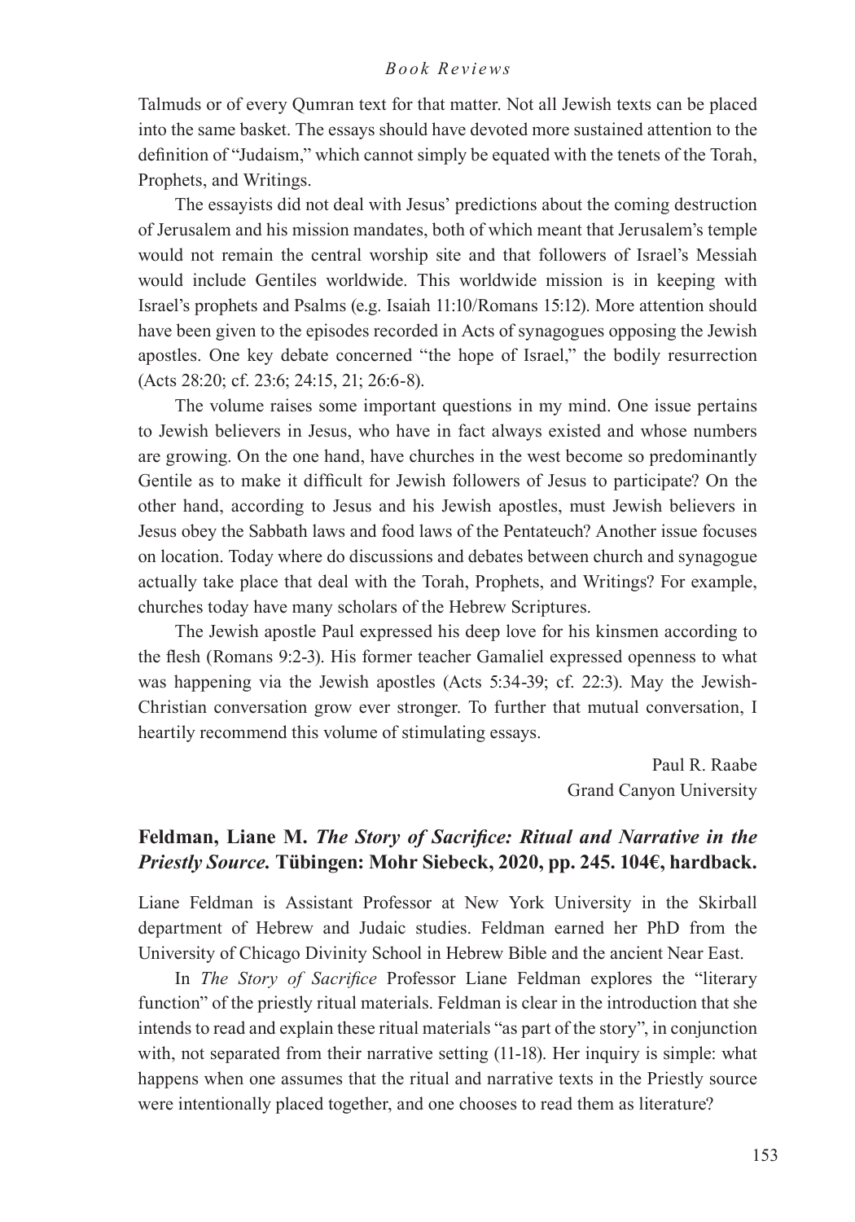Talmuds or of every Qumran text for that matter. Not all Jewish texts can be placed into the same basket. The essays should have devoted more sustained attention to the definition of "Judaism," which cannot simply be equated with the tenets of the Torah, Prophets, and Writings.

The essayists did not deal with Jesus' predictions about the coming destruction of Jerusalem and his mission mandates, both of which meant that Jerusalem's temple would not remain the central worship site and that followers of Israel's Messiah would include Gentiles worldwide. This worldwide mission is in keeping with Israel's prophets and Psalms (e.g. Isaiah 11:10/Romans 15:12). More attention should have been given to the episodes recorded in Acts of synagogues opposing the Jewish apostles. One key debate concerned "the hope of Israel," the bodily resurrection (Acts 28:20; cf. 23:6; 24:15, 21; 26:6-8).

The volume raises some important questions in my mind. One issue pertains to Jewish believers in Jesus, who have in fact always existed and whose numbers are growing. On the one hand, have churches in the west become so predominantly Gentile as to make it difficult for Jewish followers of Jesus to participate? On the other hand, according to Jesus and his Jewish apostles, must Jewish believers in Jesus obey the Sabbath laws and food laws of the Pentateuch? Another issue focuses on location. Today where do discussions and debates between church and synagogue actually take place that deal with the Torah, Prophets, and Writings? For example, churches today have many scholars of the Hebrew Scriptures.

The Jewish apostle Paul expressed his deep love for his kinsmen according to the flesh (Romans 9:2-3). His former teacher Gamaliel expressed openness to what was happening via the Jewish apostles (Acts 5:34-39; cf. 22:3). May the Jewish-Christian conversation grow ever stronger. To further that mutual conversation, I heartily recommend this volume of stimulating essays.

Paul R. Raabe
Grand Canyon University

### Feldman, Liane M. *The Story of Sacrifice: Ritual and Narrative in the Priestly Source.* Tübingen: Mohr Siebeck, 2020, pp. 245. 104€, hardback.

Liane Feldman is Assistant Professor at New York University in the Skirball department of Hebrew and Judaic studies. Feldman earned her PhD from the University of Chicago Divinity School in Hebrew Bible and the ancient Near East.

In *The Story of Sacrifice* Professor Liane Feldman explores the "literary function" of the priestly ritual materials. Feldman is clear in the introduction that she intends to read and explain these ritual materials "as part of the story", in conjunction with, not separated from their narrative setting (11-18). Her inquiry is simple: what happens when one assumes that the ritual and narrative texts in the Priestly source were intentionally placed together, and one chooses to read them as literature?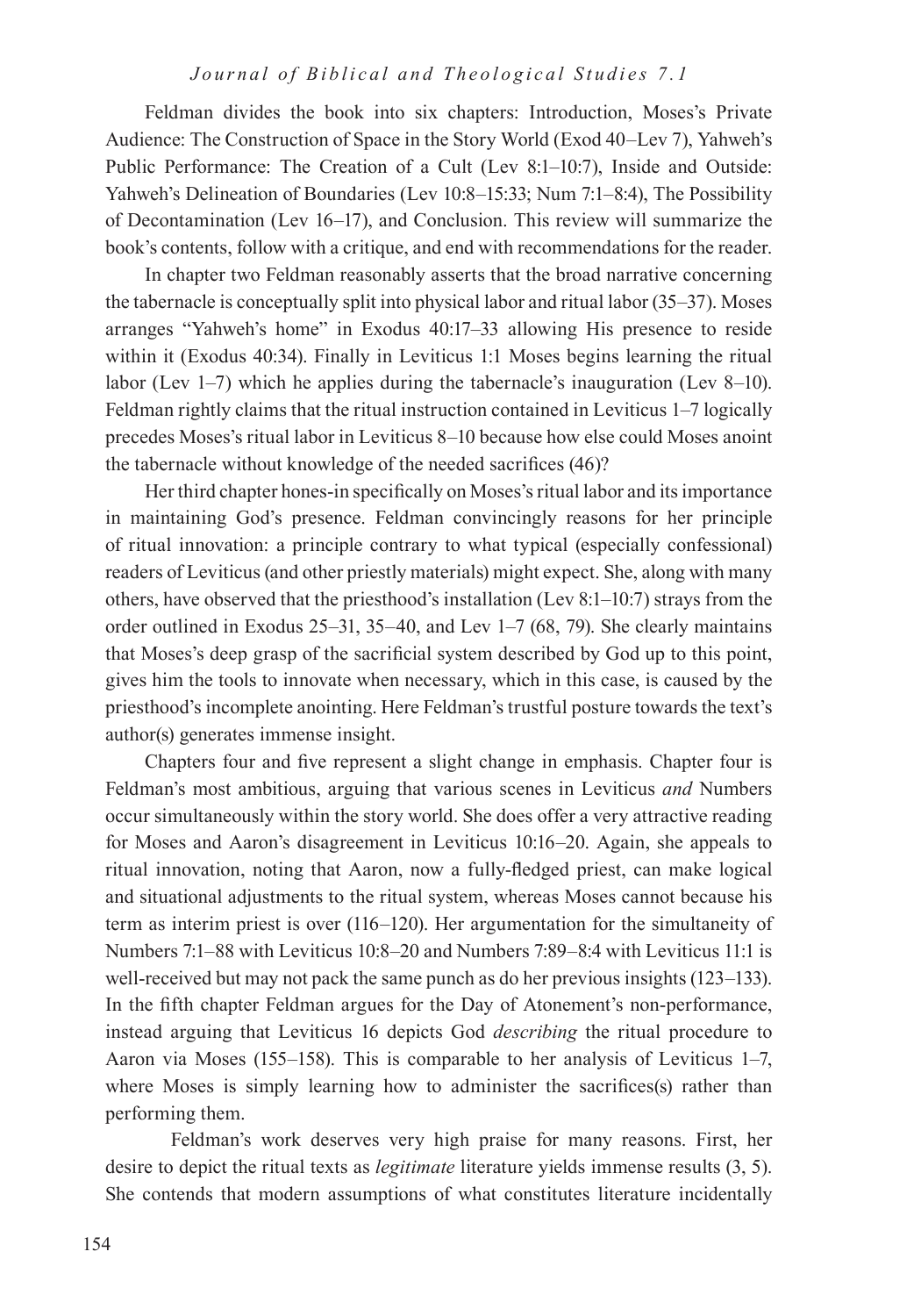Feldman divides the book into six chapters: Introduction, Moses's Private Audience: The Construction of Space in the Story World (Exod 40–Lev 7), Yahweh's Public Performance: The Creation of a Cult (Lev 8:1–10:7), Inside and Outside: Yahweh's Delineation of Boundaries (Lev 10:8–15:33; Num 7:1–8:4), The Possibility of Decontamination (Lev 16–17), and Conclusion. This review will summarize the book's contents, follow with a critique, and end with recommendations for the reader.

In chapter two Feldman reasonably asserts that the broad narrative concerning the tabernacle is conceptually split into physical labor and ritual labor (35–37). Moses arranges "Yahweh's home" in Exodus 40:17–33 allowing His presence to reside within it (Exodus 40:34). Finally in Leviticus 1:1 Moses begins learning the ritual labor (Lev 1–7) which he applies during the tabernacle's inauguration (Lev 8–10). Feldman rightly claims that the ritual instruction contained in Leviticus 1–7 logically precedes Moses's ritual labor in Leviticus 8–10 because how else could Moses anoint the tabernacle without knowledge of the needed sacrifices (46)?

Her third chapter hones-in specifically on Moses's ritual labor and its importance in maintaining God's presence. Feldman convincingly reasons for her principle of ritual innovation: a principle contrary to what typical (especially confessional) readers of Leviticus (and other priestly materials) might expect. She, along with many others, have observed that the priesthood's installation (Lev 8:1–10:7) strays from the order outlined in Exodus 25–31, 35–40, and Lev 1–7 (68, 79). She clearly maintains that Moses's deep grasp of the sacrificial system described by God up to this point, gives him the tools to innovate when necessary, which in this case, is caused by the priesthood's incomplete anointing. Here Feldman's trustful posture towards the text's author(s) generates immense insight.

Chapters four and five represent a slight change in emphasis. Chapter four is Feldman's most ambitious, arguing that various scenes in Leviticus *and* Numbers occur simultaneously within the story world. She does offer a very attractive reading for Moses and Aaron's disagreement in Leviticus 10:16–20. Again, she appeals to ritual innovation, noting that Aaron, now a fully-fledged priest, can make logical and situational adjustments to the ritual system, whereas Moses cannot because his term as interim priest is over (116–120). Her argumentation for the simultaneity of Numbers 7:1–88 with Leviticus 10:8–20 and Numbers 7:89–8:4 with Leviticus 11:1 is well-received but may not pack the same punch as do her previous insights (123–133). In the fifth chapter Feldman argues for the Day of Atonement's non-performance, instead arguing that Leviticus 16 depicts God *describing* the ritual procedure to Aaron via Moses (155–158). This is comparable to her analysis of Leviticus 1–7, where Moses is simply learning how to administer the sacrifices(s) rather than performing them.

Feldman's work deserves very high praise for many reasons. First, her desire to depict the ritual texts as *legitimate* literature yields immense results (3, 5). She contends that modern assumptions of what constitutes literature incidentally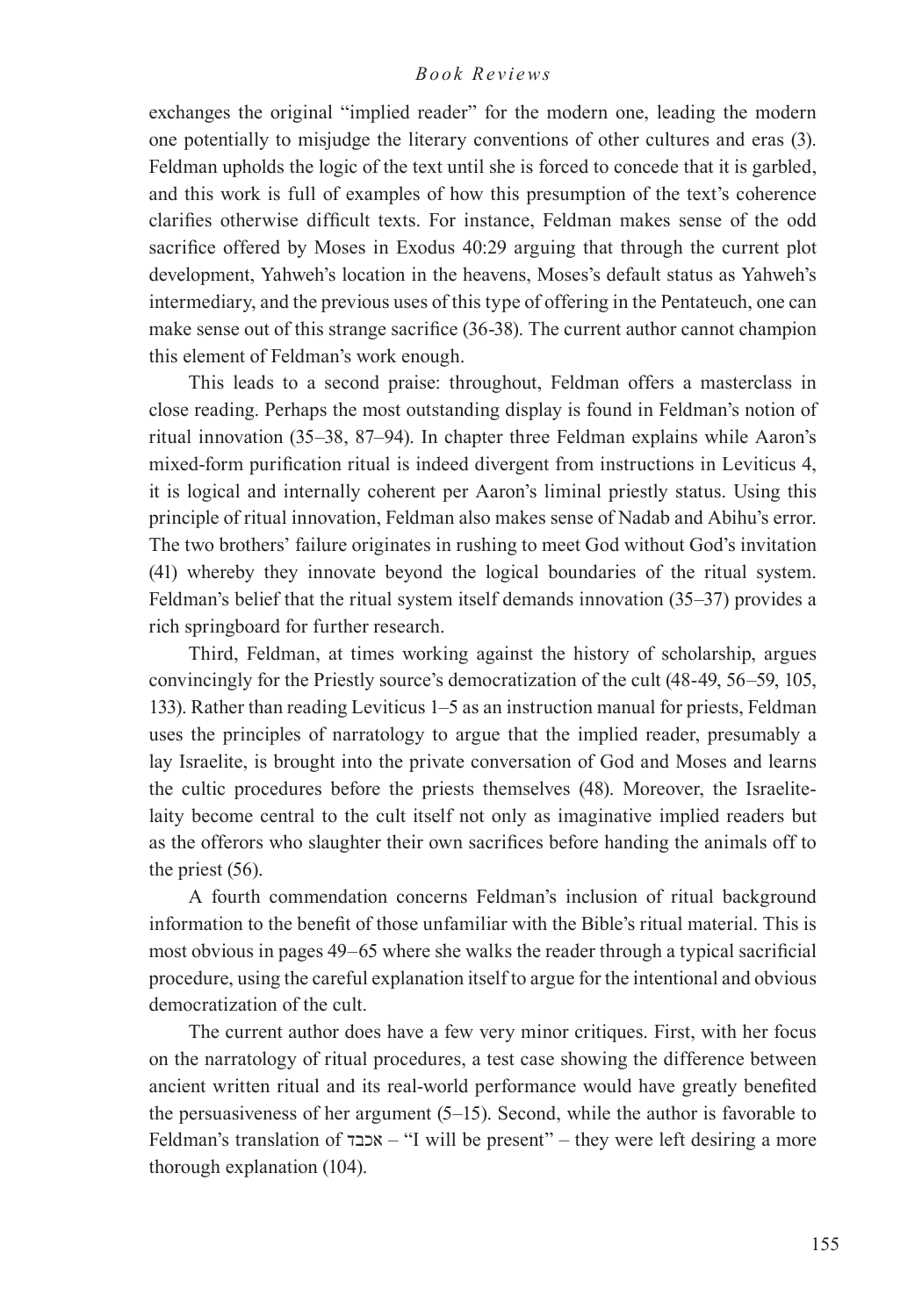exchanges the original "implied reader" for the modern one, leading the modern one potentially to misjudge the literary conventions of other cultures and eras (3). Feldman upholds the logic of the text until she is forced to concede that it is garbled, and this work is full of examples of how this presumption of the text's coherence clarifies otherwise difficult texts. For instance, Feldman makes sense of the odd sacrifice offered by Moses in Exodus 40:29 arguing that through the current plot development, Yahweh's location in the heavens, Moses's default status as Yahweh's intermediary, and the previous uses of this type of offering in the Pentateuch, one can make sense out of this strange sacrifice (36-38). The current author cannot champion this element of Feldman's work enough.

This leads to a second praise: throughout, Feldman offers a masterclass in close reading. Perhaps the most outstanding display is found in Feldman's notion of ritual innovation (35–38, 87–94). In chapter three Feldman explains while Aaron's mixed-form purification ritual is indeed divergent from instructions in Leviticus 4, it is logical and internally coherent per Aaron's liminal priestly status. Using this principle of ritual innovation, Feldman also makes sense of Nadab and Abihu's error. The two brothers' failure originates in rushing to meet God without God's invitation (41) whereby they innovate beyond the logical boundaries of the ritual system. Feldman's belief that the ritual system itself demands innovation (35–37) provides a rich springboard for further research.

Third, Feldman, at times working against the history of scholarship, argues convincingly for the Priestly source's democratization of the cult (48-49, 56–59, 105, 133). Rather than reading Leviticus 1–5 as an instruction manual for priests, Feldman uses the principles of narratology to argue that the implied reader, presumably a lay Israelite, is brought into the private conversation of God and Moses and learns the cultic procedures before the priests themselves (48). Moreover, the Israelite-laity become central to the cult itself not only as imaginative implied readers but as the offerors who slaughter their own sacrifices before handing the animals off to the priest (56).

A fourth commendation concerns Feldman's inclusion of ritual background information to the benefit of those unfamiliar with the Bible's ritual material. This is most obvious in pages 49–65 where she walks the reader through a typical sacrificial procedure, using the careful explanation itself to argue for the intentional and obvious democratization of the cult.

The current author does have a few very minor critiques. First, with her focus on the narratology of ritual procedures, a test case showing the difference between ancient written ritual and its real-world performance would have greatly benefited the persuasiveness of her argument (5–15). Second, while the author is favorable to Feldman's translation of אכבד – "I will be present" – they were left desiring a more thorough explanation (104).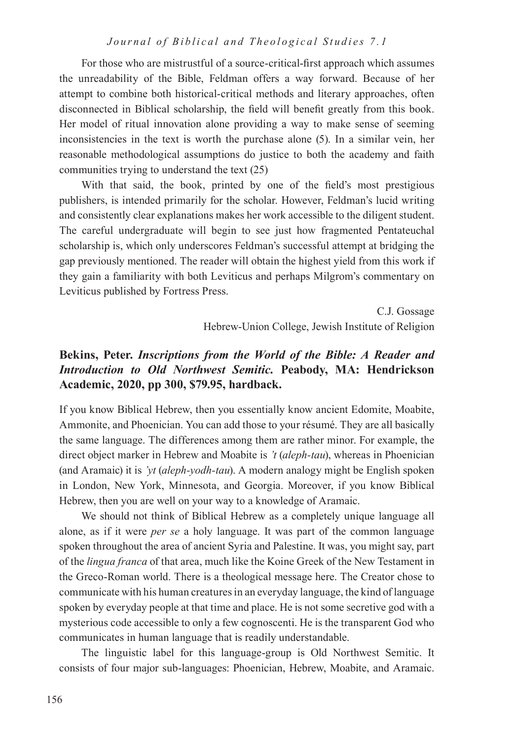For those who are mistrustful of a source-critical-first approach which assumes the unreadability of the Bible, Feldman offers a way forward. Because of her attempt to combine both historical-critical methods and literary approaches, often disconnected in Biblical scholarship, the field will benefit greatly from this book. Her model of ritual innovation alone providing a way to make sense of seeming inconsistencies in the text is worth the purchase alone (5). In a similar vein, her reasonable methodological assumptions do justice to both the academy and faith communities trying to understand the text (25)

With that said, the book, printed by one of the field's most prestigious publishers, is intended primarily for the scholar. However, Feldman's lucid writing and consistently clear explanations makes her work accessible to the diligent student. The careful undergraduate will begin to see just how fragmented Pentateuchal scholarship is, which only underscores Feldman's successful attempt at bridging the gap previously mentioned. The reader will obtain the highest yield from this work if they gain a familiarity with both Leviticus and perhaps Milgrom's commentary on Leviticus published by Fortress Press.

C.J. Gossage
Hebrew-Union College, Jewish Institute of Religion

**Bekins, Peter. *Inscriptions from the World of the Bible: A Reader and Introduction to Old Northwest Semitic.* Peabody, MA: Hendrickson Academic, 2020, pp 300, $79.95, hardback.**

If you know Biblical Hebrew, then you essentially know ancient Edomite, Moabite, Ammonite, and Phoenician. You can add those to your résumé. They are all basically the same language. The differences among them are rather minor. For example, the direct object marker in Hebrew and Moabite is *'t* (*aleph-tau*), whereas in Phoenician (and Aramaic) it is *'yt* (*aleph-yodh-tau*). A modern analogy might be English spoken in London, New York, Minnesota, and Georgia. Moreover, if you know Biblical Hebrew, then you are well on your way to a knowledge of Aramaic.

We should not think of Biblical Hebrew as a completely unique language all alone, as if it were *per se* a holy language. It was part of the common language spoken throughout the area of ancient Syria and Palestine. It was, you might say, part of the *lingua franca* of that area, much like the Koine Greek of the New Testament in the Greco-Roman world. There is a theological message here. The Creator chose to communicate with his human creatures in an everyday language, the kind of language spoken by everyday people at that time and place. He is not some secretive god with a mysterious code accessible to only a few cognoscenti. He is the transparent God who communicates in human language that is readily understandable.

The linguistic label for this language-group is Old Northwest Semitic. It consists of four major sub-languages: Phoenician, Hebrew, Moabite, and Aramaic.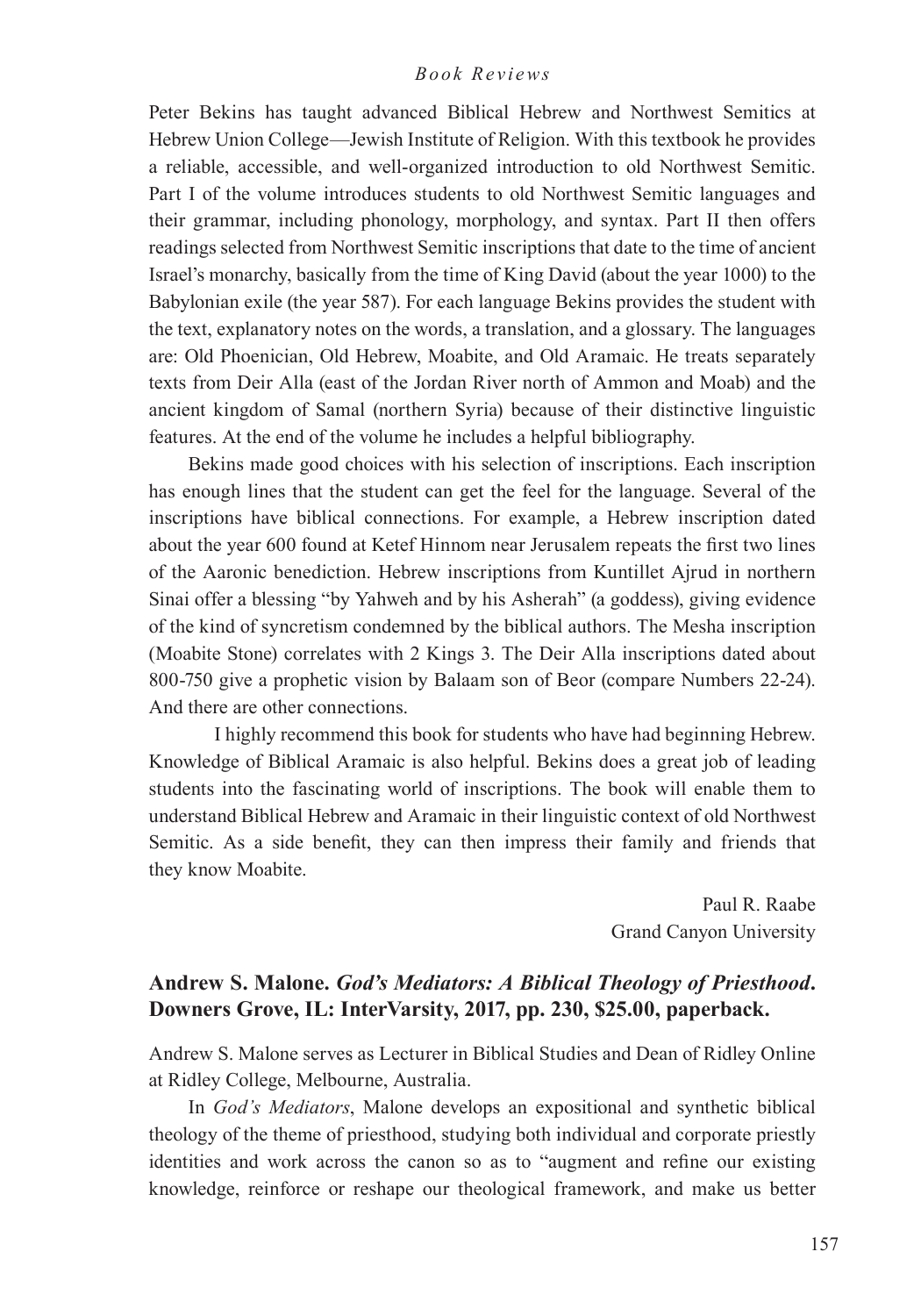Peter Bekins has taught advanced Biblical Hebrew and Northwest Semitics at Hebrew Union College—Jewish Institute of Religion. With this textbook he provides a reliable, accessible, and well-organized introduction to old Northwest Semitic. Part I of the volume introduces students to old Northwest Semitic languages and their grammar, including phonology, morphology, and syntax. Part II then offers readings selected from Northwest Semitic inscriptions that date to the time of ancient Israel's monarchy, basically from the time of King David (about the year 1000) to the Babylonian exile (the year 587). For each language Bekins provides the student with the text, explanatory notes on the words, a translation, and a glossary. The languages are: Old Phoenician, Old Hebrew, Moabite, and Old Aramaic. He treats separately texts from Deir Alla (east of the Jordan River north of Ammon and Moab) and the ancient kingdom of Samal (northern Syria) because of their distinctive linguistic features. At the end of the volume he includes a helpful bibliography.

Bekins made good choices with his selection of inscriptions. Each inscription has enough lines that the student can get the feel for the language. Several of the inscriptions have biblical connections. For example, a Hebrew inscription dated about the year 600 found at Ketef Hinnom near Jerusalem repeats the first two lines of the Aaronic benediction. Hebrew inscriptions from Kuntillet Ajrud in northern Sinai offer a blessing "by Yahweh and by his Asherah" (a goddess), giving evidence of the kind of syncretism condemned by the biblical authors. The Mesha inscription (Moabite Stone) correlates with 2 Kings 3. The Deir Alla inscriptions dated about 800-750 give a prophetic vision by Balaam son of Beor (compare Numbers 22-24). And there are other connections.

I highly recommend this book for students who have had beginning Hebrew. Knowledge of Biblical Aramaic is also helpful. Bekins does a great job of leading students into the fascinating world of inscriptions. The book will enable them to understand Biblical Hebrew and Aramaic in their linguistic context of old Northwest Semitic. As a side benefit, they can then impress their family and friends that they know Moabite.

Paul R. Raabe
Grand Canyon University

## Andrew S. Malone. *God's Mediators: A Biblical Theology of Priesthood*. Downers Grove, IL: InterVarsity, 2017, pp. 230, $25.00, paperback.

Andrew S. Malone serves as Lecturer in Biblical Studies and Dean of Ridley Online at Ridley College, Melbourne, Australia.

In *God's Mediators*, Malone develops an expositional and synthetic biblical theology of the theme of priesthood, studying both individual and corporate priestly identities and work across the canon so as to "augment and refine our existing knowledge, reinforce or reshape our theological framework, and make us better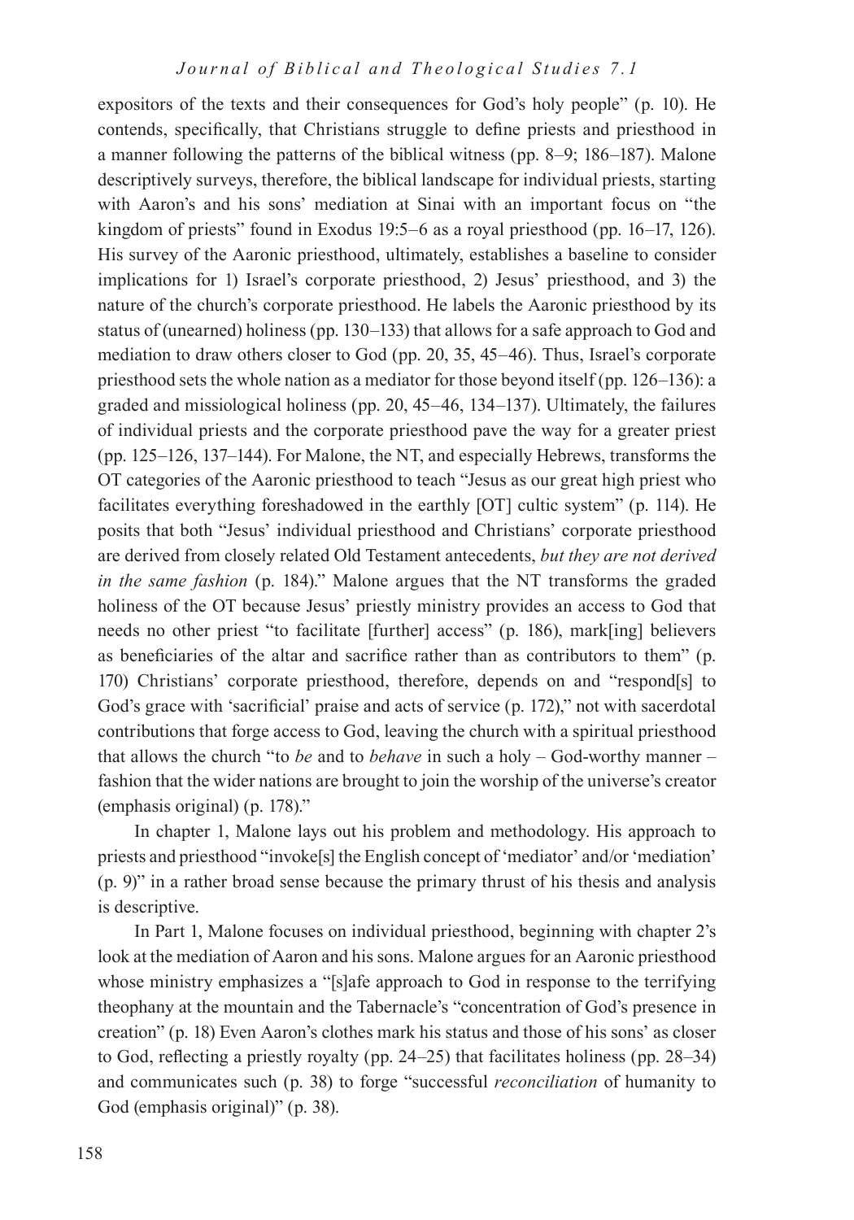expositors of the texts and their consequences for God's holy people" (p. 10). He contends, specifically, that Christians struggle to define priests and priesthood in a manner following the patterns of the biblical witness (pp. 8–9; 186–187). Malone descriptively surveys, therefore, the biblical landscape for individual priests, starting with Aaron's and his sons' mediation at Sinai with an important focus on "the kingdom of priests" found in Exodus 19:5–6 as a royal priesthood (pp. 16–17, 126). His survey of the Aaronic priesthood, ultimately, establishes a baseline to consider implications for 1) Israel's corporate priesthood, 2) Jesus' priesthood, and 3) the nature of the church's corporate priesthood. He labels the Aaronic priesthood by its status of (unearned) holiness (pp. 130–133) that allows for a safe approach to God and mediation to draw others closer to God (pp. 20, 35, 45–46). Thus, Israel's corporate priesthood sets the whole nation as a mediator for those beyond itself (pp. 126–136): a graded and missiological holiness (pp. 20, 45–46, 134–137). Ultimately, the failures of individual priests and the corporate priesthood pave the way for a greater priest (pp. 125–126, 137–144). For Malone, the NT, and especially Hebrews, transforms the OT categories of the Aaronic priesthood to teach "Jesus as our great high priest who facilitates everything foreshadowed in the earthly [OT] cultic system" (p. 114). He posits that both "Jesus' individual priesthood and Christians' corporate priesthood are derived from closely related Old Testament antecedents, *but they are not derived in the same fashion* (p. 184)." Malone argues that the NT transforms the graded holiness of the OT because Jesus' priestly ministry provides an access to God that needs no other priest "to facilitate [further] access" (p. 186), mark[ing] believers as beneficiaries of the altar and sacrifice rather than as contributors to them" (p. 170) Christians' corporate priesthood, therefore, depends on and "respond[s] to God's grace with 'sacrificial' praise and acts of service (p. 172)," not with sacerdotal contributions that forge access to God, leaving the church with a spiritual priesthood that allows the church "to *be* and to *behave* in such a holy – God-worthy manner – fashion that the wider nations are brought to join the worship of the universe's creator (emphasis original) (p. 178)."

In chapter 1, Malone lays out his problem and methodology. His approach to priests and priesthood "invoke[s] the English concept of 'mediator' and/or 'mediation' (p. 9)" in a rather broad sense because the primary thrust of his thesis and analysis is descriptive.

In Part 1, Malone focuses on individual priesthood, beginning with chapter 2's look at the mediation of Aaron and his sons. Malone argues for an Aaronic priesthood whose ministry emphasizes a "[s]afe approach to God in response to the terrifying theophany at the mountain and the Tabernacle's "concentration of God's presence in creation" (p. 18) Even Aaron's clothes mark his status and those of his sons' as closer to God, reflecting a priestly royalty (pp. 24–25) that facilitates holiness (pp. 28–34) and communicates such (p. 38) to forge "successful *reconciliation* of humanity to God (emphasis original)" (p. 38).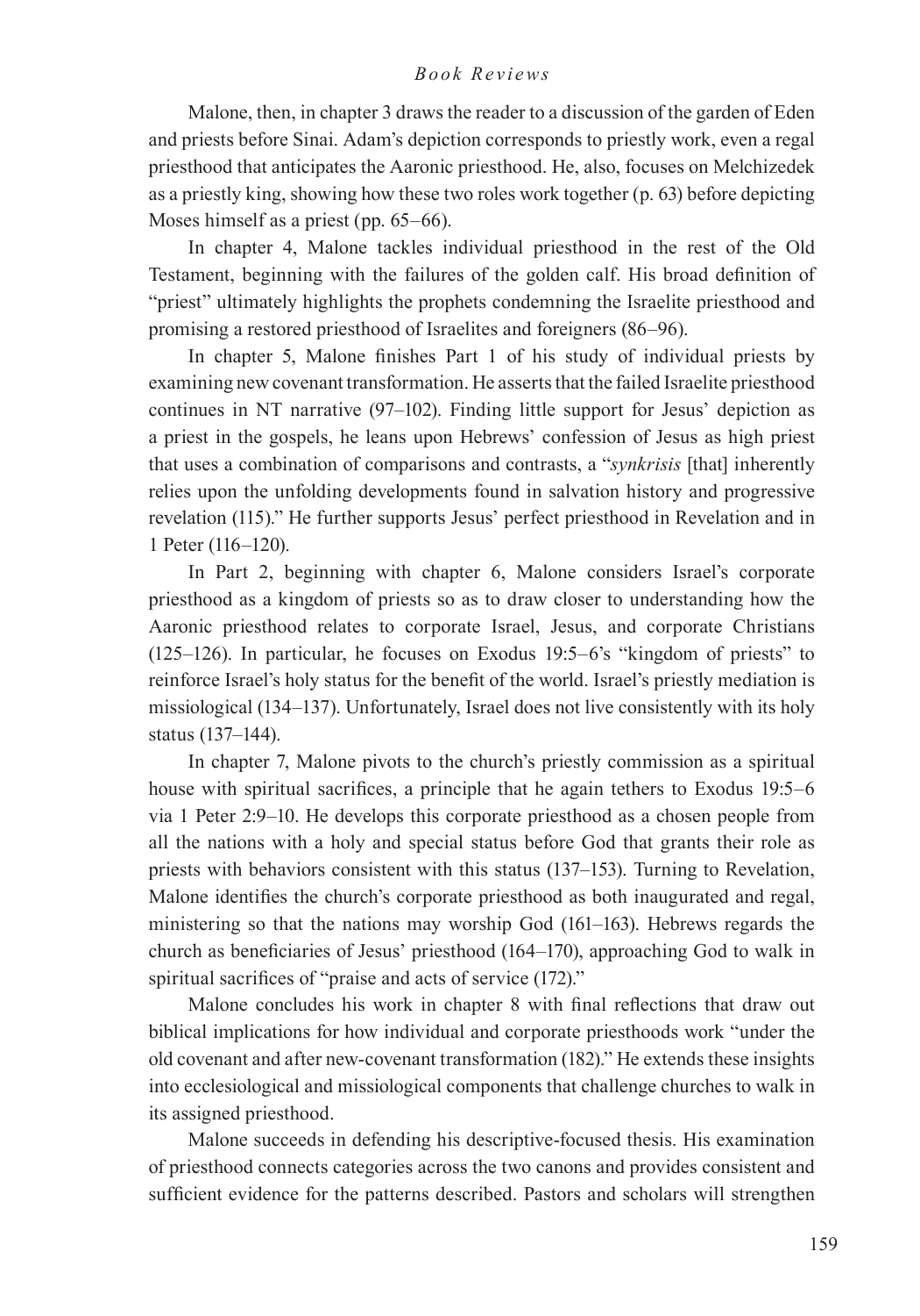Malone, then, in chapter 3 draws the reader to a discussion of the garden of Eden and priests before Sinai. Adam's depiction corresponds to priestly work, even a regal priesthood that anticipates the Aaronic priesthood. He, also, focuses on Melchizedek as a priestly king, showing how these two roles work together (p. 63) before depicting Moses himself as a priest (pp. 65–66).

In chapter 4, Malone tackles individual priesthood in the rest of the Old Testament, beginning with the failures of the golden calf. His broad definition of "priest" ultimately highlights the prophets condemning the Israelite priesthood and promising a restored priesthood of Israelites and foreigners (86–96).

In chapter 5, Malone finishes Part 1 of his study of individual priests by examining new covenant transformation. He asserts that the failed Israelite priesthood continues in NT narrative (97–102). Finding little support for Jesus' depiction as a priest in the gospels, he leans upon Hebrews' confession of Jesus as high priest that uses a combination of comparisons and contrasts, a "*synkrisis* [that] inherently relies upon the unfolding developments found in salvation history and progressive revelation (115)." He further supports Jesus' perfect priesthood in Revelation and in 1 Peter (116–120).

In Part 2, beginning with chapter 6, Malone considers Israel's corporate priesthood as a kingdom of priests so as to draw closer to understanding how the Aaronic priesthood relates to corporate Israel, Jesus, and corporate Christians (125–126). In particular, he focuses on Exodus 19:5–6's "kingdom of priests" to reinforce Israel's holy status for the benefit of the world. Israel's priestly mediation is missiological (134–137). Unfortunately, Israel does not live consistently with its holy status (137–144).

In chapter 7, Malone pivots to the church's priestly commission as a spiritual house with spiritual sacrifices, a principle that he again tethers to Exodus 19:5–6 via 1 Peter 2:9–10. He develops this corporate priesthood as a chosen people from all the nations with a holy and special status before God that grants their role as priests with behaviors consistent with this status (137–153). Turning to Revelation, Malone identifies the church's corporate priesthood as both inaugurated and regal, ministering so that the nations may worship God (161–163). Hebrews regards the church as beneficiaries of Jesus' priesthood (164–170), approaching God to walk in spiritual sacrifices of "praise and acts of service (172)."

Malone concludes his work in chapter 8 with final reflections that draw out biblical implications for how individual and corporate priesthoods work "under the old covenant and after new-covenant transformation (182)." He extends these insights into ecclesiological and missiological components that challenge churches to walk in its assigned priesthood.

Malone succeeds in defending his descriptive-focused thesis. His examination of priesthood connects categories across the two canons and provides consistent and sufficient evidence for the patterns described. Pastors and scholars will strengthen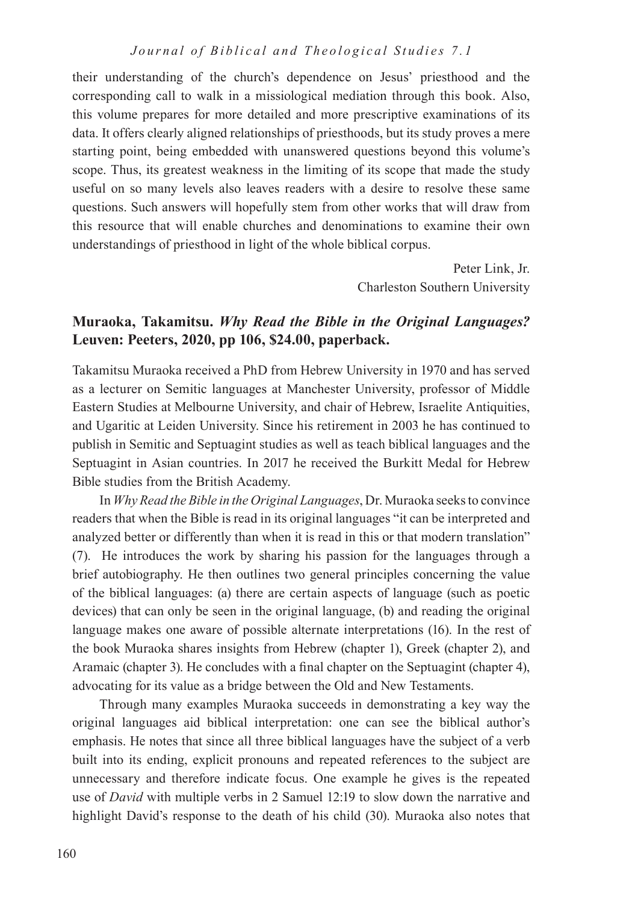their understanding of the church's dependence on Jesus' priesthood and the corresponding call to walk in a missiological mediation through this book. Also, this volume prepares for more detailed and more prescriptive examinations of its data. It offers clearly aligned relationships of priesthoods, but its study proves a mere starting point, being embedded with unanswered questions beyond this volume's scope. Thus, its greatest weakness in the limiting of its scope that made the study useful on so many levels also leaves readers with a desire to resolve these same questions. Such answers will hopefully stem from other works that will draw from this resource that will enable churches and denominations to examine their own understandings of priesthood in light of the whole biblical corpus.

Peter Link, Jr.
Charleston Southern University

### Muraoka, Takamitsu. *Why Read the Bible in the Original Languages?* Leuven: Peeters, 2020, pp 106, $24.00, paperback.

Takamitsu Muraoka received a PhD from Hebrew University in 1970 and has served as a lecturer on Semitic languages at Manchester University, professor of Middle Eastern Studies at Melbourne University, and chair of Hebrew, Israelite Antiquities, and Ugaritic at Leiden University. Since his retirement in 2003 he has continued to publish in Semitic and Septuagint studies as well as teach biblical languages and the Septuagint in Asian countries. In 2017 he received the Burkitt Medal for Hebrew Bible studies from the British Academy.

In *Why Read the Bible in the Original Languages*, Dr. Muraoka seeks to convince readers that when the Bible is read in its original languages "it can be interpreted and analyzed better or differently than when it is read in this or that modern translation" (7). He introduces the work by sharing his passion for the languages through a brief autobiography. He then outlines two general principles concerning the value of the biblical languages: (a) there are certain aspects of language (such as poetic devices) that can only be seen in the original language, (b) and reading the original language makes one aware of possible alternate interpretations (16). In the rest of the book Muraoka shares insights from Hebrew (chapter 1), Greek (chapter 2), and Aramaic (chapter 3). He concludes with a final chapter on the Septuagint (chapter 4), advocating for its value as a bridge between the Old and New Testaments.

Through many examples Muraoka succeeds in demonstrating a key way the original languages aid biblical interpretation: one can see the biblical author's emphasis. He notes that since all three biblical languages have the subject of a verb built into its ending, explicit pronouns and repeated references to the subject are unnecessary and therefore indicate focus. One example he gives is the repeated use of *David* with multiple verbs in 2 Samuel 12:19 to slow down the narrative and highlight David's response to the death of his child (30). Muraoka also notes that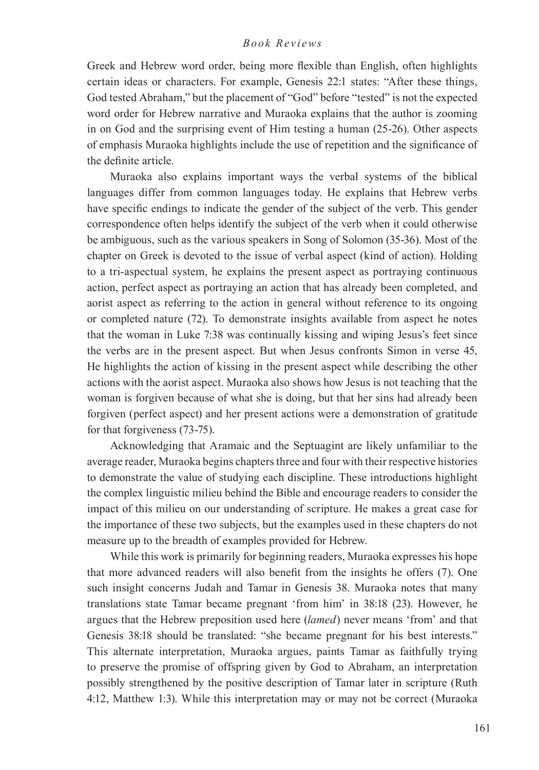Greek and Hebrew word order, being more flexible than English, often highlights certain ideas or characters. For example, Genesis 22:1 states: "After these things, God tested Abraham," but the placement of "God" before "tested" is not the expected word order for Hebrew narrative and Muraoka explains that the author is zooming in on God and the surprising event of Him testing a human (25-26). Other aspects of emphasis Muraoka highlights include the use of repetition and the significance of the definite article.

Muraoka also explains important ways the verbal systems of the biblical languages differ from common languages today. He explains that Hebrew verbs have specific endings to indicate the gender of the subject of the verb. This gender correspondence often helps identify the subject of the verb when it could otherwise be ambiguous, such as the various speakers in Song of Solomon (35-36). Most of the chapter on Greek is devoted to the issue of verbal aspect (kind of action). Holding to a tri-aspectual system, he explains the present aspect as portraying continuous action, perfect aspect as portraying an action that has already been completed, and aorist aspect as referring to the action in general without reference to its ongoing or completed nature (72). To demonstrate insights available from aspect he notes that the woman in Luke 7:38 was continually kissing and wiping Jesus's feet since the verbs are in the present aspect. But when Jesus confronts Simon in verse 45, He highlights the action of kissing in the present aspect while describing the other actions with the aorist aspect. Muraoka also shows how Jesus is not teaching that the woman is forgiven because of what she is doing, but that her sins had already been forgiven (perfect aspect) and her present actions were a demonstration of gratitude for that forgiveness (73-75).

Acknowledging that Aramaic and the Septuagint are likely unfamiliar to the average reader, Muraoka begins chapters three and four with their respective histories to demonstrate the value of studying each discipline. These introductions highlight the complex linguistic milieu behind the Bible and encourage readers to consider the impact of this milieu on our understanding of scripture. He makes a great case for the importance of these two subjects, but the examples used in these chapters do not measure up to the breadth of examples provided for Hebrew.

While this work is primarily for beginning readers, Muraoka expresses his hope that more advanced readers will also benefit from the insights he offers (7). One such insight concerns Judah and Tamar in Genesis 38. Muraoka notes that many translations state Tamar became pregnant 'from him' in 38:18 (23). However, he argues that the Hebrew preposition used here (*lamed*) never means 'from' and that Genesis 38:18 should be translated: "she became pregnant for his best interests." This alternate interpretation, Muraoka argues, paints Tamar as faithfully trying to preserve the promise of offspring given by God to Abraham, an interpretation possibly strengthened by the positive description of Tamar later in scripture (Ruth 4:12, Matthew 1:3). While this interpretation may or may not be correct (Muraoka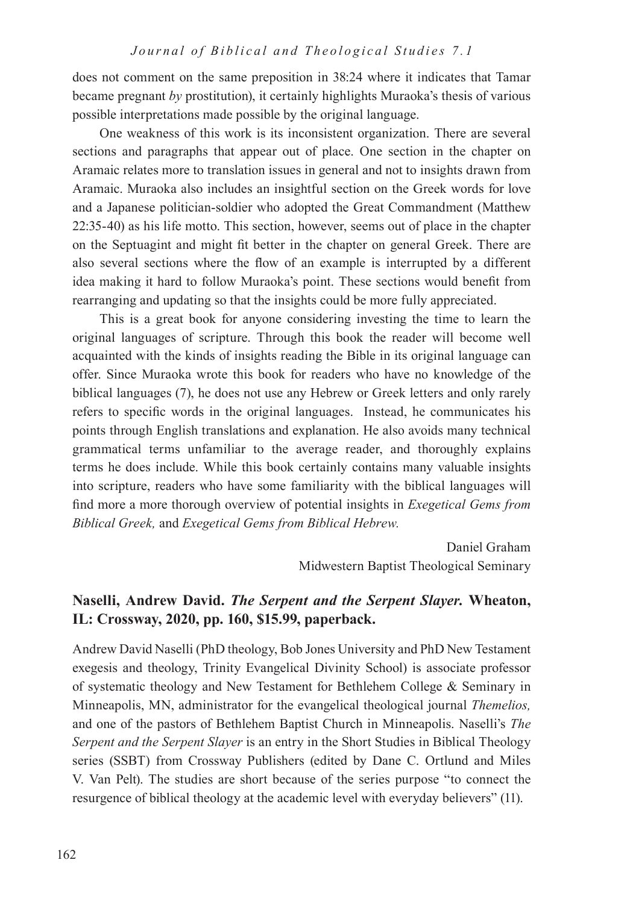does not comment on the same preposition in 38:24 where it indicates that Tamar became pregnant *by* prostitution), it certainly highlights Muraoka's thesis of various possible interpretations made possible by the original language.

One weakness of this work is its inconsistent organization. There are several sections and paragraphs that appear out of place. One section in the chapter on Aramaic relates more to translation issues in general and not to insights drawn from Aramaic. Muraoka also includes an insightful section on the Greek words for love and a Japanese politician-soldier who adopted the Great Commandment (Matthew 22:35-40) as his life motto. This section, however, seems out of place in the chapter on the Septuagint and might fit better in the chapter on general Greek. There are also several sections where the flow of an example is interrupted by a different idea making it hard to follow Muraoka's point. These sections would benefit from rearranging and updating so that the insights could be more fully appreciated.

This is a great book for anyone considering investing the time to learn the original languages of scripture. Through this book the reader will become well acquainted with the kinds of insights reading the Bible in its original language can offer. Since Muraoka wrote this book for readers who have no knowledge of the biblical languages (7), he does not use any Hebrew or Greek letters and only rarely refers to specific words in the original languages. Instead, he communicates his points through English translations and explanation. He also avoids many technical grammatical terms unfamiliar to the average reader, and thoroughly explains terms he does include. While this book certainly contains many valuable insights into scripture, readers who have some familiarity with the biblical languages will find more a more thorough overview of potential insights in *Exegetical Gems from Biblical Greek,* and *Exegetical Gems from Biblical Hebrew.*

Daniel Graham
Midwestern Baptist Theological Seminary

## Naselli, Andrew David. *The Serpent and the Serpent Slayer.* Wheaton, IL: Crossway, 2020, pp. 160, $15.99, paperback.

Andrew David Naselli (PhD theology, Bob Jones University and PhD New Testament exegesis and theology, Trinity Evangelical Divinity School) is associate professor of systematic theology and New Testament for Bethlehem College & Seminary in Minneapolis, MN, administrator for the evangelical theological journal *Themelios,* and one of the pastors of Bethlehem Baptist Church in Minneapolis. Naselli's *The Serpent and the Serpent Slayer* is an entry in the Short Studies in Biblical Theology series (SSBT) from Crossway Publishers (edited by Dane C. Ortlund and Miles V. Van Pelt). The studies are short because of the series purpose "to connect the resurgence of biblical theology at the academic level with everyday believers" (11).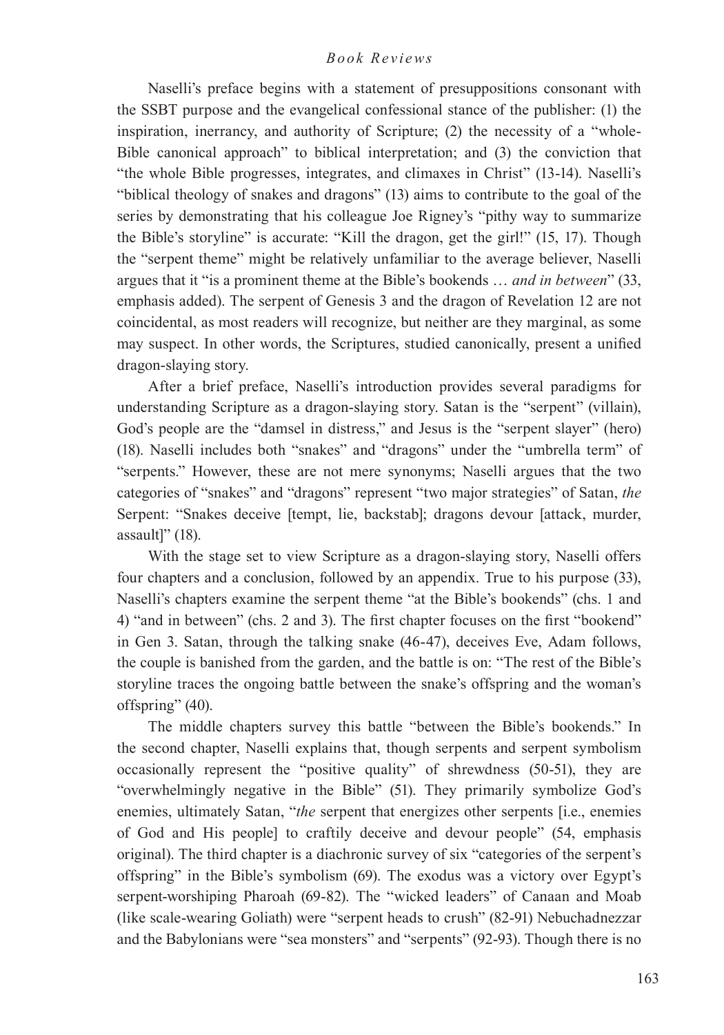Naselli's preface begins with a statement of presuppositions consonant with the SSBT purpose and the evangelical confessional stance of the publisher: (1) the inspiration, inerrancy, and authority of Scripture; (2) the necessity of a "whole-Bible canonical approach" to biblical interpretation; and (3) the conviction that "the whole Bible progresses, integrates, and climaxes in Christ" (13-14). Naselli's "biblical theology of snakes and dragons" (13) aims to contribute to the goal of the series by demonstrating that his colleague Joe Rigney's "pithy way to summarize the Bible's storyline" is accurate: "Kill the dragon, get the girl!" (15, 17). Though the "serpent theme" might be relatively unfamiliar to the average believer, Naselli argues that it "is a prominent theme at the Bible's bookends … *and in between*" (33, emphasis added). The serpent of Genesis 3 and the dragon of Revelation 12 are not coincidental, as most readers will recognize, but neither are they marginal, as some may suspect. In other words, the Scriptures, studied canonically, present a unified dragon-slaying story.

After a brief preface, Naselli's introduction provides several paradigms for understanding Scripture as a dragon-slaying story. Satan is the "serpent" (villain), God's people are the "damsel in distress," and Jesus is the "serpent slayer" (hero) (18). Naselli includes both "snakes" and "dragons" under the "umbrella term" of "serpents." However, these are not mere synonyms; Naselli argues that the two categories of "snakes" and "dragons" represent "two major strategies" of Satan, *the* Serpent: "Snakes deceive [tempt, lie, backstab]; dragons devour [attack, murder, assault]" (18).

With the stage set to view Scripture as a dragon-slaying story, Naselli offers four chapters and a conclusion, followed by an appendix. True to his purpose (33), Naselli's chapters examine the serpent theme "at the Bible's bookends" (chs. 1 and 4) "and in between" (chs. 2 and 3). The first chapter focuses on the first "bookend" in Gen 3. Satan, through the talking snake (46-47), deceives Eve, Adam follows, the couple is banished from the garden, and the battle is on: "The rest of the Bible's storyline traces the ongoing battle between the snake's offspring and the woman's offspring" (40).

The middle chapters survey this battle "between the Bible's bookends." In the second chapter, Naselli explains that, though serpents and serpent symbolism occasionally represent the "positive quality" of shrewdness (50-51), they are "overwhelmingly negative in the Bible" (51). They primarily symbolize God's enemies, ultimately Satan, "*the* serpent that energizes other serpents [i.e., enemies of God and His people] to craftily deceive and devour people" (54, emphasis original). The third chapter is a diachronic survey of six "categories of the serpent's offspring" in the Bible's symbolism (69). The exodus was a victory over Egypt's serpent-worshiping Pharoah (69-82). The "wicked leaders" of Canaan and Moab (like scale-wearing Goliath) were "serpent heads to crush" (82-91) Nebuchadnezzar and the Babylonians were "sea monsters" and "serpents" (92-93). Though there is no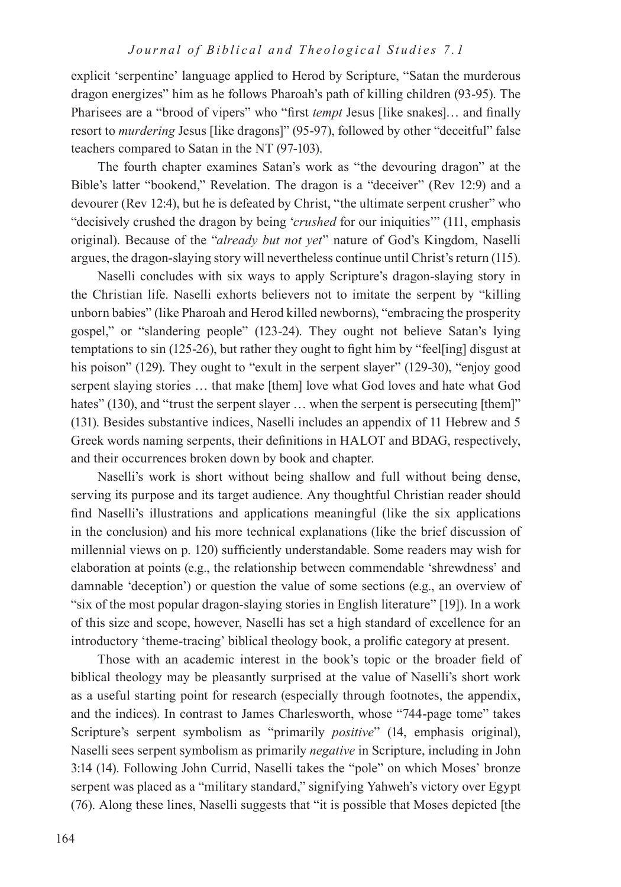explicit 'serpentine' language applied to Herod by Scripture, "Satan the murderous dragon energizes" him as he follows Pharoah's path of killing children (93-95). The Pharisees are a "brood of vipers" who "first *tempt* Jesus [like snakes]… and finally resort to *murdering* Jesus [like dragons]" (95-97), followed by other "deceitful" false teachers compared to Satan in the NT (97-103).

The fourth chapter examines Satan's work as "the devouring dragon" at the Bible's latter "bookend," Revelation. The dragon is a "deceiver" (Rev 12:9) and a devourer (Rev 12:4), but he is defeated by Christ, "the ultimate serpent crusher" who "decisively crushed the dragon by being '*crushed* for our iniquities'" (111, emphasis original). Because of the "*already but not yet*" nature of God's Kingdom, Naselli argues, the dragon-slaying story will nevertheless continue until Christ's return (115).

Naselli concludes with six ways to apply Scripture's dragon-slaying story in the Christian life. Naselli exhorts believers not to imitate the serpent by "killing unborn babies" (like Pharoah and Herod killed newborns), "embracing the prosperity gospel," or "slandering people" (123-24). They ought not believe Satan's lying temptations to sin (125-26), but rather they ought to fight him by "feel[ing] disgust at his poison" (129). They ought to "exult in the serpent slayer" (129-30), "enjoy good serpent slaying stories … that make [them] love what God loves and hate what God hates" (130), and "trust the serpent slayer … when the serpent is persecuting [them]" (131). Besides substantive indices, Naselli includes an appendix of 11 Hebrew and 5 Greek words naming serpents, their definitions in HALOT and BDAG, respectively, and their occurrences broken down by book and chapter.

Naselli's work is short without being shallow and full without being dense, serving its purpose and its target audience. Any thoughtful Christian reader should find Naselli's illustrations and applications meaningful (like the six applications in the conclusion) and his more technical explanations (like the brief discussion of millennial views on p. 120) sufficiently understandable. Some readers may wish for elaboration at points (e.g., the relationship between commendable 'shrewdness' and damnable 'deception') or question the value of some sections (e.g., an overview of "six of the most popular dragon-slaying stories in English literature" [19]). In a work of this size and scope, however, Naselli has set a high standard of excellence for an introductory 'theme-tracing' biblical theology book, a prolific category at present.

Those with an academic interest in the book's topic or the broader field of biblical theology may be pleasantly surprised at the value of Naselli's short work as a useful starting point for research (especially through footnotes, the appendix, and the indices). In contrast to James Charlesworth, whose "744-page tome" takes Scripture's serpent symbolism as "primarily *positive*" (14, emphasis original), Naselli sees serpent symbolism as primarily *negative* in Scripture, including in John 3:14 (14). Following John Currid, Naselli takes the "pole" on which Moses' bronze serpent was placed as a "military standard," signifying Yahweh's victory over Egypt (76). Along these lines, Naselli suggests that "it is possible that Moses depicted [the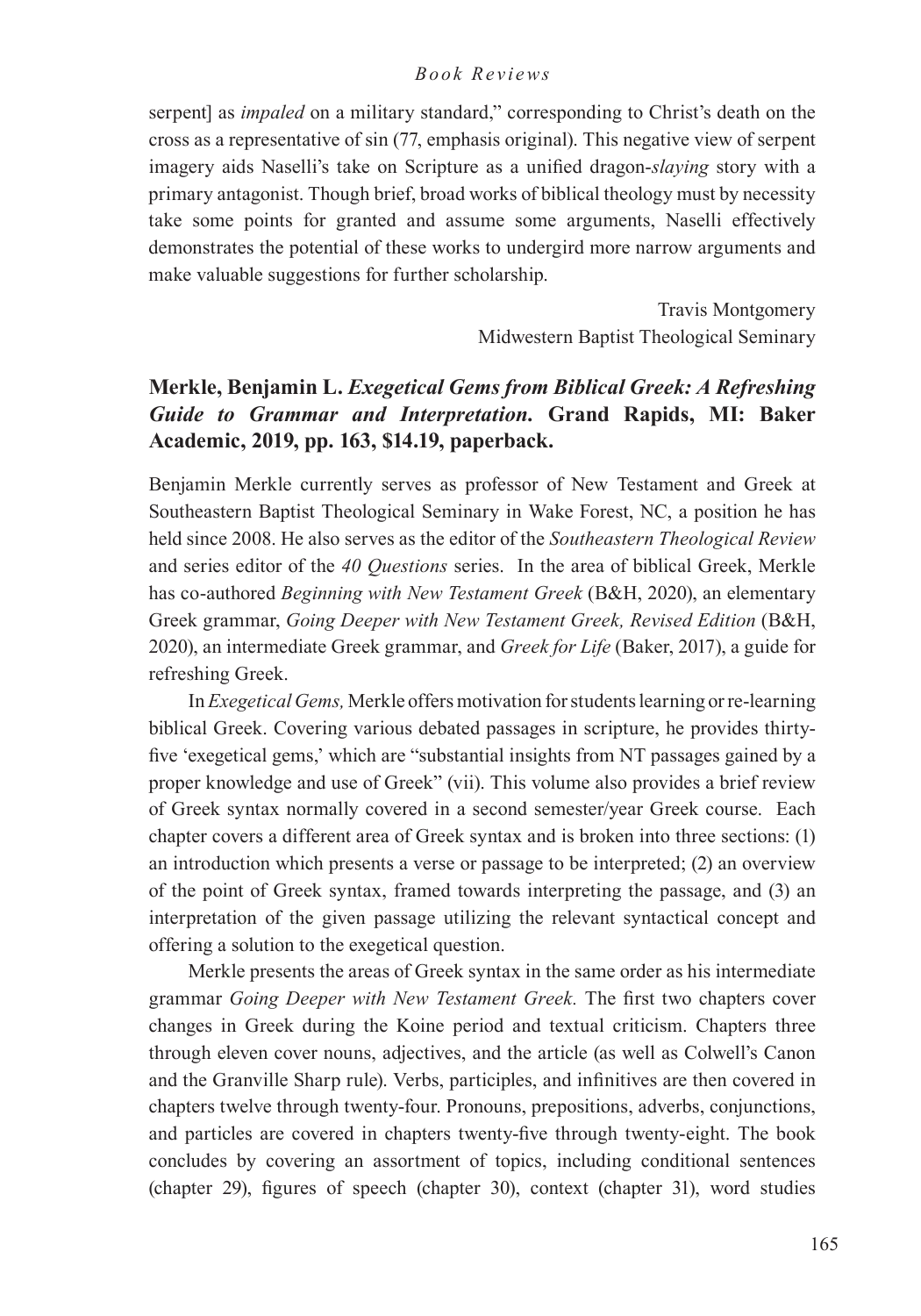serpent] as *impaled* on a military standard," corresponding to Christ's death on the cross as a representative of sin (77, emphasis original). This negative view of serpent imagery aids Naselli's take on Scripture as a unified dragon-*slaying* story with a primary antagonist. Though brief, broad works of biblical theology must by necessity take some points for granted and assume some arguments, Naselli effectively demonstrates the potential of these works to undergird more narrow arguments and make valuable suggestions for further scholarship.

Travis Montgomery
Midwestern Baptist Theological Seminary

### Merkle, Benjamin L. *Exegetical Gems from Biblical Greek: A Refreshing Guide to Grammar and Interpretation*. Grand Rapids, MI: Baker Academic, 2019, pp. 163, $14.19, paperback.

Benjamin Merkle currently serves as professor of New Testament and Greek at Southeastern Baptist Theological Seminary in Wake Forest, NC, a position he has held since 2008. He also serves as the editor of the *Southeastern Theological Review* and series editor of the *40 Questions* series. In the area of biblical Greek, Merkle has co-authored *Beginning with New Testament Greek* (B&H, 2020), an elementary Greek grammar, *Going Deeper with New Testament Greek, Revised Edition* (B&H, 2020), an intermediate Greek grammar, and *Greek for Life* (Baker, 2017), a guide for refreshing Greek.

In *Exegetical Gems,* Merkle offers motivation for students learning or re-learning biblical Greek. Covering various debated passages in scripture, he provides thirty-five 'exegetical gems,' which are "substantial insights from NT passages gained by a proper knowledge and use of Greek" (vii). This volume also provides a brief review of Greek syntax normally covered in a second semester/year Greek course. Each chapter covers a different area of Greek syntax and is broken into three sections: (1) an introduction which presents a verse or passage to be interpreted; (2) an overview of the point of Greek syntax, framed towards interpreting the passage, and (3) an interpretation of the given passage utilizing the relevant syntactical concept and offering a solution to the exegetical question.

Merkle presents the areas of Greek syntax in the same order as his intermediate grammar *Going Deeper with New Testament Greek.* The first two chapters cover changes in Greek during the Koine period and textual criticism. Chapters three through eleven cover nouns, adjectives, and the article (as well as Colwell's Canon and the Granville Sharp rule). Verbs, participles, and infinitives are then covered in chapters twelve through twenty-four. Pronouns, prepositions, adverbs, conjunctions, and particles are covered in chapters twenty-five through twenty-eight. The book concludes by covering an assortment of topics, including conditional sentences (chapter 29), figures of speech (chapter 30), context (chapter 31), word studies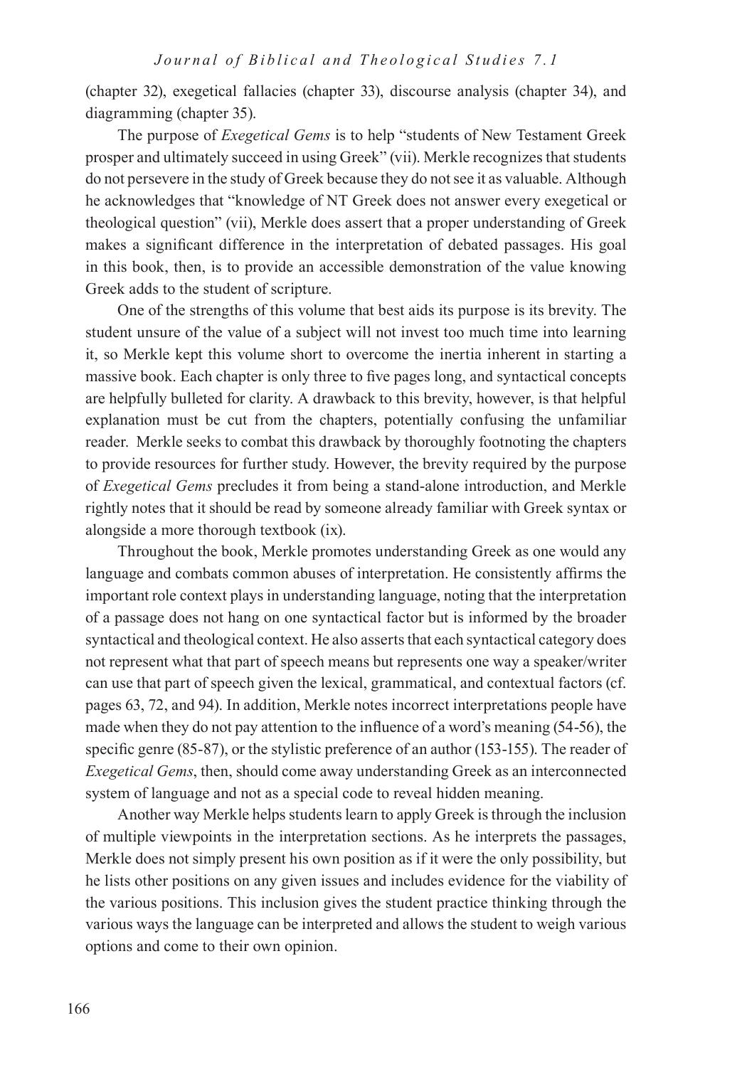(chapter 32), exegetical fallacies (chapter 33), discourse analysis (chapter 34), and diagramming (chapter 35).

The purpose of *Exegetical Gems* is to help "students of New Testament Greek prosper and ultimately succeed in using Greek" (vii). Merkle recognizes that students do not persevere in the study of Greek because they do not see it as valuable. Although he acknowledges that "knowledge of NT Greek does not answer every exegetical or theological question" (vii), Merkle does assert that a proper understanding of Greek makes a significant difference in the interpretation of debated passages. His goal in this book, then, is to provide an accessible demonstration of the value knowing Greek adds to the student of scripture.

One of the strengths of this volume that best aids its purpose is its brevity. The student unsure of the value of a subject will not invest too much time into learning it, so Merkle kept this volume short to overcome the inertia inherent in starting a massive book. Each chapter is only three to five pages long, and syntactical concepts are helpfully bulleted for clarity. A drawback to this brevity, however, is that helpful explanation must be cut from the chapters, potentially confusing the unfamiliar reader. Merkle seeks to combat this drawback by thoroughly footnoting the chapters to provide resources for further study. However, the brevity required by the purpose of *Exegetical Gems* precludes it from being a stand-alone introduction, and Merkle rightly notes that it should be read by someone already familiar with Greek syntax or alongside a more thorough textbook (ix).

Throughout the book, Merkle promotes understanding Greek as one would any language and combats common abuses of interpretation. He consistently affirms the important role context plays in understanding language, noting that the interpretation of a passage does not hang on one syntactical factor but is informed by the broader syntactical and theological context. He also asserts that each syntactical category does not represent what that part of speech means but represents one way a speaker/writer can use that part of speech given the lexical, grammatical, and contextual factors (cf. pages 63, 72, and 94). In addition, Merkle notes incorrect interpretations people have made when they do not pay attention to the influence of a word's meaning (54-56), the specific genre (85-87), or the stylistic preference of an author (153-155). The reader of *Exegetical Gems*, then, should come away understanding Greek as an interconnected system of language and not as a special code to reveal hidden meaning.

Another way Merkle helps students learn to apply Greek is through the inclusion of multiple viewpoints in the interpretation sections. As he interprets the passages, Merkle does not simply present his own position as if it were the only possibility, but he lists other positions on any given issues and includes evidence for the viability of the various positions. This inclusion gives the student practice thinking through the various ways the language can be interpreted and allows the student to weigh various options and come to their own opinion.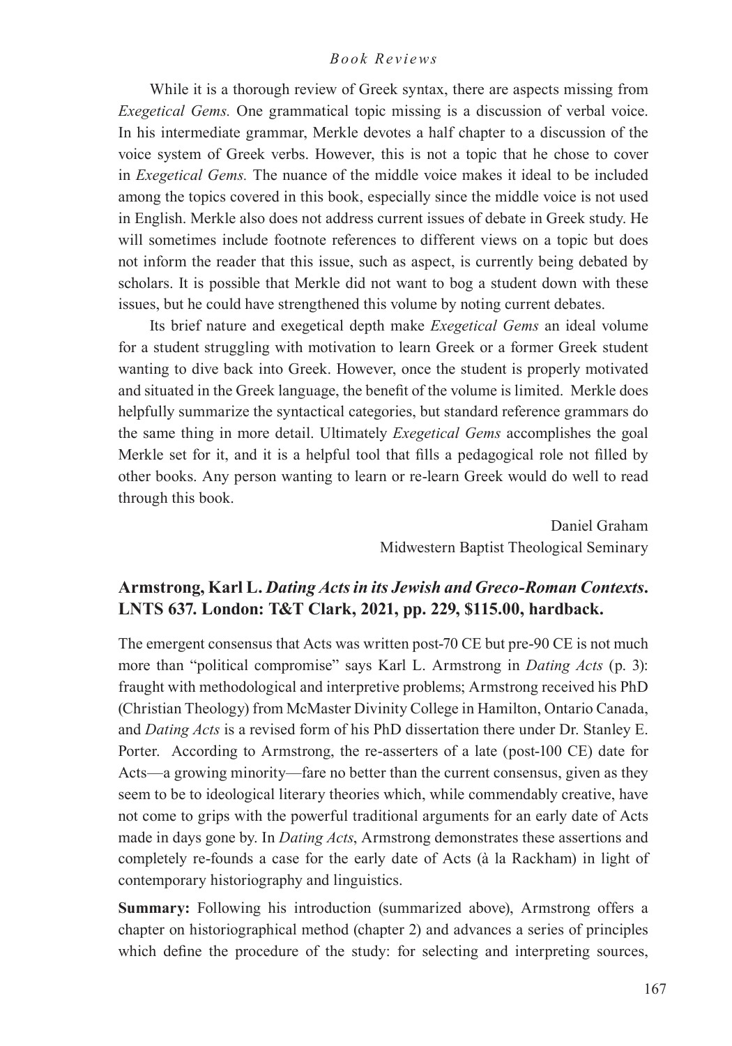While it is a thorough review of Greek syntax, there are aspects missing from *Exegetical Gems.* One grammatical topic missing is a discussion of verbal voice. In his intermediate grammar, Merkle devotes a half chapter to a discussion of the voice system of Greek verbs. However, this is not a topic that he chose to cover in *Exegetical Gems.* The nuance of the middle voice makes it ideal to be included among the topics covered in this book, especially since the middle voice is not used in English. Merkle also does not address current issues of debate in Greek study. He will sometimes include footnote references to different views on a topic but does not inform the reader that this issue, such as aspect, is currently being debated by scholars. It is possible that Merkle did not want to bog a student down with these issues, but he could have strengthened this volume by noting current debates.

Its brief nature and exegetical depth make *Exegetical Gems* an ideal volume for a student struggling with motivation to learn Greek or a former Greek student wanting to dive back into Greek. However, once the student is properly motivated and situated in the Greek language, the benefit of the volume is limited. Merkle does helpfully summarize the syntactical categories, but standard reference grammars do the same thing in more detail. Ultimately *Exegetical Gems* accomplishes the goal Merkle set for it, and it is a helpful tool that fills a pedagogical role not filled by other books. Any person wanting to learn or re-learn Greek would do well to read through this book.

Daniel Graham
Midwestern Baptist Theological Seminary

## Armstrong, Karl L. *Dating Acts in its Jewish and Greco-Roman Contexts*. LNTS 637. London: T&T Clark, 2021, pp. 229, $115.00, hardback.

The emergent consensus that Acts was written post-70 CE but pre-90 CE is not much more than "political compromise" says Karl L. Armstrong in *Dating Acts* (p. 3): fraught with methodological and interpretive problems; Armstrong received his PhD (Christian Theology) from McMaster Divinity College in Hamilton, Ontario Canada, and *Dating Acts* is a revised form of his PhD dissertation there under Dr. Stanley E. Porter. According to Armstrong, the re-asserters of a late (post-100 CE) date for Acts—a growing minority—fare no better than the current consensus, given as they seem to be to ideological literary theories which, while commendably creative, have not come to grips with the powerful traditional arguments for an early date of Acts made in days gone by. In *Dating Acts*, Armstrong demonstrates these assertions and completely re-founds a case for the early date of Acts (à la Rackham) in light of contemporary historiography and linguistics.

**Summary:** Following his introduction (summarized above), Armstrong offers a chapter on historiographical method (chapter 2) and advances a series of principles which define the procedure of the study: for selecting and interpreting sources,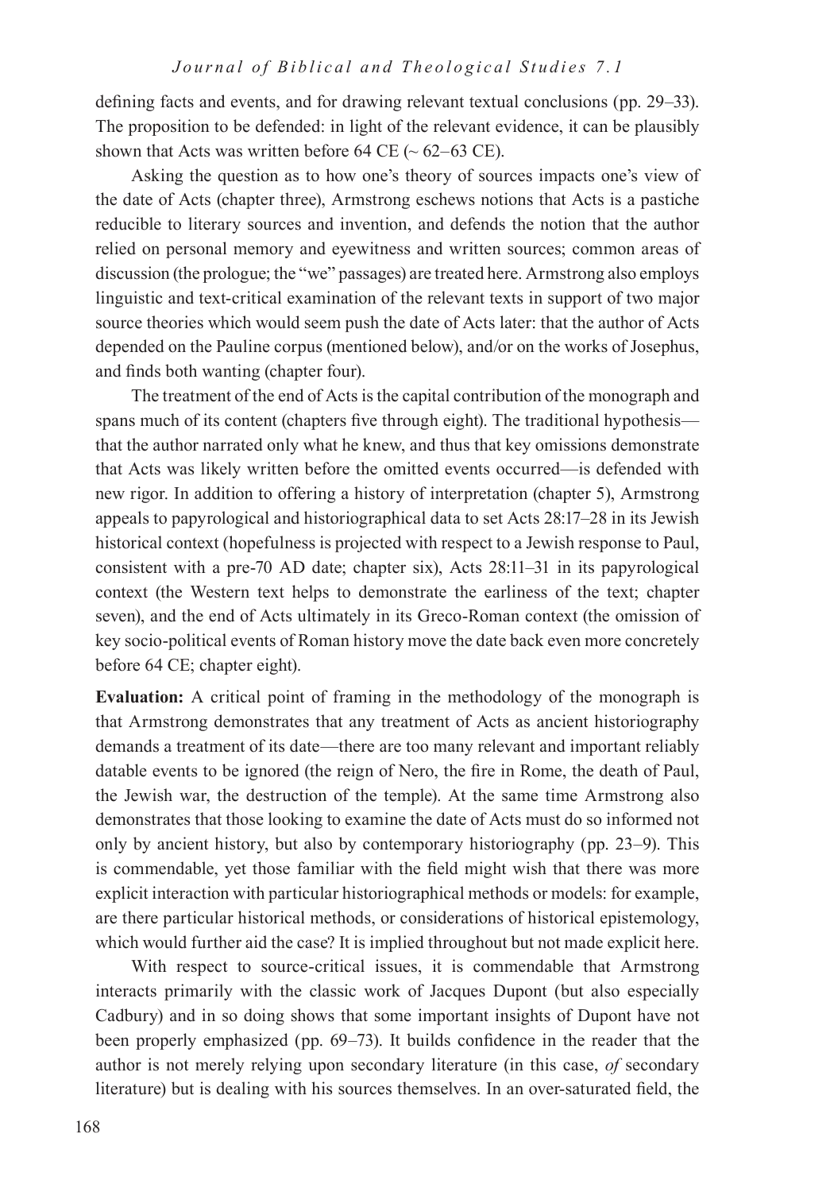defining facts and events, and for drawing relevant textual conclusions (pp. 29–33). The proposition to be defended: in light of the relevant evidence, it can be plausibly shown that Acts was written before 64 CE (~ 62–63 CE).

Asking the question as to how one's theory of sources impacts one's view of the date of Acts (chapter three), Armstrong eschews notions that Acts is a pastiche reducible to literary sources and invention, and defends the notion that the author relied on personal memory and eyewitness and written sources; common areas of discussion (the prologue; the "we" passages) are treated here. Armstrong also employs linguistic and text-critical examination of the relevant texts in support of two major source theories which would seem push the date of Acts later: that the author of Acts depended on the Pauline corpus (mentioned below), and/or on the works of Josephus, and finds both wanting (chapter four).

The treatment of the end of Acts is the capital contribution of the monograph and spans much of its content (chapters five through eight). The traditional hypothesis—that the author narrated only what he knew, and thus that key omissions demonstrate that Acts was likely written before the omitted events occurred—is defended with new rigor. In addition to offering a history of interpretation (chapter 5), Armstrong appeals to papyrological and historiographical data to set Acts 28:17–28 in its Jewish historical context (hopefulness is projected with respect to a Jewish response to Paul, consistent with a pre-70 AD date; chapter six), Acts 28:11–31 in its papyrological context (the Western text helps to demonstrate the earliness of the text; chapter seven), and the end of Acts ultimately in its Greco-Roman context (the omission of key socio-political events of Roman history move the date back even more concretely before 64 CE; chapter eight).

**Evaluation:** A critical point of framing in the methodology of the monograph is that Armstrong demonstrates that any treatment of Acts as ancient historiography demands a treatment of its date—there are too many relevant and important reliably datable events to be ignored (the reign of Nero, the fire in Rome, the death of Paul, the Jewish war, the destruction of the temple). At the same time Armstrong also demonstrates that those looking to examine the date of Acts must do so informed not only by ancient history, but also by contemporary historiography (pp. 23–9). This is commendable, yet those familiar with the field might wish that there was more explicit interaction with particular historiographical methods or models: for example, are there particular historical methods, or considerations of historical epistemology, which would further aid the case? It is implied throughout but not made explicit here.

With respect to source-critical issues, it is commendable that Armstrong interacts primarily with the classic work of Jacques Dupont (but also especially Cadbury) and in so doing shows that some important insights of Dupont have not been properly emphasized (pp. 69–73). It builds confidence in the reader that the author is not merely relying upon secondary literature (in this case, *of* secondary literature) but is dealing with his sources themselves. In an over-saturated field, the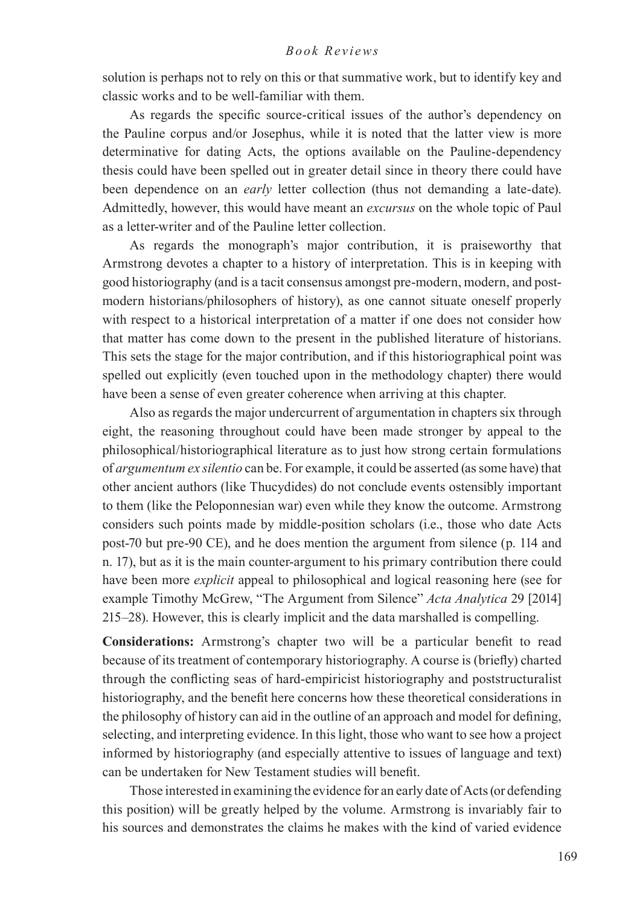solution is perhaps not to rely on this or that summative work, but to identify key and classic works and to be well-familiar with them.

As regards the specific source-critical issues of the author's dependency on the Pauline corpus and/or Josephus, while it is noted that the latter view is more determinative for dating Acts, the options available on the Pauline-dependency thesis could have been spelled out in greater detail since in theory there could have been dependence on an *early* letter collection (thus not demanding a late-date). Admittedly, however, this would have meant an *excursus* on the whole topic of Paul as a letter-writer and of the Pauline letter collection.

As regards the monograph's major contribution, it is praiseworthy that Armstrong devotes a chapter to a history of interpretation. This is in keeping with good historiography (and is a tacit consensus amongst pre-modern, modern, and post-modern historians/philosophers of history), as one cannot situate oneself properly with respect to a historical interpretation of a matter if one does not consider how that matter has come down to the present in the published literature of historians. This sets the stage for the major contribution, and if this historiographical point was spelled out explicitly (even touched upon in the methodology chapter) there would have been a sense of even greater coherence when arriving at this chapter.

Also as regards the major undercurrent of argumentation in chapters six through eight, the reasoning throughout could have been made stronger by appeal to the philosophical/historiographical literature as to just how strong certain formulations of *argumentum ex silentio* can be. For example, it could be asserted (as some have) that other ancient authors (like Thucydides) do not conclude events ostensibly important to them (like the Peloponnesian war) even while they know the outcome. Armstrong considers such points made by middle-position scholars (i.e., those who date Acts post-70 but pre-90 CE), and he does mention the argument from silence (p. 114 and n. 17), but as it is the main counter-argument to his primary contribution there could have been more *explicit* appeal to philosophical and logical reasoning here (see for example Timothy McGrew, "The Argument from Silence" *Acta Analytica* 29 [2014] 215–28). However, this is clearly implicit and the data marshalled is compelling.

**Considerations:** Armstrong's chapter two will be a particular benefit to read because of its treatment of contemporary historiography. A course is (briefly) charted through the conflicting seas of hard-empiricist historiography and poststructuralist historiography, and the benefit here concerns how these theoretical considerations in the philosophy of history can aid in the outline of an approach and model for defining, selecting, and interpreting evidence. In this light, those who want to see how a project informed by historiography (and especially attentive to issues of language and text) can be undertaken for New Testament studies will benefit.

Those interested in examining the evidence for an early date of Acts (or defending this position) will be greatly helped by the volume. Armstrong is invariably fair to his sources and demonstrates the claims he makes with the kind of varied evidence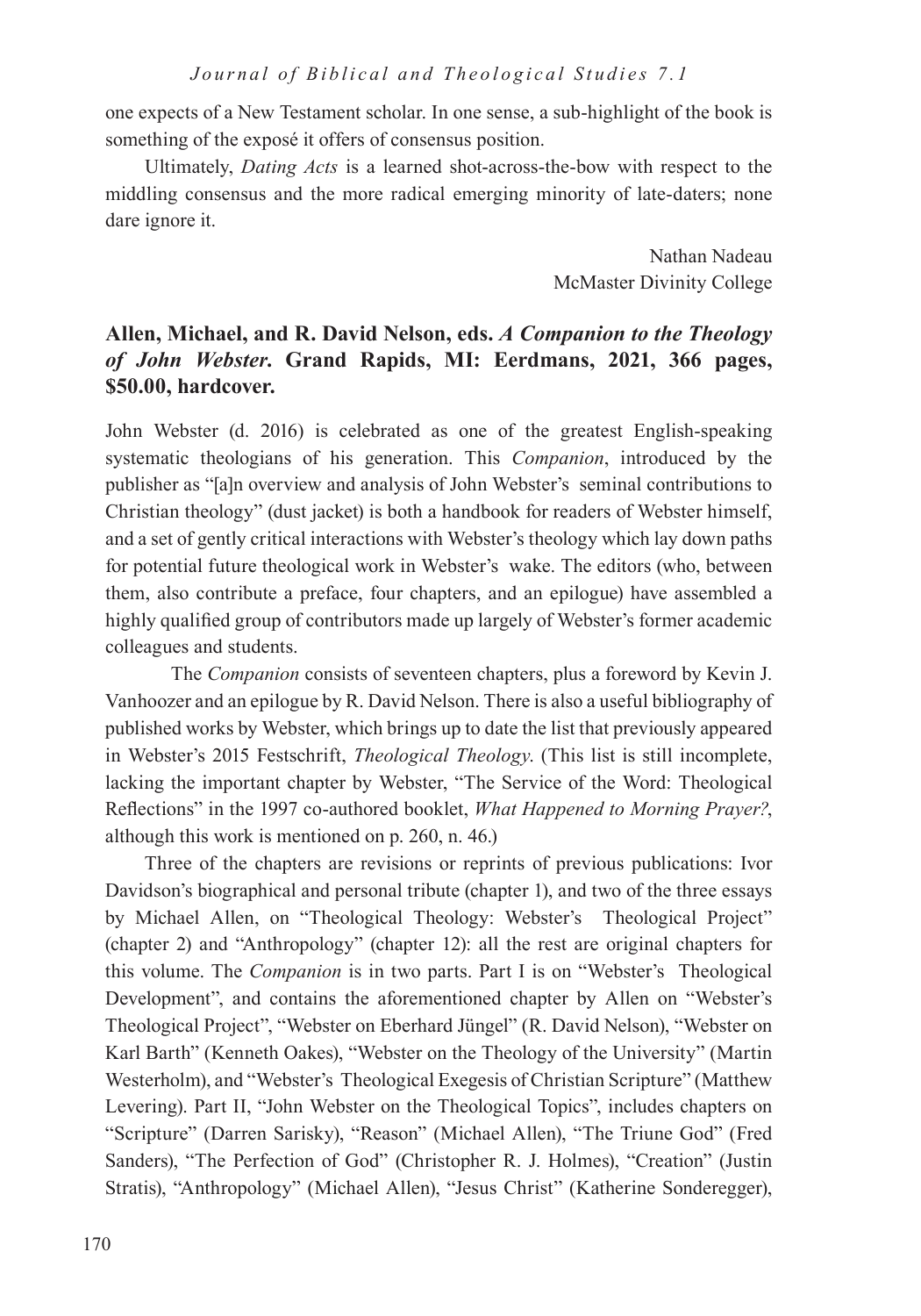one expects of a New Testament scholar. In one sense, a sub-highlight of the book is something of the exposé it offers of consensus position.

Ultimately, *Dating Acts* is a learned shot-across-the-bow with respect to the middling consensus and the more radical emerging minority of late-daters; none dare ignore it.

Nathan Nadeau
McMaster Divinity College

### Allen, Michael, and R. David Nelson, eds. *A Companion to the Theology of John Webster*. Grand Rapids, MI: Eerdmans, 2021, 366 pages, $50.00, hardcover.

John Webster (d. 2016) is celebrated as one of the greatest English-speaking systematic theologians of his generation. This *Companion*, introduced by the publisher as "[a]n overview and analysis of John Webster's seminal contributions to Christian theology" (dust jacket) is both a handbook for readers of Webster himself, and a set of gently critical interactions with Webster's theology which lay down paths for potential future theological work in Webster's wake. The editors (who, between them, also contribute a preface, four chapters, and an epilogue) have assembled a highly qualified group of contributors made up largely of Webster's former academic colleagues and students.

The *Companion* consists of seventeen chapters, plus a foreword by Kevin J. Vanhoozer and an epilogue by R. David Nelson. There is also a useful bibliography of published works by Webster, which brings up to date the list that previously appeared in Webster's 2015 Festschrift, *Theological Theology*. (This list is still incomplete, lacking the important chapter by Webster, "The Service of the Word: Theological Reflections" in the 1997 co-authored booklet, *What Happened to Morning Prayer?*, although this work is mentioned on p. 260, n. 46.)

Three of the chapters are revisions or reprints of previous publications: Ivor Davidson's biographical and personal tribute (chapter 1), and two of the three essays by Michael Allen, on "Theological Theology: Webster's Theological Project" (chapter 2) and "Anthropology" (chapter 12): all the rest are original chapters for this volume. The *Companion* is in two parts. Part I is on "Webster's Theological Development", and contains the aforementioned chapter by Allen on "Webster's Theological Project", "Webster on Eberhard Jüngel" (R. David Nelson), "Webster on Karl Barth" (Kenneth Oakes), "Webster on the Theology of the University" (Martin Westerholm), and "Webster's Theological Exegesis of Christian Scripture" (Matthew Levering). Part II, "John Webster on the Theological Topics", includes chapters on "Scripture" (Darren Sarisky), "Reason" (Michael Allen), "The Triune God" (Fred Sanders), "The Perfection of God" (Christopher R. J. Holmes), "Creation" (Justin Stratis), "Anthropology" (Michael Allen), "Jesus Christ" (Katherine Sonderegger),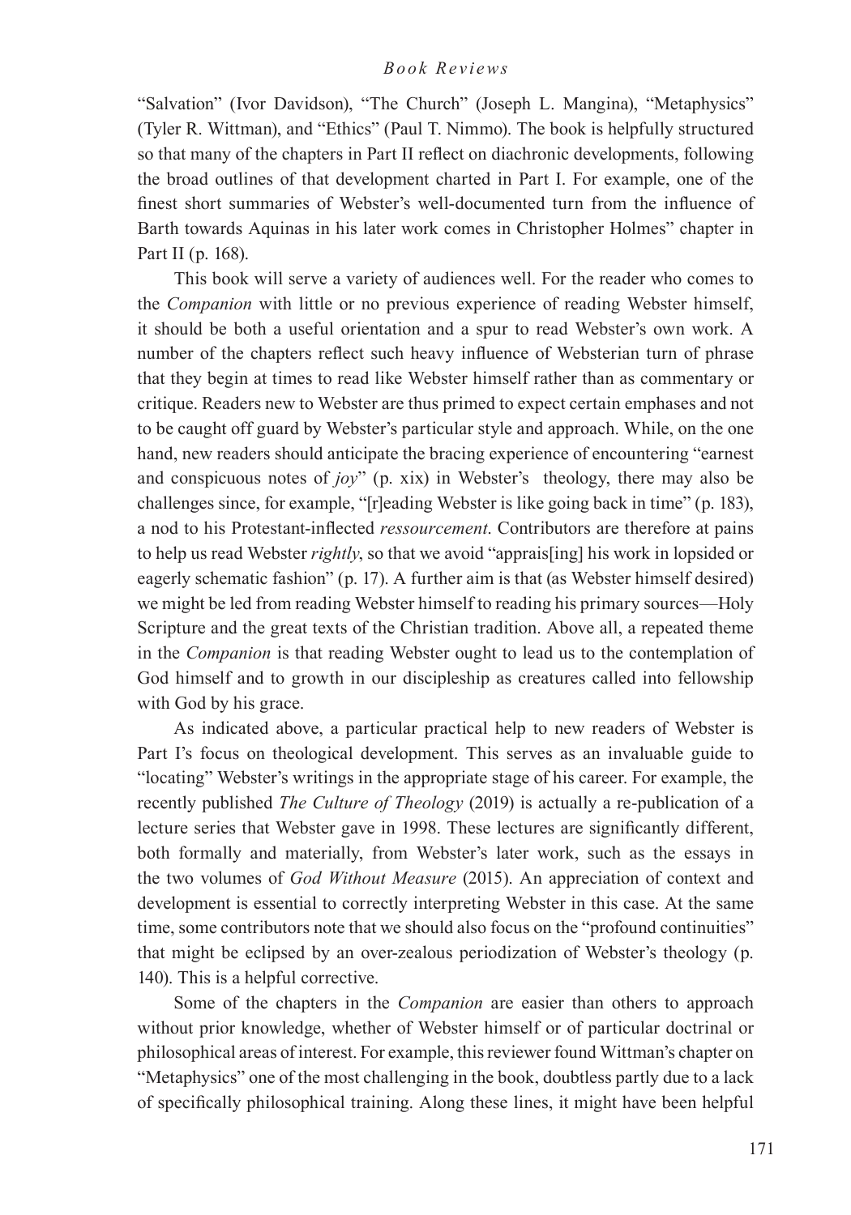"Salvation" (Ivor Davidson), "The Church" (Joseph L. Mangina), "Metaphysics" (Tyler R. Wittman), and "Ethics" (Paul T. Nimmo). The book is helpfully structured so that many of the chapters in Part II reflect on diachronic developments, following the broad outlines of that development charted in Part I. For example, one of the finest short summaries of Webster's well-documented turn from the influence of Barth towards Aquinas in his later work comes in Christopher Holmes" chapter in Part II (p. 168).

This book will serve a variety of audiences well. For the reader who comes to the *Companion* with little or no previous experience of reading Webster himself, it should be both a useful orientation and a spur to read Webster's own work. A number of the chapters reflect such heavy influence of Websterian turn of phrase that they begin at times to read like Webster himself rather than as commentary or critique. Readers new to Webster are thus primed to expect certain emphases and not to be caught off guard by Webster's particular style and approach. While, on the one hand, new readers should anticipate the bracing experience of encountering "earnest and conspicuous notes of *joy*" (p. xix) in Webster's theology, there may also be challenges since, for example, "[r]eading Webster is like going back in time" (p. 183), a nod to his Protestant-inflected *ressourcement*. Contributors are therefore at pains to help us read Webster *rightly*, so that we avoid "apprais[ing] his work in lopsided or eagerly schematic fashion" (p. 17). A further aim is that (as Webster himself desired) we might be led from reading Webster himself to reading his primary sources—Holy Scripture and the great texts of the Christian tradition. Above all, a repeated theme in the *Companion* is that reading Webster ought to lead us to the contemplation of God himself and to growth in our discipleship as creatures called into fellowship with God by his grace.

As indicated above, a particular practical help to new readers of Webster is Part I's focus on theological development. This serves as an invaluable guide to "locating" Webster's writings in the appropriate stage of his career. For example, the recently published *The Culture of Theology* (2019) is actually a re-publication of a lecture series that Webster gave in 1998. These lectures are significantly different, both formally and materially, from Webster's later work, such as the essays in the two volumes of *God Without Measure* (2015). An appreciation of context and development is essential to correctly interpreting Webster in this case. At the same time, some contributors note that we should also focus on the "profound continuities" that might be eclipsed by an over-zealous periodization of Webster's theology (p. 140). This is a helpful corrective.

Some of the chapters in the *Companion* are easier than others to approach without prior knowledge, whether of Webster himself or of particular doctrinal or philosophical areas of interest. For example, this reviewer found Wittman's chapter on "Metaphysics" one of the most challenging in the book, doubtless partly due to a lack of specifically philosophical training. Along these lines, it might have been helpful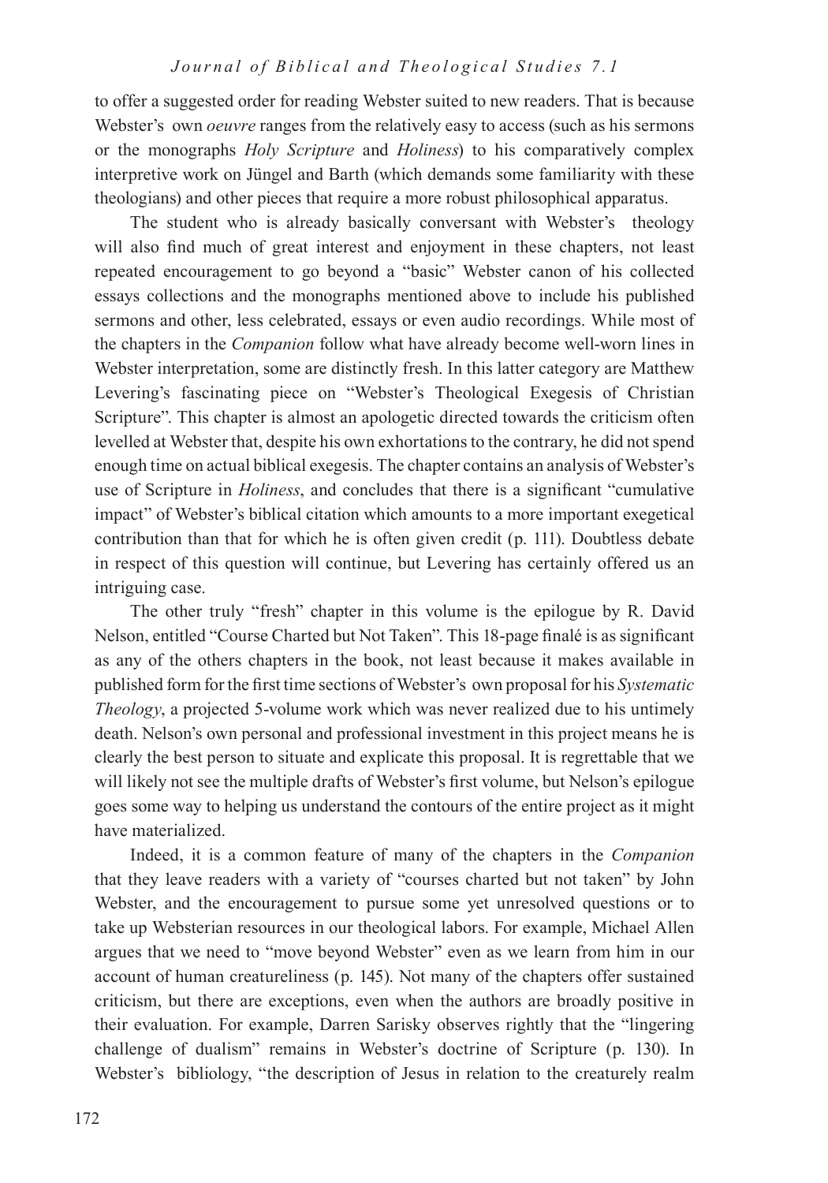to offer a suggested order for reading Webster suited to new readers. That is because Webster's own *oeuvre* ranges from the relatively easy to access (such as his sermons or the monographs *Holy Scripture* and *Holiness*) to his comparatively complex interpretive work on Jüngel and Barth (which demands some familiarity with these theologians) and other pieces that require a more robust philosophical apparatus.

The student who is already basically conversant with Webster's theology will also find much of great interest and enjoyment in these chapters, not least repeated encouragement to go beyond a "basic" Webster canon of his collected essays collections and the monographs mentioned above to include his published sermons and other, less celebrated, essays or even audio recordings. While most of the chapters in the *Companion* follow what have already become well-worn lines in Webster interpretation, some are distinctly fresh. In this latter category are Matthew Levering's fascinating piece on "Webster's Theological Exegesis of Christian Scripture". This chapter is almost an apologetic directed towards the criticism often levelled at Webster that, despite his own exhortations to the contrary, he did not spend enough time on actual biblical exegesis. The chapter contains an analysis of Webster's use of Scripture in *Holiness*, and concludes that there is a significant "cumulative impact" of Webster's biblical citation which amounts to a more important exegetical contribution than that for which he is often given credit (p. 111). Doubtless debate in respect of this question will continue, but Levering has certainly offered us an intriguing case.

The other truly "fresh" chapter in this volume is the epilogue by R. David Nelson, entitled "Course Charted but Not Taken". This 18-page finalé is as significant as any of the others chapters in the book, not least because it makes available in published form for the first time sections of Webster's own proposal for his *Systematic Theology*, a projected 5-volume work which was never realized due to his untimely death. Nelson's own personal and professional investment in this project means he is clearly the best person to situate and explicate this proposal. It is regrettable that we will likely not see the multiple drafts of Webster's first volume, but Nelson's epilogue goes some way to helping us understand the contours of the entire project as it might have materialized.

Indeed, it is a common feature of many of the chapters in the *Companion* that they leave readers with a variety of "courses charted but not taken" by John Webster, and the encouragement to pursue some yet unresolved questions or to take up Websterian resources in our theological labors. For example, Michael Allen argues that we need to "move beyond Webster" even as we learn from him in our account of human creatureliness (p. 145). Not many of the chapters offer sustained criticism, but there are exceptions, even when the authors are broadly positive in their evaluation. For example, Darren Sarisky observes rightly that the "lingering challenge of dualism" remains in Webster's doctrine of Scripture (p. 130). In Webster's bibliology, "the description of Jesus in relation to the creaturely realm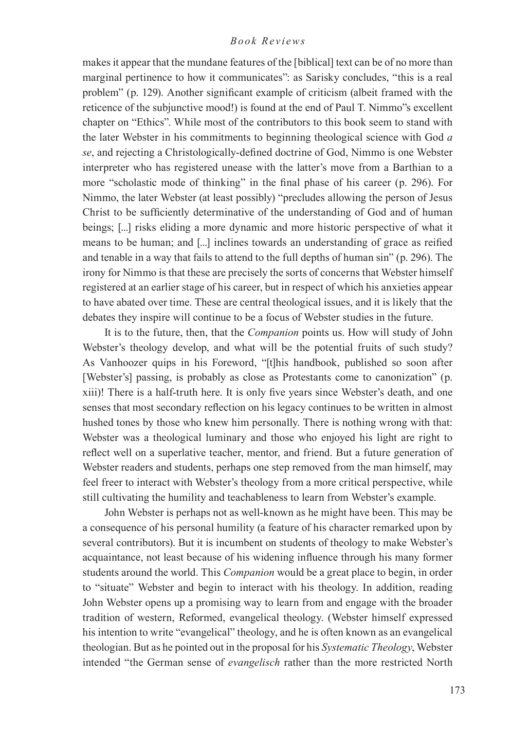makes it appear that the mundane features of the [biblical] text can be of no more than marginal pertinence to how it communicates": as Sarisky concludes, "this is a real problem" (p. 129). Another significant example of criticism (albeit framed with the reticence of the subjunctive mood!) is found at the end of Paul T. Nimmo"s excellent chapter on "Ethics". While most of the contributors to this book seem to stand with the later Webster in his commitments to beginning theological science with God *a se*, and rejecting a Christologically-defined doctrine of God, Nimmo is one Webster interpreter who has registered unease with the latter's move from a Barthian to a more "scholastic mode of thinking" in the final phase of his career (p. 296). For Nimmo, the later Webster (at least possibly) "precludes allowing the person of Jesus Christ to be sufficiently determinative of the understanding of God and of human beings; [...] risks eliding a more dynamic and more historic perspective of what it means to be human; and [...] inclines towards an understanding of grace as reified and tenable in a way that fails to attend to the full depths of human sin" (p. 296). The irony for Nimmo is that these are precisely the sorts of concerns that Webster himself registered at an earlier stage of his career, but in respect of which his anxieties appear to have abated over time. These are central theological issues, and it is likely that the debates they inspire will continue to be a focus of Webster studies in the future.

It is to the future, then, that the *Companion* points us. How will study of John Webster's theology develop, and what will be the potential fruits of such study? As Vanhoozer quips in his Foreword, "[t]his handbook, published so soon after [Webster's] passing, is probably as close as Protestants come to canonization" (p. xiii)! There is a half-truth here. It is only five years since Webster's death, and one senses that most secondary reflection on his legacy continues to be written in almost hushed tones by those who knew him personally. There is nothing wrong with that: Webster was a theological luminary and those who enjoyed his light are right to reflect well on a superlative teacher, mentor, and friend. But a future generation of Webster readers and students, perhaps one step removed from the man himself, may feel freer to interact with Webster's theology from a more critical perspective, while still cultivating the humility and teachableness to learn from Webster's example.

John Webster is perhaps not as well-known as he might have been. This may be a consequence of his personal humility (a feature of his character remarked upon by several contributors). But it is incumbent on students of theology to make Webster's acquaintance, not least because of his widening influence through his many former students around the world. This *Companion* would be a great place to begin, in order to "situate" Webster and begin to interact with his theology. In addition, reading John Webster opens up a promising way to learn from and engage with the broader tradition of western, Reformed, evangelical theology. (Webster himself expressed his intention to write "evangelical" theology, and he is often known as an evangelical theologian. But as he pointed out in the proposal for his *Systematic Theology*, Webster intended "the German sense of *evangelisch* rather than the more restricted North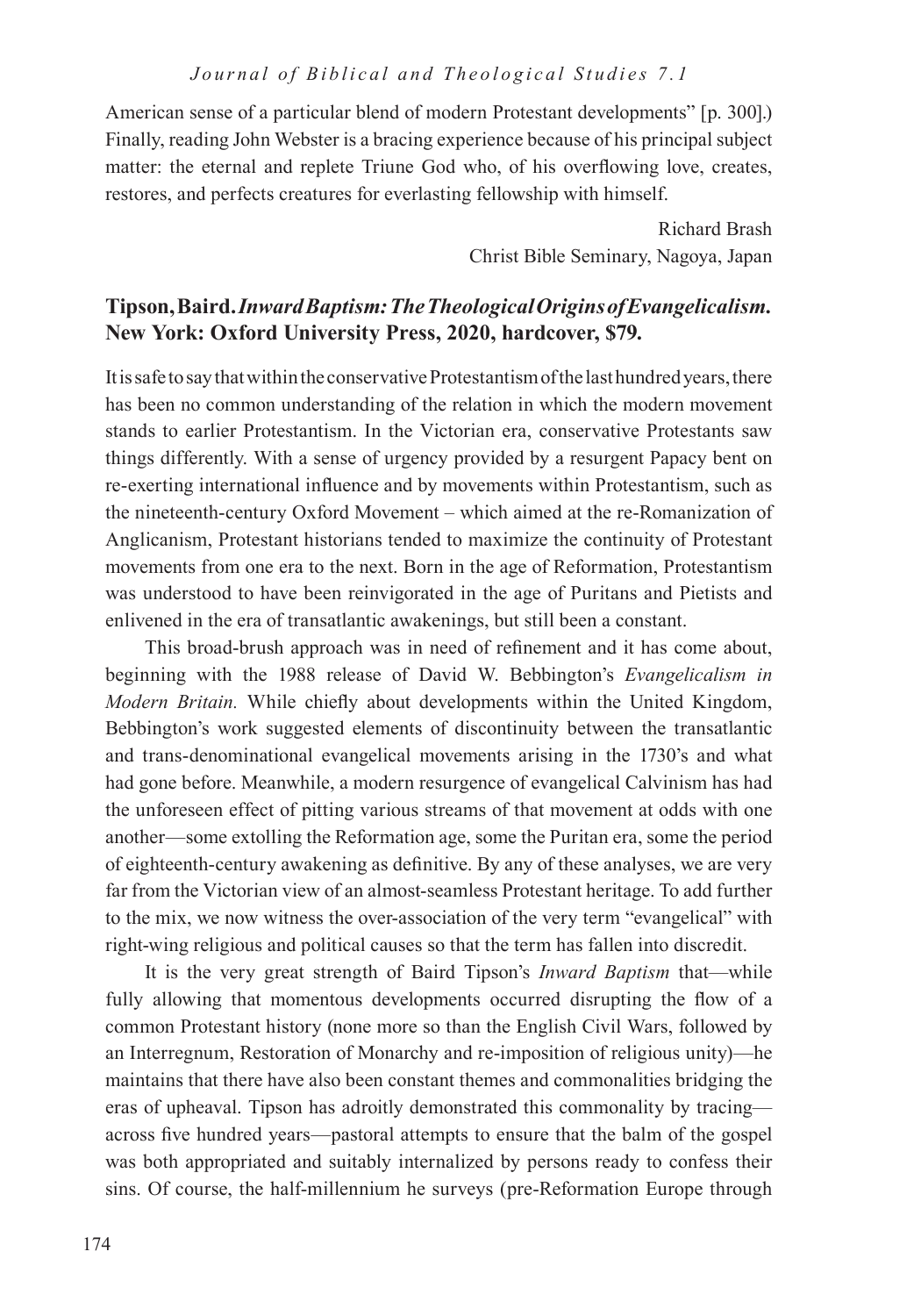American sense of a particular blend of modern Protestant developments" [p. 300].) Finally, reading John Webster is a bracing experience because of his principal subject matter: the eternal and replete Triune God who, of his overflowing love, creates, restores, and perfects creatures for everlasting fellowship with himself.

Richard Brash
Christ Bible Seminary, Nagoya, Japan

**Tipson, Baird. *Inward Baptism: The Theological Origins of Evangelicalism.* New York: Oxford University Press, 2020, hardcover, $79.**

It is safe to say that within the conservative Protestantism of the last hundred years, there has been no common understanding of the relation in which the modern movement stands to earlier Protestantism. In the Victorian era, conservative Protestants saw things differently. With a sense of urgency provided by a resurgent Papacy bent on re-exerting international influence and by movements within Protestantism, such as the nineteenth-century Oxford Movement – which aimed at the re-Romanization of Anglicanism, Protestant historians tended to maximize the continuity of Protestant movements from one era to the next. Born in the age of Reformation, Protestantism was understood to have been reinvigorated in the age of Puritans and Pietists and enlivened in the era of transatlantic awakenings, but still been a constant.

This broad-brush approach was in need of refinement and it has come about, beginning with the 1988 release of David W. Bebbington's *Evangelicalism in Modern Britain.* While chiefly about developments within the United Kingdom, Bebbington's work suggested elements of discontinuity between the transatlantic and trans-denominational evangelical movements arising in the 1730's and what had gone before. Meanwhile, a modern resurgence of evangelical Calvinism has had the unforeseen effect of pitting various streams of that movement at odds with one another—some extolling the Reformation age, some the Puritan era, some the period of eighteenth-century awakening as definitive. By any of these analyses, we are very far from the Victorian view of an almost-seamless Protestant heritage. To add further to the mix, we now witness the over-association of the very term "evangelical" with right-wing religious and political causes so that the term has fallen into discredit.

It is the very great strength of Baird Tipson's *Inward Baptism* that—while fully allowing that momentous developments occurred disrupting the flow of a common Protestant history (none more so than the English Civil Wars, followed by an Interregnum, Restoration of Monarchy and re-imposition of religious unity)—he maintains that there have also been constant themes and commonalities bridging the eras of upheaval. Tipson has adroitly demonstrated this commonality by tracing—across five hundred years—pastoral attempts to ensure that the balm of the gospel was both appropriated and suitably internalized by persons ready to confess their sins. Of course, the half-millennium he surveys (pre-Reformation Europe through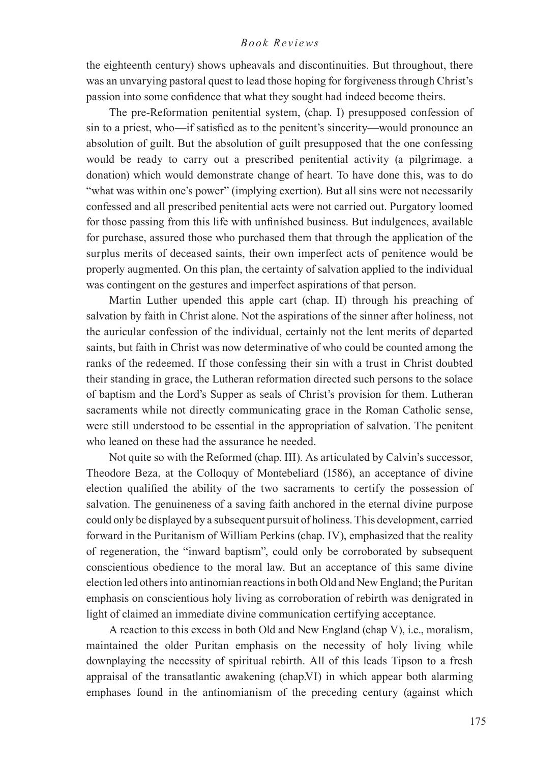the eighteenth century) shows upheavals and discontinuities. But throughout, there was an unvarying pastoral quest to lead those hoping for forgiveness through Christ's passion into some confidence that what they sought had indeed become theirs.

The pre-Reformation penitential system, (chap. I) presupposed confession of sin to a priest, who—if satisfied as to the penitent's sincerity—would pronounce an absolution of guilt. But the absolution of guilt presupposed that the one confessing would be ready to carry out a prescribed penitential activity (a pilgrimage, a donation) which would demonstrate change of heart. To have done this, was to do "what was within one's power" (implying exertion). But all sins were not necessarily confessed and all prescribed penitential acts were not carried out. Purgatory loomed for those passing from this life with unfinished business. But indulgences, available for purchase, assured those who purchased them that through the application of the surplus merits of deceased saints, their own imperfect acts of penitence would be properly augmented. On this plan, the certainty of salvation applied to the individual was contingent on the gestures and imperfect aspirations of that person.

Martin Luther upended this apple cart (chap. II) through his preaching of salvation by faith in Christ alone. Not the aspirations of the sinner after holiness, not the auricular confession of the individual, certainly not the lent merits of departed saints, but faith in Christ was now determinative of who could be counted among the ranks of the redeemed. If those confessing their sin with a trust in Christ doubted their standing in grace, the Lutheran reformation directed such persons to the solace of baptism and the Lord's Supper as seals of Christ's provision for them. Lutheran sacraments while not directly communicating grace in the Roman Catholic sense, were still understood to be essential in the appropriation of salvation. The penitent who leaned on these had the assurance he needed.

Not quite so with the Reformed (chap. III). As articulated by Calvin's successor, Theodore Beza, at the Colloquy of Montebeliard (1586), an acceptance of divine election qualified the ability of the two sacraments to certify the possession of salvation. The genuineness of a saving faith anchored in the eternal divine purpose could only be displayed by a subsequent pursuit of holiness. This development, carried forward in the Puritanism of William Perkins (chap. IV), emphasized that the reality of regeneration, the "inward baptism", could only be corroborated by subsequent conscientious obedience to the moral law. But an acceptance of this same divine election led others into antinomian reactions in both Old and New England; the Puritan emphasis on conscientious holy living as corroboration of rebirth was denigrated in light of claimed an immediate divine communication certifying acceptance.

A reaction to this excess in both Old and New England (chap V), i.e., moralism, maintained the older Puritan emphasis on the necessity of holy living while downplaying the necessity of spiritual rebirth. All of this leads Tipson to a fresh appraisal of the transatlantic awakening (chap.VI) in which appear both alarming emphases found in the antinomianism of the preceding century (against which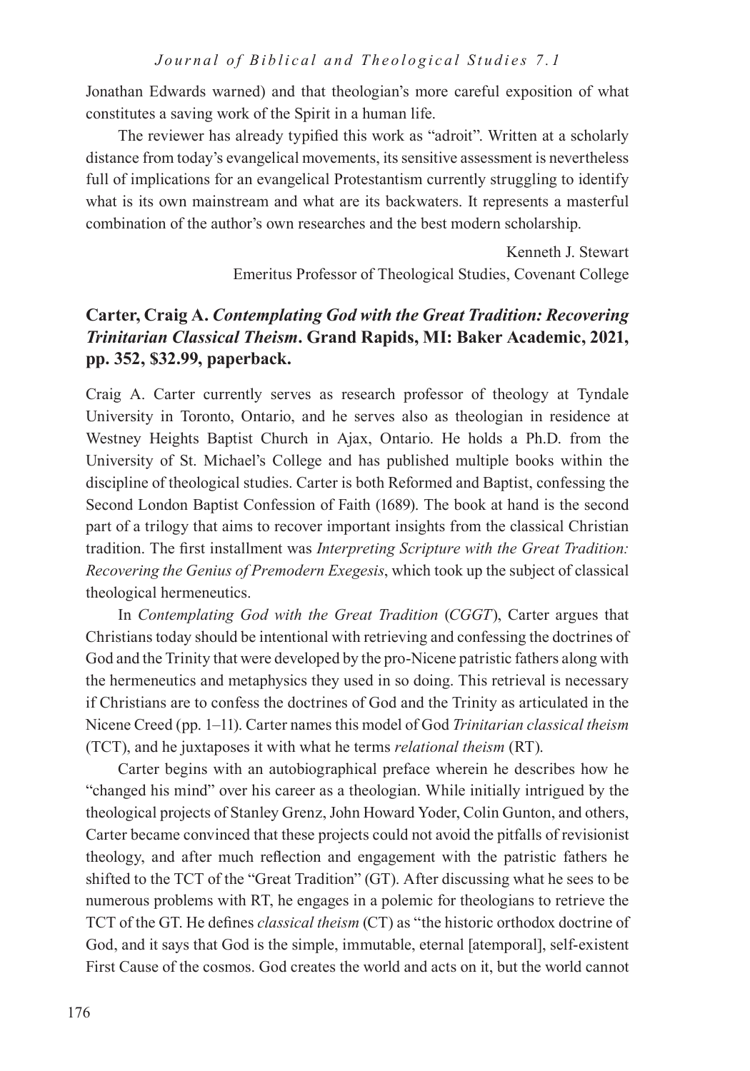Jonathan Edwards warned) and that theologian's more careful exposition of what constitutes a saving work of the Spirit in a human life.

The reviewer has already typified this work as "adroit". Written at a scholarly distance from today's evangelical movements, its sensitive assessment is nevertheless full of implications for an evangelical Protestantism currently struggling to identify what is its own mainstream and what are its backwaters. It represents a masterful combination of the author's own researches and the best modern scholarship.

Kenneth J. Stewart
Emeritus Professor of Theological Studies, Covenant College

### Carter, Craig A. *Contemplating God with the Great Tradition: Recovering Trinitarian Classical Theism*. Grand Rapids, MI: Baker Academic, 2021, pp. 352, $32.99, paperback.

Craig A. Carter currently serves as research professor of theology at Tyndale University in Toronto, Ontario, and he serves also as theologian in residence at Westney Heights Baptist Church in Ajax, Ontario. He holds a Ph.D. from the University of St. Michael's College and has published multiple books within the discipline of theological studies. Carter is both Reformed and Baptist, confessing the Second London Baptist Confession of Faith (1689). The book at hand is the second part of a trilogy that aims to recover important insights from the classical Christian tradition. The first installment was *Interpreting Scripture with the Great Tradition: Recovering the Genius of Premodern Exegesis*, which took up the subject of classical theological hermeneutics.

In *Contemplating God with the Great Tradition* (*CGGT*), Carter argues that Christians today should be intentional with retrieving and confessing the doctrines of God and the Trinity that were developed by the pro-Nicene patristic fathers along with the hermeneutics and metaphysics they used in so doing. This retrieval is necessary if Christians are to confess the doctrines of God and the Trinity as articulated in the Nicene Creed (pp. 1–11). Carter names this model of God *Trinitarian classical theism* (TCT), and he juxtaposes it with what he terms *relational theism* (RT).

Carter begins with an autobiographical preface wherein he describes how he "changed his mind" over his career as a theologian. While initially intrigued by the theological projects of Stanley Grenz, John Howard Yoder, Colin Gunton, and others, Carter became convinced that these projects could not avoid the pitfalls of revisionist theology, and after much reflection and engagement with the patristic fathers he shifted to the TCT of the "Great Tradition" (GT). After discussing what he sees to be numerous problems with RT, he engages in a polemic for theologians to retrieve the TCT of the GT. He defines *classical theism* (CT) as "the historic orthodox doctrine of God, and it says that God is the simple, immutable, eternal [atemporal], self-existent First Cause of the cosmos. God creates the world and acts on it, but the world cannot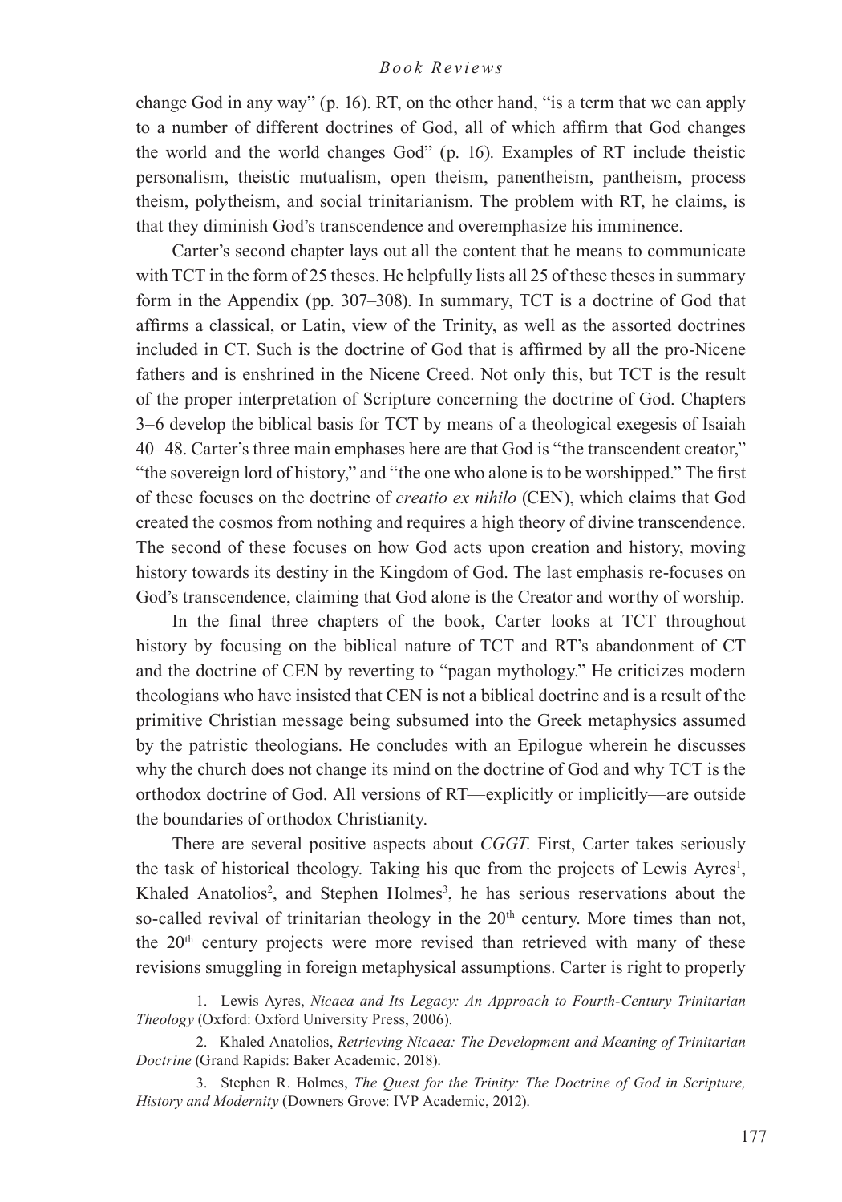change God in any way" (p. 16). RT, on the other hand, "is a term that we can apply to a number of different doctrines of God, all of which affirm that God changes the world and the world changes God" (p. 16). Examples of RT include theistic personalism, theistic mutualism, open theism, panentheism, pantheism, process theism, polytheism, and social trinitarianism. The problem with RT, he claims, is that they diminish God's transcendence and overemphasize his imminence.

Carter's second chapter lays out all the content that he means to communicate with TCT in the form of 25 theses. He helpfully lists all 25 of these theses in summary form in the Appendix (pp. 307–308). In summary, TCT is a doctrine of God that affirms a classical, or Latin, view of the Trinity, as well as the assorted doctrines included in CT. Such is the doctrine of God that is affirmed by all the pro-Nicene fathers and is enshrined in the Nicene Creed. Not only this, but TCT is the result of the proper interpretation of Scripture concerning the doctrine of God. Chapters 3–6 develop the biblical basis for TCT by means of a theological exegesis of Isaiah 40–48. Carter's three main emphases here are that God is "the transcendent creator," "the sovereign lord of history," and "the one who alone is to be worshipped." The first of these focuses on the doctrine of *creatio ex nihilo* (CEN), which claims that God created the cosmos from nothing and requires a high theory of divine transcendence. The second of these focuses on how God acts upon creation and history, moving history towards its destiny in the Kingdom of God. The last emphasis re-focuses on God's transcendence, claiming that God alone is the Creator and worthy of worship.

In the final three chapters of the book, Carter looks at TCT throughout history by focusing on the biblical nature of TCT and RT's abandonment of CT and the doctrine of CEN by reverting to "pagan mythology." He criticizes modern theologians who have insisted that CEN is not a biblical doctrine and is a result of the primitive Christian message being subsumed into the Greek metaphysics assumed by the patristic theologians. He concludes with an Epilogue wherein he discusses why the church does not change its mind on the doctrine of God and why TCT is the orthodox doctrine of God. All versions of RT—explicitly or implicitly—are outside the boundaries of orthodox Christianity.

There are several positive aspects about *CGGT*. First, Carter takes seriously the task of historical theology. Taking his que from the projects of Lewis Ayres[1], Khaled Anatolios[2], and Stephen Holmes[3], he has serious reservations about the so-called revival of trinitarian theology in the 20th century. More times than not, the 20th century projects were more revised than retrieved with many of these revisions smuggling in foreign metaphysical assumptions. Carter is right to properly

1. Lewis Ayres, *Nicaea and Its Legacy: An Approach to Fourth-Century Trinitarian Theology* (Oxford: Oxford University Press, 2006).

2. Khaled Anatolios, *Retrieving Nicaea: The Development and Meaning of Trinitarian Doctrine* (Grand Rapids: Baker Academic, 2018).

3. Stephen R. Holmes, *The Quest for the Trinity: The Doctrine of God in Scripture, History and Modernity* (Downers Grove: IVP Academic, 2012).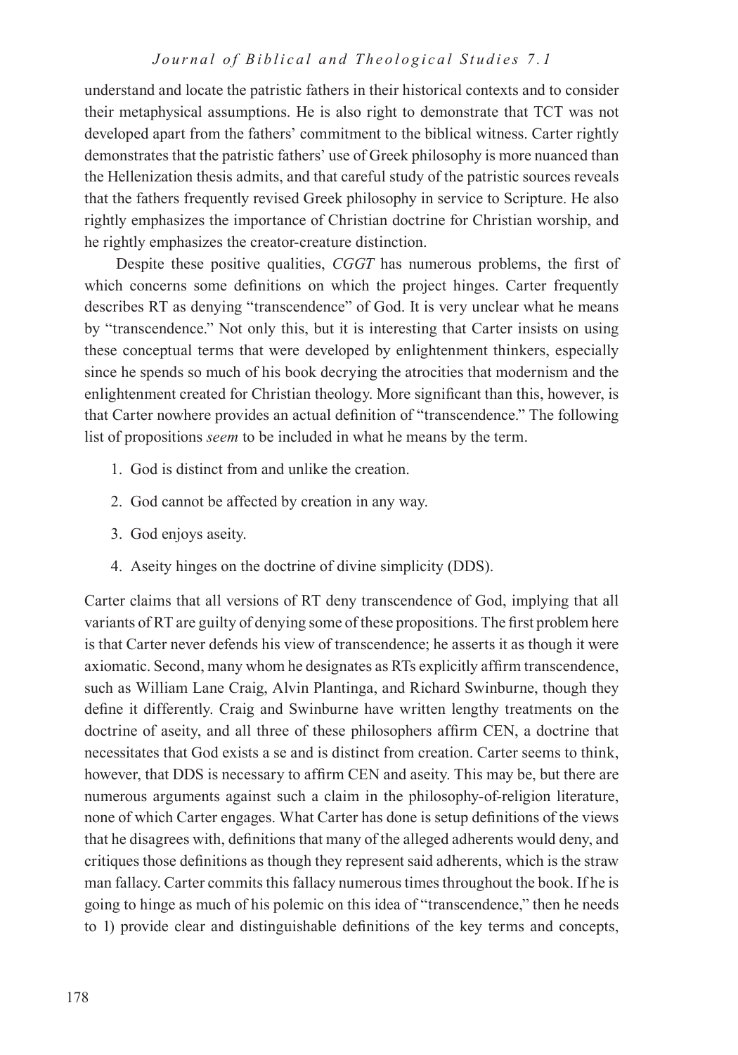understand and locate the patristic fathers in their historical contexts and to consider their metaphysical assumptions. He is also right to demonstrate that TCT was not developed apart from the fathers' commitment to the biblical witness. Carter rightly demonstrates that the patristic fathers' use of Greek philosophy is more nuanced than the Hellenization thesis admits, and that careful study of the patristic sources reveals that the fathers frequently revised Greek philosophy in service to Scripture. He also rightly emphasizes the importance of Christian doctrine for Christian worship, and he rightly emphasizes the creator-creature distinction.

Despite these positive qualities, *CGGT* has numerous problems, the first of which concerns some definitions on which the project hinges. Carter frequently describes RT as denying "transcendence" of God. It is very unclear what he means by "transcendence." Not only this, but it is interesting that Carter insists on using these conceptual terms that were developed by enlightenment thinkers, especially since he spends so much of his book decrying the atrocities that modernism and the enlightenment created for Christian theology. More significant than this, however, is that Carter nowhere provides an actual definition of "transcendence." The following list of propositions *seem* to be included in what he means by the term.

1. God is distinct from and unlike the creation.
2. God cannot be affected by creation in any way.
3. God enjoys aseity.
4. Aseity hinges on the doctrine of divine simplicity (DDS).

Carter claims that all versions of RT deny transcendence of God, implying that all variants of RT are guilty of denying some of these propositions. The first problem here is that Carter never defends his view of transcendence; he asserts it as though it were axiomatic. Second, many whom he designates as RTs explicitly affirm transcendence, such as William Lane Craig, Alvin Plantinga, and Richard Swinburne, though they define it differently. Craig and Swinburne have written lengthy treatments on the doctrine of aseity, and all three of these philosophers affirm CEN, a doctrine that necessitates that God exists a se and is distinct from creation. Carter seems to think, however, that DDS is necessary to affirm CEN and aseity. This may be, but there are numerous arguments against such a claim in the philosophy-of-religion literature, none of which Carter engages. What Carter has done is setup definitions of the views that he disagrees with, definitions that many of the alleged adherents would deny, and critiques those definitions as though they represent said adherents, which is the straw man fallacy. Carter commits this fallacy numerous times throughout the book. If he is going to hinge as much of his polemic on this idea of "transcendence," then he needs to 1) provide clear and distinguishable definitions of the key terms and concepts,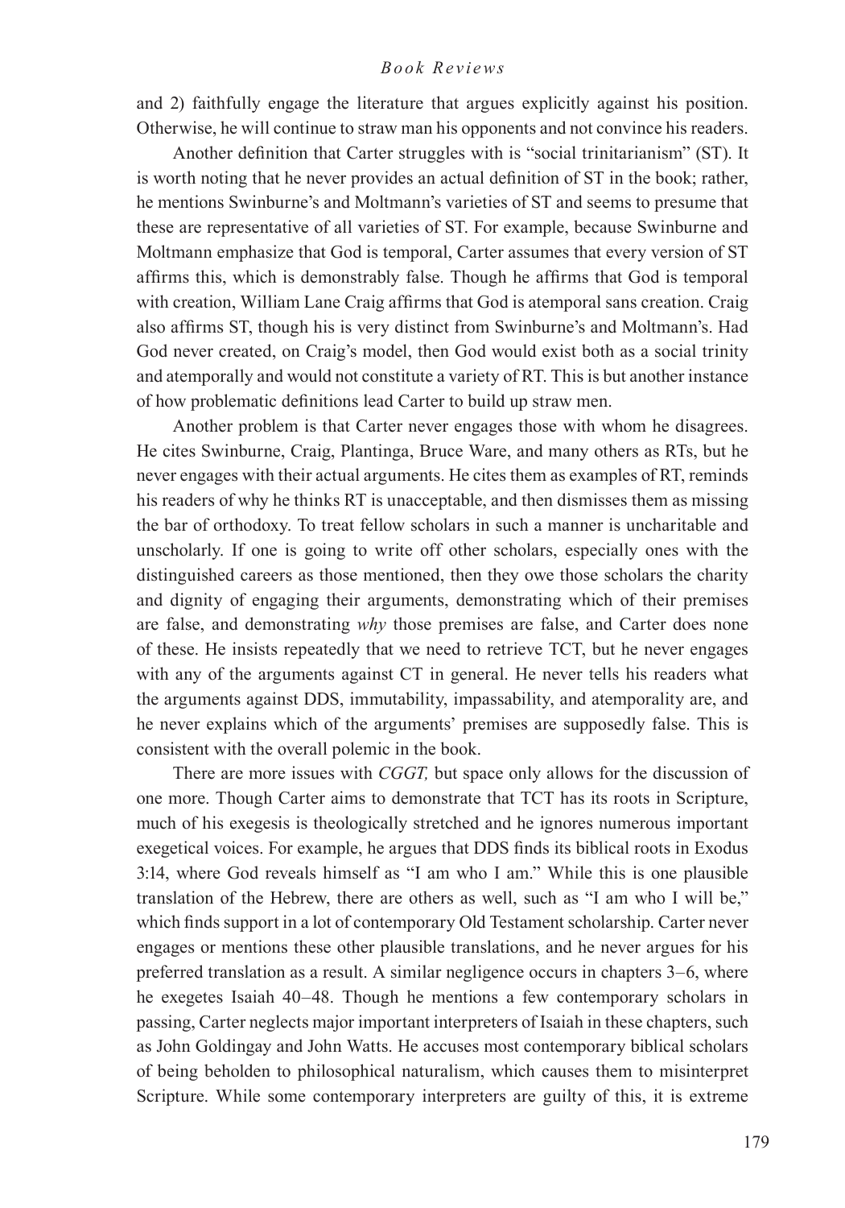and 2) faithfully engage the literature that argues explicitly against his position. Otherwise, he will continue to straw man his opponents and not convince his readers.

Another definition that Carter struggles with is "social trinitarianism" (ST). It is worth noting that he never provides an actual definition of ST in the book; rather, he mentions Swinburne's and Moltmann's varieties of ST and seems to presume that these are representative of all varieties of ST. For example, because Swinburne and Moltmann emphasize that God is temporal, Carter assumes that every version of ST affirms this, which is demonstrably false. Though he affirms that God is temporal with creation, William Lane Craig affirms that God is atemporal sans creation. Craig also affirms ST, though his is very distinct from Swinburne's and Moltmann's. Had God never created, on Craig's model, then God would exist both as a social trinity and atemporally and would not constitute a variety of RT. This is but another instance of how problematic definitions lead Carter to build up straw men.

Another problem is that Carter never engages those with whom he disagrees. He cites Swinburne, Craig, Plantinga, Bruce Ware, and many others as RTs, but he never engages with their actual arguments. He cites them as examples of RT, reminds his readers of why he thinks RT is unacceptable, and then dismisses them as missing the bar of orthodoxy. To treat fellow scholars in such a manner is uncharitable and unscholarly. If one is going to write off other scholars, especially ones with the distinguished careers as those mentioned, then they owe those scholars the charity and dignity of engaging their arguments, demonstrating which of their premises are false, and demonstrating *why* those premises are false, and Carter does none of these. He insists repeatedly that we need to retrieve TCT, but he never engages with any of the arguments against CT in general. He never tells his readers what the arguments against DDS, immutability, impassability, and atemporality are, and he never explains which of the arguments' premises are supposedly false. This is consistent with the overall polemic in the book.

There are more issues with *CGGT,* but space only allows for the discussion of one more. Though Carter aims to demonstrate that TCT has its roots in Scripture, much of his exegesis is theologically stretched and he ignores numerous important exegetical voices. For example, he argues that DDS finds its biblical roots in Exodus 3:14, where God reveals himself as "I am who I am." While this is one plausible translation of the Hebrew, there are others as well, such as "I am who I will be," which finds support in a lot of contemporary Old Testament scholarship. Carter never engages or mentions these other plausible translations, and he never argues for his preferred translation as a result. A similar negligence occurs in chapters 3–6, where he exegetes Isaiah 40–48. Though he mentions a few contemporary scholars in passing, Carter neglects major important interpreters of Isaiah in these chapters, such as John Goldingay and John Watts. He accuses most contemporary biblical scholars of being beholden to philosophical naturalism, which causes them to misinterpret Scripture. While some contemporary interpreters are guilty of this, it is extreme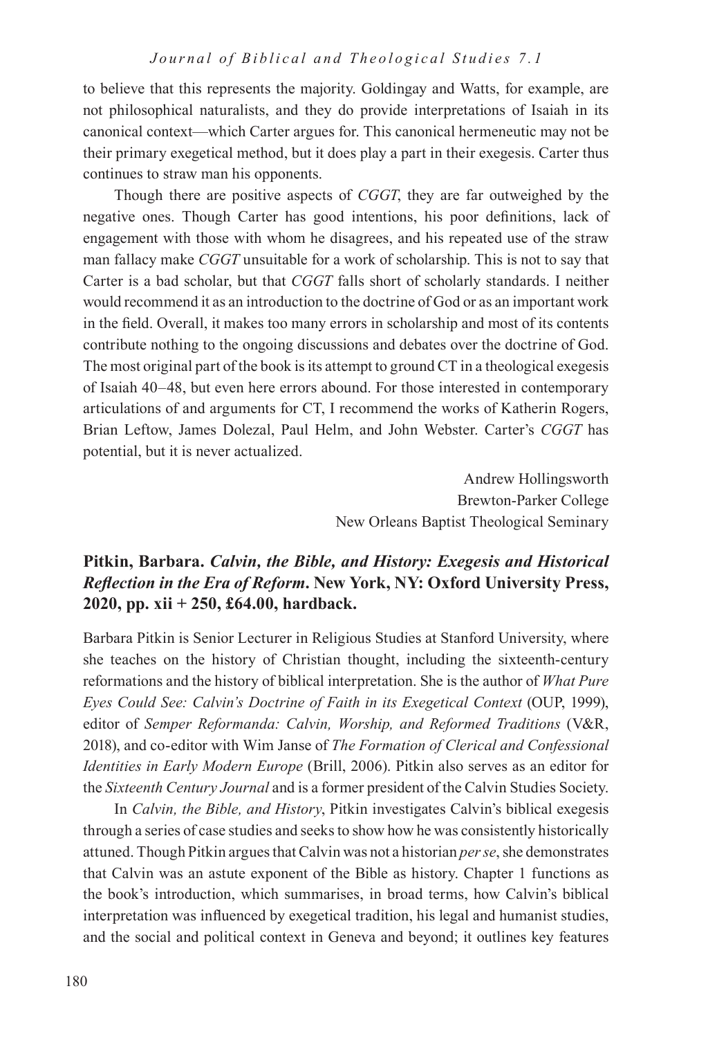to believe that this represents the majority. Goldingay and Watts, for example, are not philosophical naturalists, and they do provide interpretations of Isaiah in its canonical context—which Carter argues for. This canonical hermeneutic may not be their primary exegetical method, but it does play a part in their exegesis. Carter thus continues to straw man his opponents.

Though there are positive aspects of *CGGT*, they are far outweighed by the negative ones. Though Carter has good intentions, his poor definitions, lack of engagement with those with whom he disagrees, and his repeated use of the straw man fallacy make *CGGT* unsuitable for a work of scholarship. This is not to say that Carter is a bad scholar, but that *CGGT* falls short of scholarly standards. I neither would recommend it as an introduction to the doctrine of God or as an important work in the field. Overall, it makes too many errors in scholarship and most of its contents contribute nothing to the ongoing discussions and debates over the doctrine of God. The most original part of the book is its attempt to ground CT in a theological exegesis of Isaiah 40–48, but even here errors abound. For those interested in contemporary articulations of and arguments for CT, I recommend the works of Katherin Rogers, Brian Leftow, James Dolezal, Paul Helm, and John Webster. Carter's *CGGT* has potential, but it is never actualized.

Andrew Hollingsworth
Brewton-Parker College
New Orleans Baptist Theological Seminary

## Pitkin, Barbara. *Calvin, the Bible, and History: Exegesis and Historical Reflection in the Era of Reform*. New York, NY: Oxford University Press, 2020, pp. xii + 250, £64.00, hardback.

Barbara Pitkin is Senior Lecturer in Religious Studies at Stanford University, where she teaches on the history of Christian thought, including the sixteenth-century reformations and the history of biblical interpretation. She is the author of *What Pure Eyes Could See: Calvin's Doctrine of Faith in its Exegetical Context* (OUP, 1999), editor of *Semper Reformanda: Calvin, Worship, and Reformed Traditions* (V&R, 2018), and co-editor with Wim Janse of *The Formation of Clerical and Confessional Identities in Early Modern Europe* (Brill, 2006). Pitkin also serves as an editor for the *Sixteenth Century Journal* and is a former president of the Calvin Studies Society.

In *Calvin, the Bible, and History*, Pitkin investigates Calvin's biblical exegesis through a series of case studies and seeks to show how he was consistently historically attuned. Though Pitkin argues that Calvin was not a historian *per se*, she demonstrates that Calvin was an astute exponent of the Bible as history. Chapter 1 functions as the book's introduction, which summarises, in broad terms, how Calvin's biblical interpretation was influenced by exegetical tradition, his legal and humanist studies, and the social and political context in Geneva and beyond; it outlines key features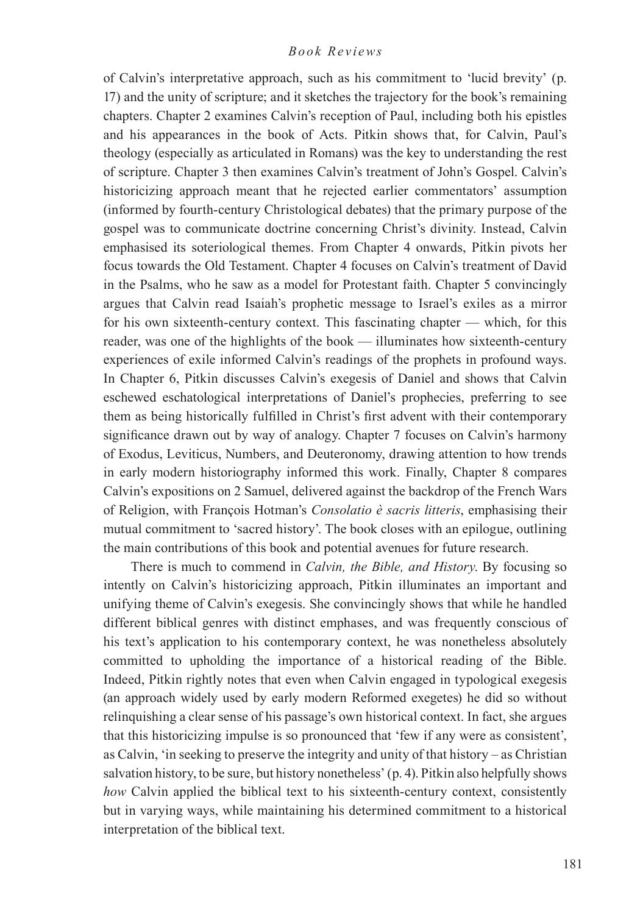of Calvin's interpretative approach, such as his commitment to 'lucid brevity' (p. 17) and the unity of scripture; and it sketches the trajectory for the book's remaining chapters. Chapter 2 examines Calvin's reception of Paul, including both his epistles and his appearances in the book of Acts. Pitkin shows that, for Calvin, Paul's theology (especially as articulated in Romans) was the key to understanding the rest of scripture. Chapter 3 then examines Calvin's treatment of John's Gospel. Calvin's historicizing approach meant that he rejected earlier commentators' assumption (informed by fourth-century Christological debates) that the primary purpose of the gospel was to communicate doctrine concerning Christ's divinity. Instead, Calvin emphasised its soteriological themes. From Chapter 4 onwards, Pitkin pivots her focus towards the Old Testament. Chapter 4 focuses on Calvin's treatment of David in the Psalms, who he saw as a model for Protestant faith. Chapter 5 convincingly argues that Calvin read Isaiah's prophetic message to Israel's exiles as a mirror for his own sixteenth-century context. This fascinating chapter — which, for this reader, was one of the highlights of the book — illuminates how sixteenth-century experiences of exile informed Calvin's readings of the prophets in profound ways. In Chapter 6, Pitkin discusses Calvin's exegesis of Daniel and shows that Calvin eschewed eschatological interpretations of Daniel's prophecies, preferring to see them as being historically fulfilled in Christ's first advent with their contemporary significance drawn out by way of analogy. Chapter 7 focuses on Calvin's harmony of Exodus, Leviticus, Numbers, and Deuteronomy, drawing attention to how trends in early modern historiography informed this work. Finally, Chapter 8 compares Calvin's expositions on 2 Samuel, delivered against the backdrop of the French Wars of Religion, with François Hotman's *Consolatio è sacris litteris*, emphasising their mutual commitment to 'sacred history'. The book closes with an epilogue, outlining the main contributions of this book and potential avenues for future research.

There is much to commend in *Calvin, the Bible, and History*. By focusing so intently on Calvin's historicizing approach, Pitkin illuminates an important and unifying theme of Calvin's exegesis. She convincingly shows that while he handled different biblical genres with distinct emphases, and was frequently conscious of his text's application to his contemporary context, he was nonetheless absolutely committed to upholding the importance of a historical reading of the Bible. Indeed, Pitkin rightly notes that even when Calvin engaged in typological exegesis (an approach widely used by early modern Reformed exegetes) he did so without relinquishing a clear sense of his passage's own historical context. In fact, she argues that this historicizing impulse is so pronounced that 'few if any were as consistent', as Calvin, 'in seeking to preserve the integrity and unity of that history – as Christian salvation history, to be sure, but history nonetheless' (p. 4). Pitkin also helpfully shows *how* Calvin applied the biblical text to his sixteenth-century context, consistently but in varying ways, while maintaining his determined commitment to a historical interpretation of the biblical text.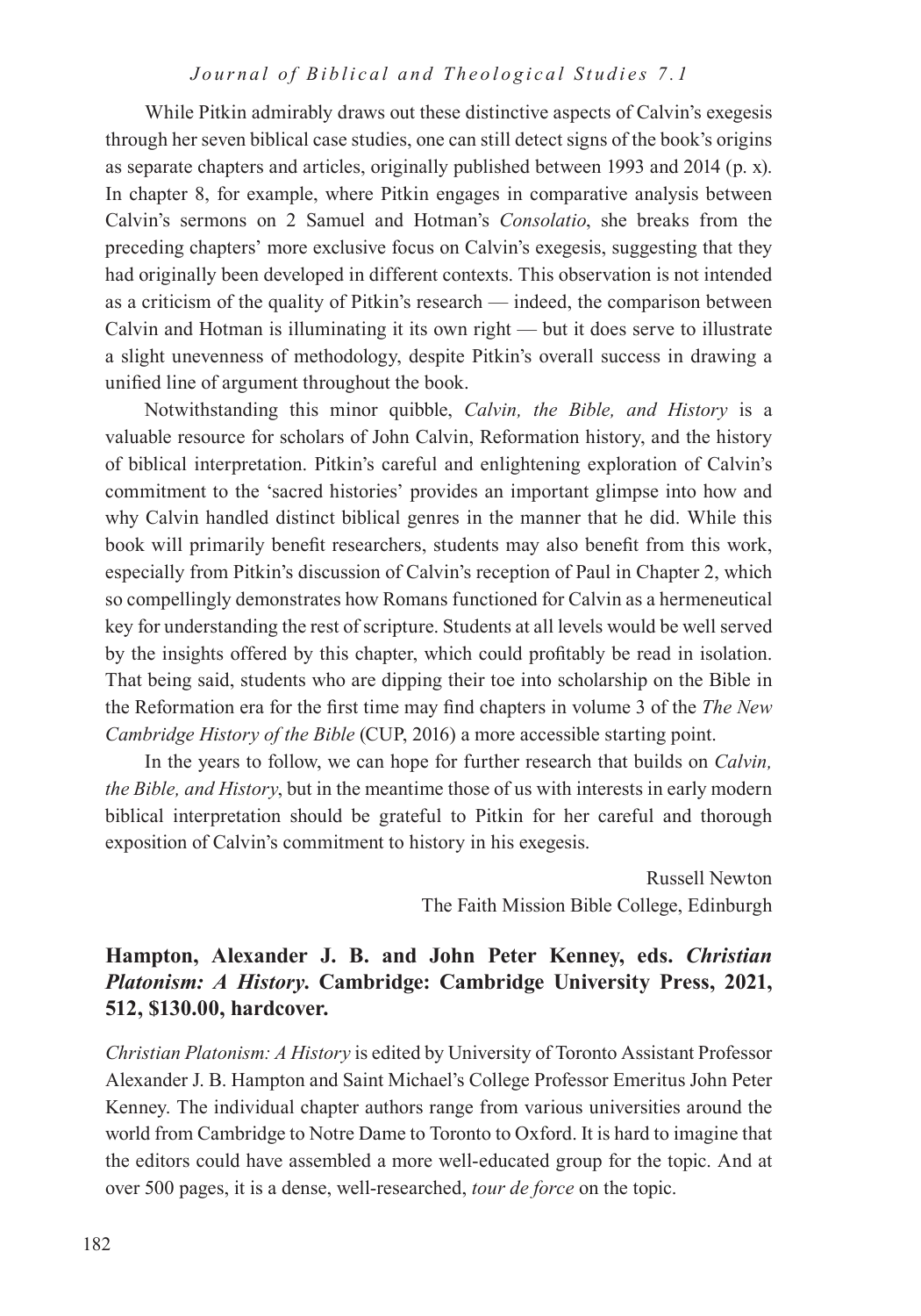While Pitkin admirably draws out these distinctive aspects of Calvin's exegesis through her seven biblical case studies, one can still detect signs of the book's origins as separate chapters and articles, originally published between 1993 and 2014 (p. x). In chapter 8, for example, where Pitkin engages in comparative analysis between Calvin's sermons on 2 Samuel and Hotman's *Consolatio*, she breaks from the preceding chapters' more exclusive focus on Calvin's exegesis, suggesting that they had originally been developed in different contexts. This observation is not intended as a criticism of the quality of Pitkin's research — indeed, the comparison between Calvin and Hotman is illuminating it its own right — but it does serve to illustrate a slight unevenness of methodology, despite Pitkin's overall success in drawing a unified line of argument throughout the book.

Notwithstanding this minor quibble, *Calvin, the Bible, and History* is a valuable resource for scholars of John Calvin, Reformation history, and the history of biblical interpretation. Pitkin's careful and enlightening exploration of Calvin's commitment to the 'sacred histories' provides an important glimpse into how and why Calvin handled distinct biblical genres in the manner that he did. While this book will primarily benefit researchers, students may also benefit from this work, especially from Pitkin's discussion of Calvin's reception of Paul in Chapter 2, which so compellingly demonstrates how Romans functioned for Calvin as a hermeneutical key for understanding the rest of scripture. Students at all levels would be well served by the insights offered by this chapter, which could profitably be read in isolation. That being said, students who are dipping their toe into scholarship on the Bible in the Reformation era for the first time may find chapters in volume 3 of the *The New Cambridge History of the Bible* (CUP, 2016) a more accessible starting point.

In the years to follow, we can hope for further research that builds on *Calvin, the Bible, and History*, but in the meantime those of us with interests in early modern biblical interpretation should be grateful to Pitkin for her careful and thorough exposition of Calvin's commitment to history in his exegesis.

Russell Newton
The Faith Mission Bible College, Edinburgh

### Hampton, Alexander J. B. and John Peter Kenney, eds. *Christian Platonism: A History*. Cambridge: Cambridge University Press, 2021, 512, $130.00, hardcover.

*Christian Platonism: A History* is edited by University of Toronto Assistant Professor Alexander J. B. Hampton and Saint Michael's College Professor Emeritus John Peter Kenney. The individual chapter authors range from various universities around the world from Cambridge to Notre Dame to Toronto to Oxford. It is hard to imagine that the editors could have assembled a more well-educated group for the topic. And at over 500 pages, it is a dense, well-researched, *tour de force* on the topic.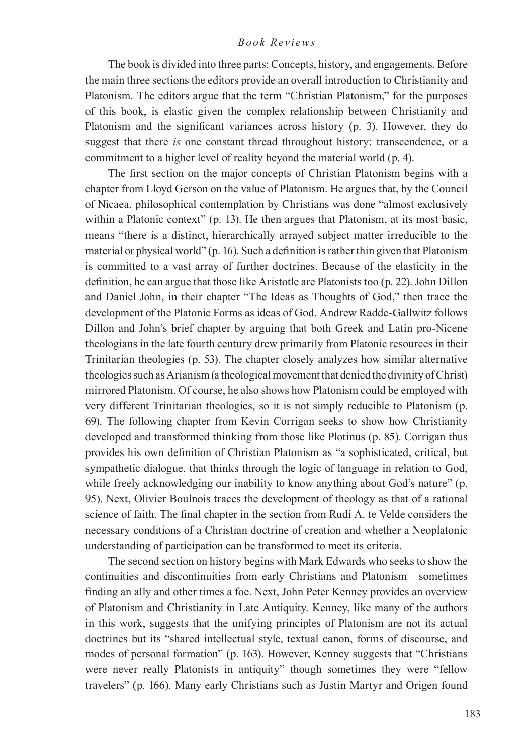The book is divided into three parts: Concepts, history, and engagements. Before the main three sections the editors provide an overall introduction to Christianity and Platonism. The editors argue that the term "Christian Platonism," for the purposes of this book, is elastic given the complex relationship between Christianity and Platonism and the significant variances across history (p. 3). However, they do suggest that there *is* one constant thread throughout history: transcendence, or a commitment to a higher level of reality beyond the material world (p. 4).

The first section on the major concepts of Christian Platonism begins with a chapter from Lloyd Gerson on the value of Platonism. He argues that, by the Council of Nicaea, philosophical contemplation by Christians was done "almost exclusively within a Platonic context" (p. 13). He then argues that Platonism, at its most basic, means "there is a distinct, hierarchically arrayed subject matter irreducible to the material or physical world" (p. 16). Such a definition is rather thin given that Platonism is committed to a vast array of further doctrines. Because of the elasticity in the definition, he can argue that those like Aristotle are Platonists too (p. 22). John Dillon and Daniel John, in their chapter "The Ideas as Thoughts of God," then trace the development of the Platonic Forms as ideas of God. Andrew Radde-Gallwitz follows Dillon and John's brief chapter by arguing that both Greek and Latin pro-Nicene theologians in the late fourth century drew primarily from Platonic resources in their Trinitarian theologies (p. 53). The chapter closely analyzes how similar alternative theologies such as Arianism (a theological movement that denied the divinity of Christ) mirrored Platonism. Of course, he also shows how Platonism could be employed with very different Trinitarian theologies, so it is not simply reducible to Platonism (p. 69). The following chapter from Kevin Corrigan seeks to show how Christianity developed and transformed thinking from those like Plotinus (p. 85). Corrigan thus provides his own definition of Christian Platonism as "a sophisticated, critical, but sympathetic dialogue, that thinks through the logic of language in relation to God, while freely acknowledging our inability to know anything about God's nature" (p. 95). Next, Olivier Boulnois traces the development of theology as that of a rational science of faith. The final chapter in the section from Rudi A. te Velde considers the necessary conditions of a Christian doctrine of creation and whether a Neoplatonic understanding of participation can be transformed to meet its criteria.

The second section on history begins with Mark Edwards who seeks to show the continuities and discontinuities from early Christians and Platonism—sometimes finding an ally and other times a foe. Next, John Peter Kenney provides an overview of Platonism and Christianity in Late Antiquity. Kenney, like many of the authors in this work, suggests that the unifying principles of Platonism are not its actual doctrines but its "shared intellectual style, textual canon, forms of discourse, and modes of personal formation" (p. 163). However, Kenney suggests that "Christians were never really Platonists in antiquity" though sometimes they were "fellow travelers" (p. 166). Many early Christians such as Justin Martyr and Origen found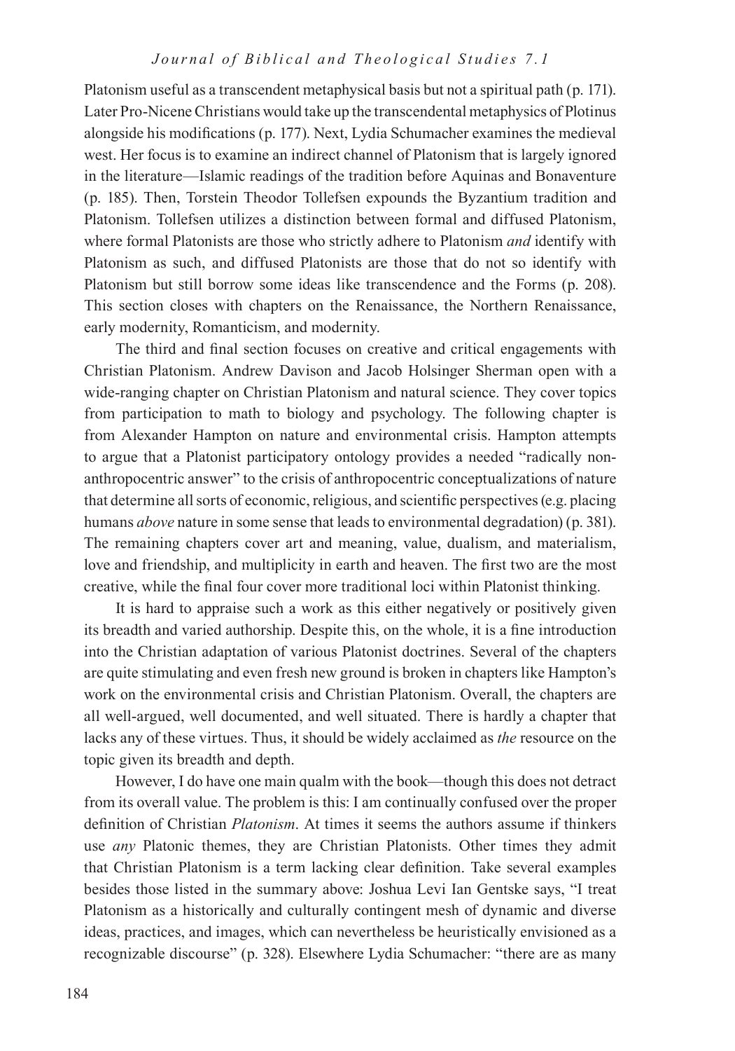Platonism useful as a transcendent metaphysical basis but not a spiritual path (p. 171). Later Pro-Nicene Christians would take up the transcendental metaphysics of Plotinus alongside his modifications (p. 177). Next, Lydia Schumacher examines the medieval west. Her focus is to examine an indirect channel of Platonism that is largely ignored in the literature—Islamic readings of the tradition before Aquinas and Bonaventure (p. 185). Then, Torstein Theodor Tollefsen expounds the Byzantium tradition and Platonism. Tollefsen utilizes a distinction between formal and diffused Platonism, where formal Platonists are those who strictly adhere to Platonism *and* identify with Platonism as such, and diffused Platonists are those that do not so identify with Platonism but still borrow some ideas like transcendence and the Forms (p. 208). This section closes with chapters on the Renaissance, the Northern Renaissance, early modernity, Romanticism, and modernity.

The third and final section focuses on creative and critical engagements with Christian Platonism. Andrew Davison and Jacob Holsinger Sherman open with a wide-ranging chapter on Christian Platonism and natural science. They cover topics from participation to math to biology and psychology. The following chapter is from Alexander Hampton on nature and environmental crisis. Hampton attempts to argue that a Platonist participatory ontology provides a needed "radically non-anthropocentric answer" to the crisis of anthropocentric conceptualizations of nature that determine all sorts of economic, religious, and scientific perspectives (e.g. placing humans *above* nature in some sense that leads to environmental degradation) (p. 381). The remaining chapters cover art and meaning, value, dualism, and materialism, love and friendship, and multiplicity in earth and heaven. The first two are the most creative, while the final four cover more traditional loci within Platonist thinking.

It is hard to appraise such a work as this either negatively or positively given its breadth and varied authorship. Despite this, on the whole, it is a fine introduction into the Christian adaptation of various Platonist doctrines. Several of the chapters are quite stimulating and even fresh new ground is broken in chapters like Hampton's work on the environmental crisis and Christian Platonism. Overall, the chapters are all well-argued, well documented, and well situated. There is hardly a chapter that lacks any of these virtues. Thus, it should be widely acclaimed as *the* resource on the topic given its breadth and depth.

However, I do have one main qualm with the book—though this does not detract from its overall value. The problem is this: I am continually confused over the proper definition of Christian *Platonism*. At times it seems the authors assume if thinkers use *any* Platonic themes, they are Christian Platonists. Other times they admit that Christian Platonism is a term lacking clear definition. Take several examples besides those listed in the summary above: Joshua Levi Ian Gentske says, "I treat Platonism as a historically and culturally contingent mesh of dynamic and diverse ideas, practices, and images, which can nevertheless be heuristically envisioned as a recognizable discourse" (p. 328). Elsewhere Lydia Schumacher: "there are as many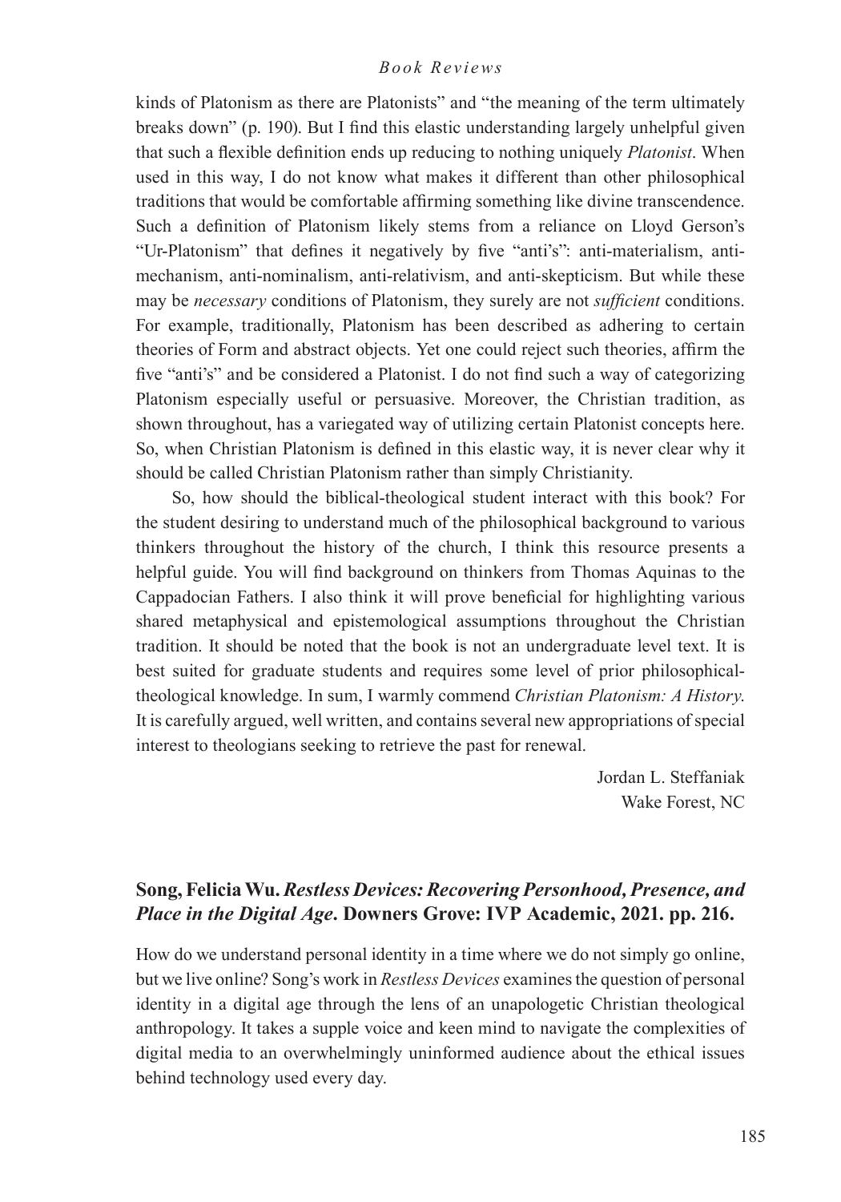kinds of Platonism as there are Platonists" and "the meaning of the term ultimately breaks down" (p. 190). But I find this elastic understanding largely unhelpful given that such a flexible definition ends up reducing to nothing uniquely *Platonist*. When used in this way, I do not know what makes it different than other philosophical traditions that would be comfortable affirming something like divine transcendence. Such a definition of Platonism likely stems from a reliance on Lloyd Gerson's "Ur-Platonism" that defines it negatively by five "anti's": anti-materialism, anti-mechanism, anti-nominalism, anti-relativism, and anti-skepticism. But while these may be *necessary* conditions of Platonism, they surely are not *sufficient* conditions. For example, traditionally, Platonism has been described as adhering to certain theories of Form and abstract objects. Yet one could reject such theories, affirm the five "anti's" and be considered a Platonist. I do not find such a way of categorizing Platonism especially useful or persuasive. Moreover, the Christian tradition, as shown throughout, has a variegated way of utilizing certain Platonist concepts here. So, when Christian Platonism is defined in this elastic way, it is never clear why it should be called Christian Platonism rather than simply Christianity.

So, how should the biblical-theological student interact with this book? For the student desiring to understand much of the philosophical background to various thinkers throughout the history of the church, I think this resource presents a helpful guide. You will find background on thinkers from Thomas Aquinas to the Cappadocian Fathers. I also think it will prove beneficial for highlighting various shared metaphysical and epistemological assumptions throughout the Christian tradition. It should be noted that the book is not an undergraduate level text. It is best suited for graduate students and requires some level of prior philosophical-theological knowledge. In sum, I warmly commend *Christian Platonism: A History*. It is carefully argued, well written, and contains several new appropriations of special interest to theologians seeking to retrieve the past for renewal.

Jordan L. Steffaniak
Wake Forest, NC

### Song, Felicia Wu. *Restless Devices: Recovering Personhood, Presence, and Place in the Digital Age*. Downers Grove: IVP Academic, 2021. pp. 216.

How do we understand personal identity in a time where we do not simply go online, but we live online? Song's work in *Restless Devices* examines the question of personal identity in a digital age through the lens of an unapologetic Christian theological anthropology. It takes a supple voice and keen mind to navigate the complexities of digital media to an overwhelmingly uninformed audience about the ethical issues behind technology used every day.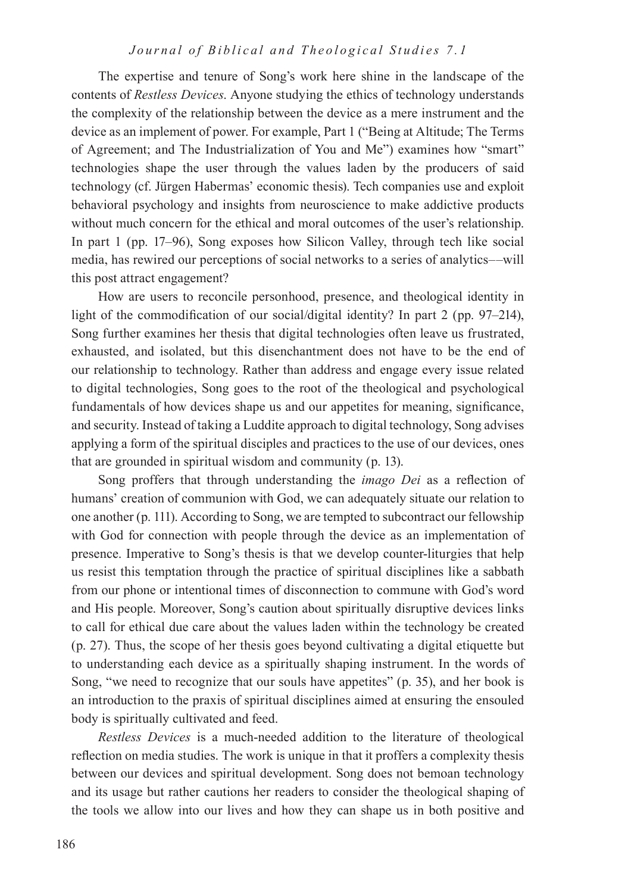The expertise and tenure of Song's work here shine in the landscape of the contents of *Restless Devices*. Anyone studying the ethics of technology understands the complexity of the relationship between the device as a mere instrument and the device as an implement of power. For example, Part 1 ("Being at Altitude; The Terms of Agreement; and The Industrialization of You and Me") examines how "smart" technologies shape the user through the values laden by the producers of said technology (cf. Jürgen Habermas' economic thesis). Tech companies use and exploit behavioral psychology and insights from neuroscience to make addictive products without much concern for the ethical and moral outcomes of the user's relationship. In part 1 (pp. 17–96), Song exposes how Silicon Valley, through tech like social media, has rewired our perceptions of social networks to a series of analytics––will this post attract engagement?

How are users to reconcile personhood, presence, and theological identity in light of the commodification of our social/digital identity? In part 2 (pp. 97–214), Song further examines her thesis that digital technologies often leave us frustrated, exhausted, and isolated, but this disenchantment does not have to be the end of our relationship to technology. Rather than address and engage every issue related to digital technologies, Song goes to the root of the theological and psychological fundamentals of how devices shape us and our appetites for meaning, significance, and security. Instead of taking a Luddite approach to digital technology, Song advises applying a form of the spiritual disciples and practices to the use of our devices, ones that are grounded in spiritual wisdom and community (p. 13).

Song proffers that through understanding the *imago Dei* as a reflection of humans' creation of communion with God, we can adequately situate our relation to one another (p. 111). According to Song, we are tempted to subcontract our fellowship with God for connection with people through the device as an implementation of presence. Imperative to Song's thesis is that we develop counter-liturgies that help us resist this temptation through the practice of spiritual disciplines like a sabbath from our phone or intentional times of disconnection to commune with God's word and His people. Moreover, Song's caution about spiritually disruptive devices links to call for ethical due care about the values laden within the technology be created (p. 27). Thus, the scope of her thesis goes beyond cultivating a digital etiquette but to understanding each device as a spiritually shaping instrument. In the words of Song, "we need to recognize that our souls have appetites" (p. 35), and her book is an introduction to the praxis of spiritual disciplines aimed at ensuring the ensouled body is spiritually cultivated and feed.

*Restless Devices* is a much-needed addition to the literature of theological reflection on media studies. The work is unique in that it proffers a complexity thesis between our devices and spiritual development. Song does not bemoan technology and its usage but rather cautions her readers to consider the theological shaping of the tools we allow into our lives and how they can shape us in both positive and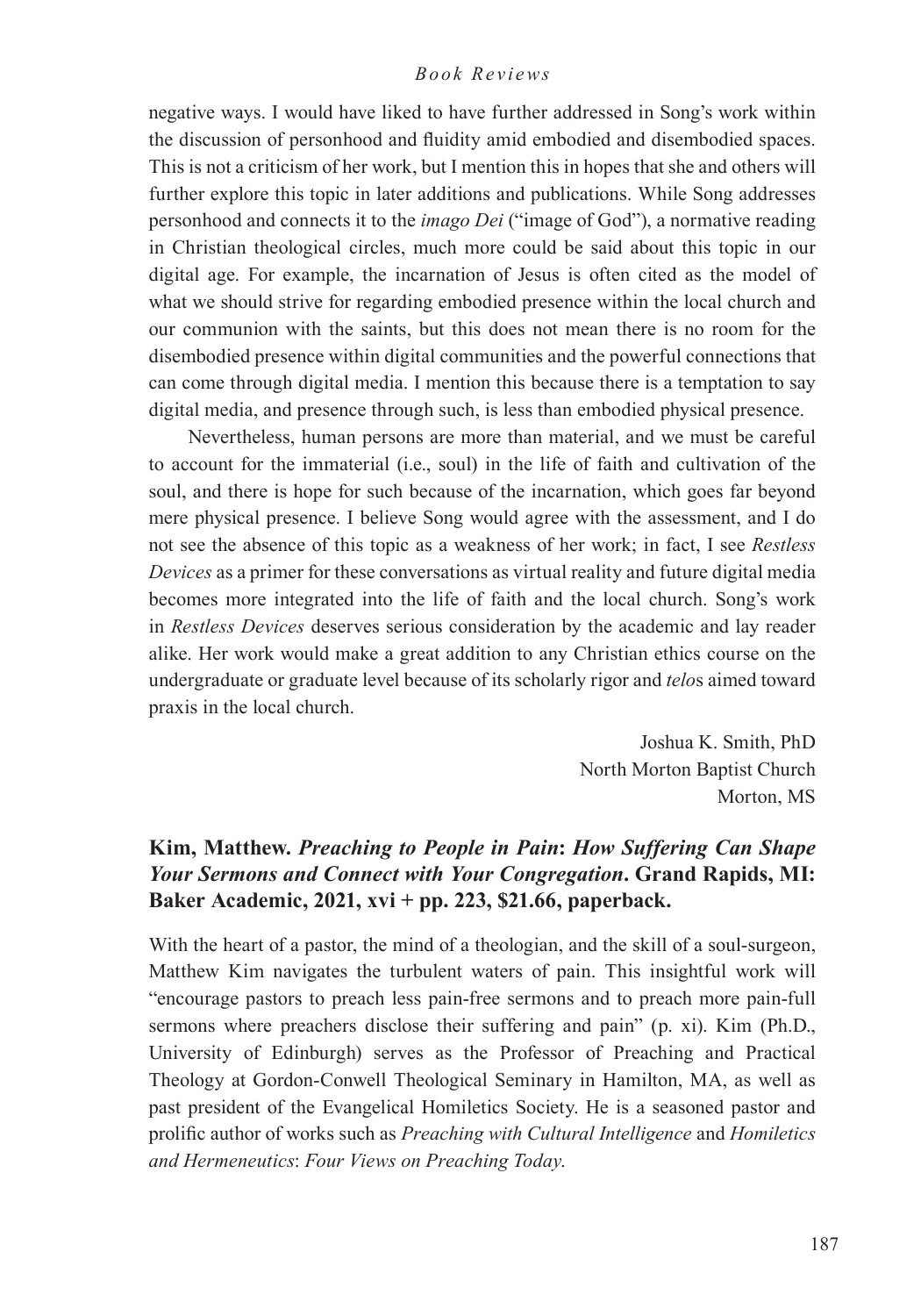negative ways. I would have liked to have further addressed in Song's work within the discussion of personhood and fluidity amid embodied and disembodied spaces. This is not a criticism of her work, but I mention this in hopes that she and others will further explore this topic in later additions and publications. While Song addresses personhood and connects it to the *imago Dei* ("image of God"), a normative reading in Christian theological circles, much more could be said about this topic in our digital age. For example, the incarnation of Jesus is often cited as the model of what we should strive for regarding embodied presence within the local church and our communion with the saints, but this does not mean there is no room for the disembodied presence within digital communities and the powerful connections that can come through digital media. I mention this because there is a temptation to say digital media, and presence through such, is less than embodied physical presence.

Nevertheless, human persons are more than material, and we must be careful to account for the immaterial (i.e., soul) in the life of faith and cultivation of the soul, and there is hope for such because of the incarnation, which goes far beyond mere physical presence. I believe Song would agree with the assessment, and I do not see the absence of this topic as a weakness of her work; in fact, I see *Restless Devices* as a primer for these conversations as virtual reality and future digital media becomes more integrated into the life of faith and the local church. Song's work in *Restless Devices* deserves serious consideration by the academic and lay reader alike. Her work would make a great addition to any Christian ethics course on the undergraduate or graduate level because of its scholarly rigor and *telo*s aimed toward praxis in the local church.

Joshua K. Smith, PhD
North Morton Baptist Church
Morton, MS

**Kim, Matthew. *Preaching to People in Pain*: *How Suffering Can Shape Your Sermons and Connect with Your Congregation*. Grand Rapids, MI: Baker Academic, 2021, xvi + pp. 223, $21.66, paperback.**

With the heart of a pastor, the mind of a theologian, and the skill of a soul-surgeon, Matthew Kim navigates the turbulent waters of pain. This insightful work will "encourage pastors to preach less pain-free sermons and to preach more pain-full sermons where preachers disclose their suffering and pain" (p. xi). Kim (Ph.D., University of Edinburgh) serves as the Professor of Preaching and Practical Theology at Gordon-Conwell Theological Seminary in Hamilton, MA, as well as past president of the Evangelical Homiletics Society. He is a seasoned pastor and prolific author of works such as *Preaching with Cultural Intelligence* and *Homiletics and Hermeneutics*: *Four Views on Preaching Today*.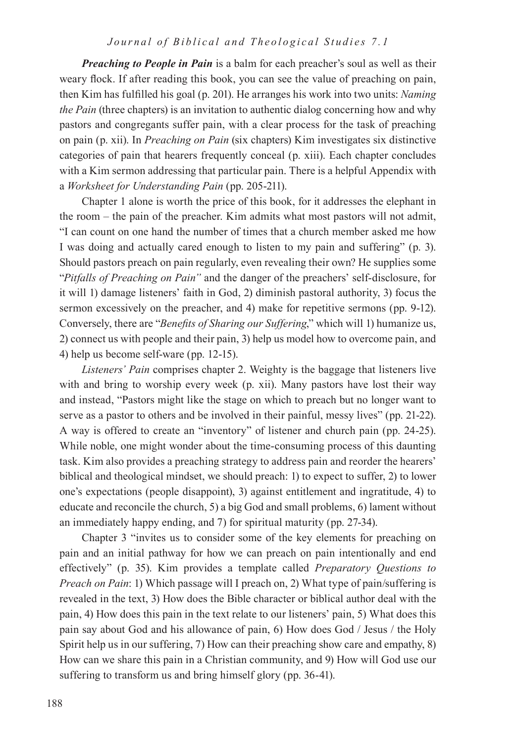***Preaching to People in Pain*** is a balm for each preacher's soul as well as their weary flock. If after reading this book, you can see the value of preaching on pain, then Kim has fulfilled his goal (p. 201). He arranges his work into two units: *Naming the Pain* (three chapters) is an invitation to authentic dialog concerning how and why pastors and congregants suffer pain, with a clear process for the task of preaching on pain (p. xii). In *Preaching on Pain* (six chapters) Kim investigates six distinctive categories of pain that hearers frequently conceal (p. xiii). Each chapter concludes with a Kim sermon addressing that particular pain. There is a helpful Appendix with a *Worksheet for Understanding Pain* (pp. 205-211).

Chapter 1 alone is worth the price of this book, for it addresses the elephant in the room – the pain of the preacher. Kim admits what most pastors will not admit, "I can count on one hand the number of times that a church member asked me how I was doing and actually cared enough to listen to my pain and suffering" (p. 3). Should pastors preach on pain regularly, even revealing their own? He supplies some "*Pitfalls of Preaching on Pain"* and the danger of the preachers' self-disclosure, for it will 1) damage listeners' faith in God, 2) diminish pastoral authority, 3) focus the sermon excessively on the preacher, and 4) make for repetitive sermons (pp. 9-12). Conversely, there are "*Benefits of Sharing our Suffering*," which will 1) humanize us, 2) connect us with people and their pain, 3) help us model how to overcome pain, and 4) help us become self-ware (pp. 12-15).

*Listeners' Pain* comprises chapter 2. Weighty is the baggage that listeners live with and bring to worship every week (p. xii). Many pastors have lost their way and instead, "Pastors might like the stage on which to preach but no longer want to serve as a pastor to others and be involved in their painful, messy lives" (pp. 21-22). A way is offered to create an "inventory" of listener and church pain (pp. 24-25). While noble, one might wonder about the time-consuming process of this daunting task. Kim also provides a preaching strategy to address pain and reorder the hearers' biblical and theological mindset, we should preach: 1) to expect to suffer, 2) to lower one's expectations (people disappoint), 3) against entitlement and ingratitude, 4) to educate and reconcile the church, 5) a big God and small problems, 6) lament without an immediately happy ending, and 7) for spiritual maturity (pp. 27-34).

Chapter 3 "invites us to consider some of the key elements for preaching on pain and an initial pathway for how we can preach on pain intentionally and end effectively" (p. 35). Kim provides a template called *Preparatory Questions to Preach on Pain*: 1) Which passage will I preach on, 2) What type of pain/suffering is revealed in the text, 3) How does the Bible character or biblical author deal with the pain, 4) How does this pain in the text relate to our listeners' pain, 5) What does this pain say about God and his allowance of pain, 6) How does God / Jesus / the Holy Spirit help us in our suffering, 7) How can their preaching show care and empathy, 8) How can we share this pain in a Christian community, and 9) How will God use our suffering to transform us and bring himself glory (pp. 36-41).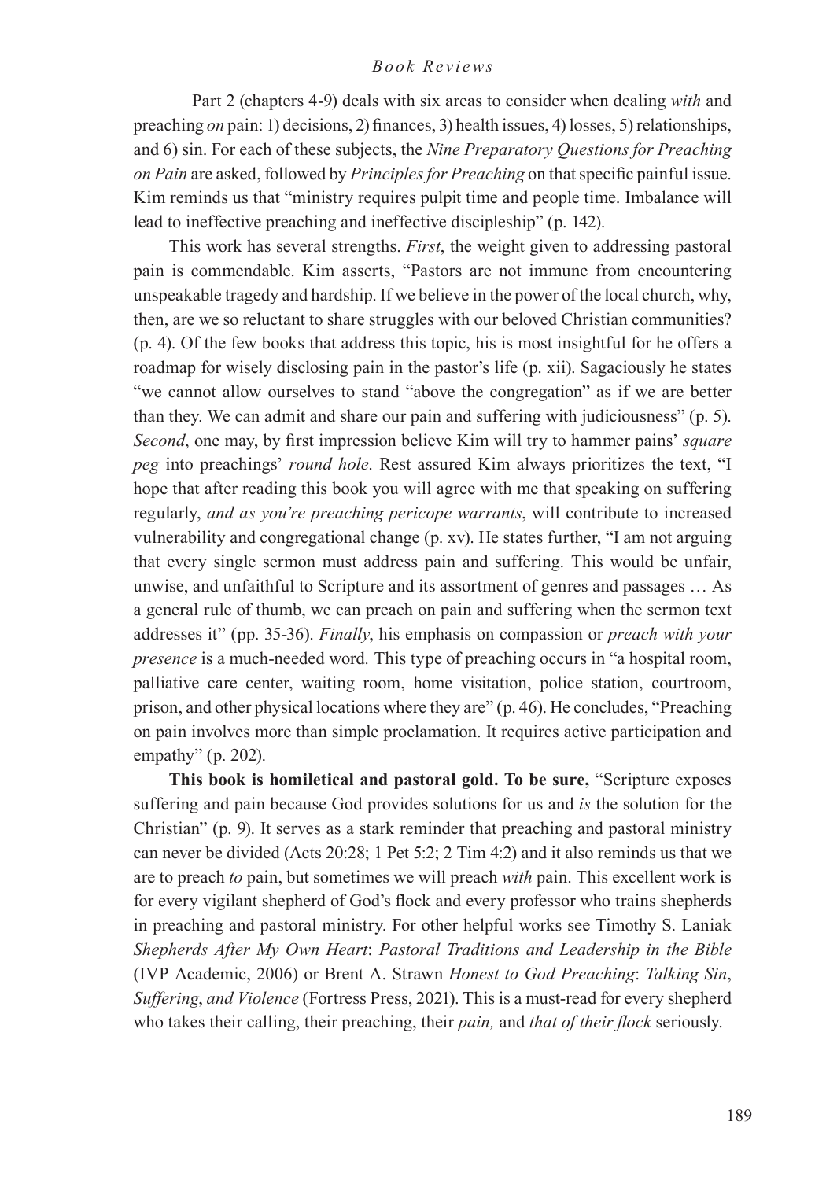Part 2 (chapters 4-9) deals with six areas to consider when dealing *with* and preaching *on* pain: 1) decisions, 2) finances, 3) health issues, 4) losses, 5) relationships, and 6) sin. For each of these subjects, the *Nine Preparatory Questions for Preaching on Pain* are asked, followed by *Principles for Preaching* on that specific painful issue. Kim reminds us that "ministry requires pulpit time and people time. Imbalance will lead to ineffective preaching and ineffective discipleship" (p. 142).

This work has several strengths. *First*, the weight given to addressing pastoral pain is commendable. Kim asserts, "Pastors are not immune from encountering unspeakable tragedy and hardship. If we believe in the power of the local church, why, then, are we so reluctant to share struggles with our beloved Christian communities? (p. 4). Of the few books that address this topic, his is most insightful for he offers a roadmap for wisely disclosing pain in the pastor's life (p. xii). Sagaciously he states "we cannot allow ourselves to stand "above the congregation" as if we are better than they. We can admit and share our pain and suffering with judiciousness" (p. 5). *Second*, one may, by first impression believe Kim will try to hammer pains' *square peg* into preachings' *round hole*. Rest assured Kim always prioritizes the text, "I hope that after reading this book you will agree with me that speaking on suffering regularly, *and as you're preaching pericope warrants*, will contribute to increased vulnerability and congregational change (p. xv). He states further, "I am not arguing that every single sermon must address pain and suffering. This would be unfair, unwise, and unfaithful to Scripture and its assortment of genres and passages … As a general rule of thumb, we can preach on pain and suffering when the sermon text addresses it" (pp. 35-36). *Finally*, his emphasis on compassion or *preach with your presence* is a much-needed word. This type of preaching occurs in "a hospital room, palliative care center, waiting room, home visitation, police station, courtroom, prison, and other physical locations where they are" (p. 46). He concludes, "Preaching on pain involves more than simple proclamation. It requires active participation and empathy" (p. 202).

**This book is homiletical and pastoral gold. To be sure,** "Scripture exposes suffering and pain because God provides solutions for us and *is* the solution for the Christian" (p. 9). It serves as a stark reminder that preaching and pastoral ministry can never be divided (Acts 20:28; 1 Pet 5:2; 2 Tim 4:2) and it also reminds us that we are to preach *to* pain, but sometimes we will preach *with* pain. This excellent work is for every vigilant shepherd of God's flock and every professor who trains shepherds in preaching and pastoral ministry. For other helpful works see Timothy S. Laniak *Shepherds After My Own Heart*: *Pastoral Traditions and Leadership in the Bible* (IVP Academic, 2006) or Brent A. Strawn *Honest to God Preaching*: *Talking Sin*, *Suffering*, *and Violence* (Fortress Press, 2021). This is a must-read for every shepherd who takes their calling, their preaching, their *pain,* and *that of their flock* seriously.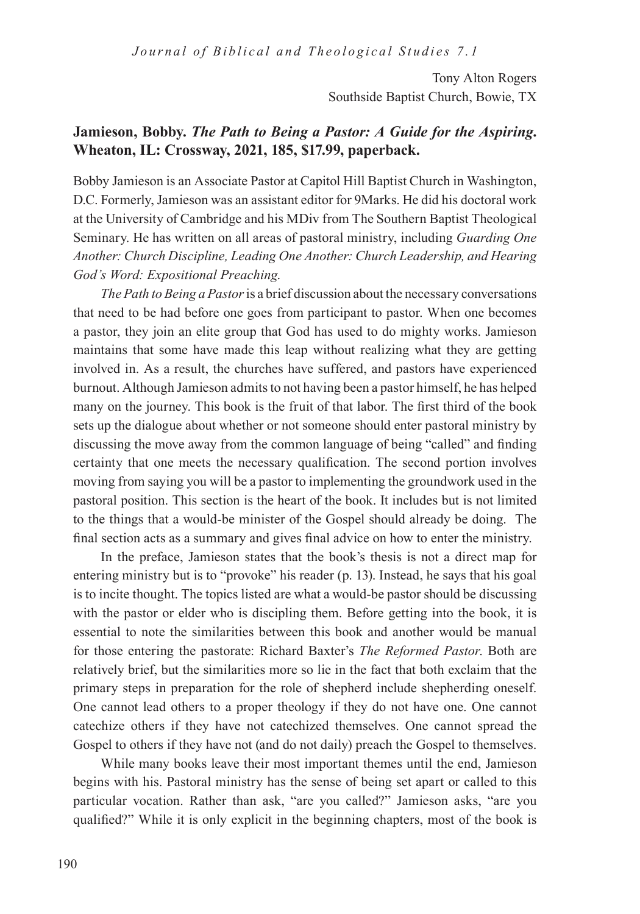Tony Alton Rogers
Southside Baptist Church, Bowie, TX

**Jamieson, Bobby. *The Path to Being a Pastor: A Guide for the Aspiring*. Wheaton, IL: Crossway, 2021, 185, $17.99, paperback.**

Bobby Jamieson is an Associate Pastor at Capitol Hill Baptist Church in Washington, D.C. Formerly, Jamieson was an assistant editor for 9Marks. He did his doctoral work at the University of Cambridge and his MDiv from The Southern Baptist Theological Seminary. He has written on all areas of pastoral ministry, including *Guarding One Another: Church Discipline, Leading One Another: Church Leadership, and Hearing God's Word: Expositional Preaching*.

*The Path to Being a Pastor* is a brief discussion about the necessary conversations that need to be had before one goes from participant to pastor. When one becomes a pastor, they join an elite group that God has used to do mighty works. Jamieson maintains that some have made this leap without realizing what they are getting involved in. As a result, the churches have suffered, and pastors have experienced burnout. Although Jamieson admits to not having been a pastor himself, he has helped many on the journey. This book is the fruit of that labor. The first third of the book sets up the dialogue about whether or not someone should enter pastoral ministry by discussing the move away from the common language of being "called" and finding certainty that one meets the necessary qualification. The second portion involves moving from saying you will be a pastor to implementing the groundwork used in the pastoral position. This section is the heart of the book. It includes but is not limited to the things that a would-be minister of the Gospel should already be doing. The final section acts as a summary and gives final advice on how to enter the ministry.

In the preface, Jamieson states that the book's thesis is not a direct map for entering ministry but is to "provoke" his reader (p. 13). Instead, he says that his goal is to incite thought. The topics listed are what a would-be pastor should be discussing with the pastor or elder who is discipling them. Before getting into the book, it is essential to note the similarities between this book and another would be manual for those entering the pastorate: Richard Baxter's *The Reformed Pastor*. Both are relatively brief, but the similarities more so lie in the fact that both exclaim that the primary steps in preparation for the role of shepherd include shepherding oneself. One cannot lead others to a proper theology if they do not have one. One cannot catechize others if they have not catechized themselves. One cannot spread the Gospel to others if they have not (and do not daily) preach the Gospel to themselves.

While many books leave their most important themes until the end, Jamieson begins with his. Pastoral ministry has the sense of being set apart or called to this particular vocation. Rather than ask, "are you called?" Jamieson asks, "are you qualified?" While it is only explicit in the beginning chapters, most of the book is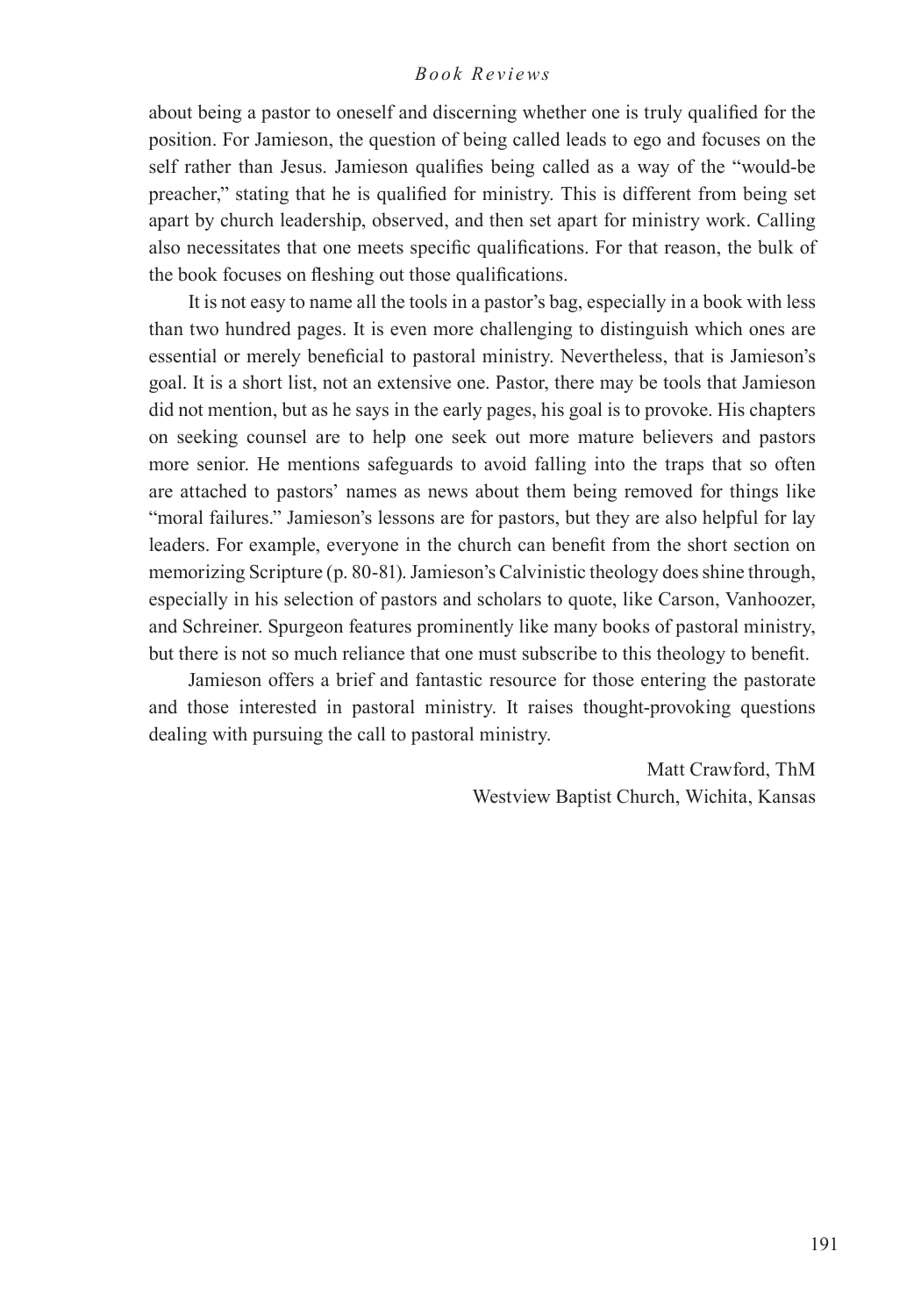about being a pastor to oneself and discerning whether one is truly qualified for the position. For Jamieson, the question of being called leads to ego and focuses on the self rather than Jesus. Jamieson qualifies being called as a way of the "would-be preacher," stating that he is qualified for ministry. This is different from being set apart by church leadership, observed, and then set apart for ministry work. Calling also necessitates that one meets specific qualifications. For that reason, the bulk of the book focuses on fleshing out those qualifications.

It is not easy to name all the tools in a pastor's bag, especially in a book with less than two hundred pages. It is even more challenging to distinguish which ones are essential or merely beneficial to pastoral ministry. Nevertheless, that is Jamieson's goal. It is a short list, not an extensive one. Pastor, there may be tools that Jamieson did not mention, but as he says in the early pages, his goal is to provoke. His chapters on seeking counsel are to help one seek out more mature believers and pastors more senior. He mentions safeguards to avoid falling into the traps that so often are attached to pastors' names as news about them being removed for things like "moral failures." Jamieson's lessons are for pastors, but they are also helpful for lay leaders. For example, everyone in the church can benefit from the short section on memorizing Scripture (p. 80-81). Jamieson's Calvinistic theology does shine through, especially in his selection of pastors and scholars to quote, like Carson, Vanhoozer, and Schreiner. Spurgeon features prominently like many books of pastoral ministry, but there is not so much reliance that one must subscribe to this theology to benefit.

Jamieson offers a brief and fantastic resource for those entering the pastorate and those interested in pastoral ministry. It raises thought-provoking questions dealing with pursuing the call to pastoral ministry.

Matt Crawford, ThM
Westview Baptist Church, Wichita, Kansas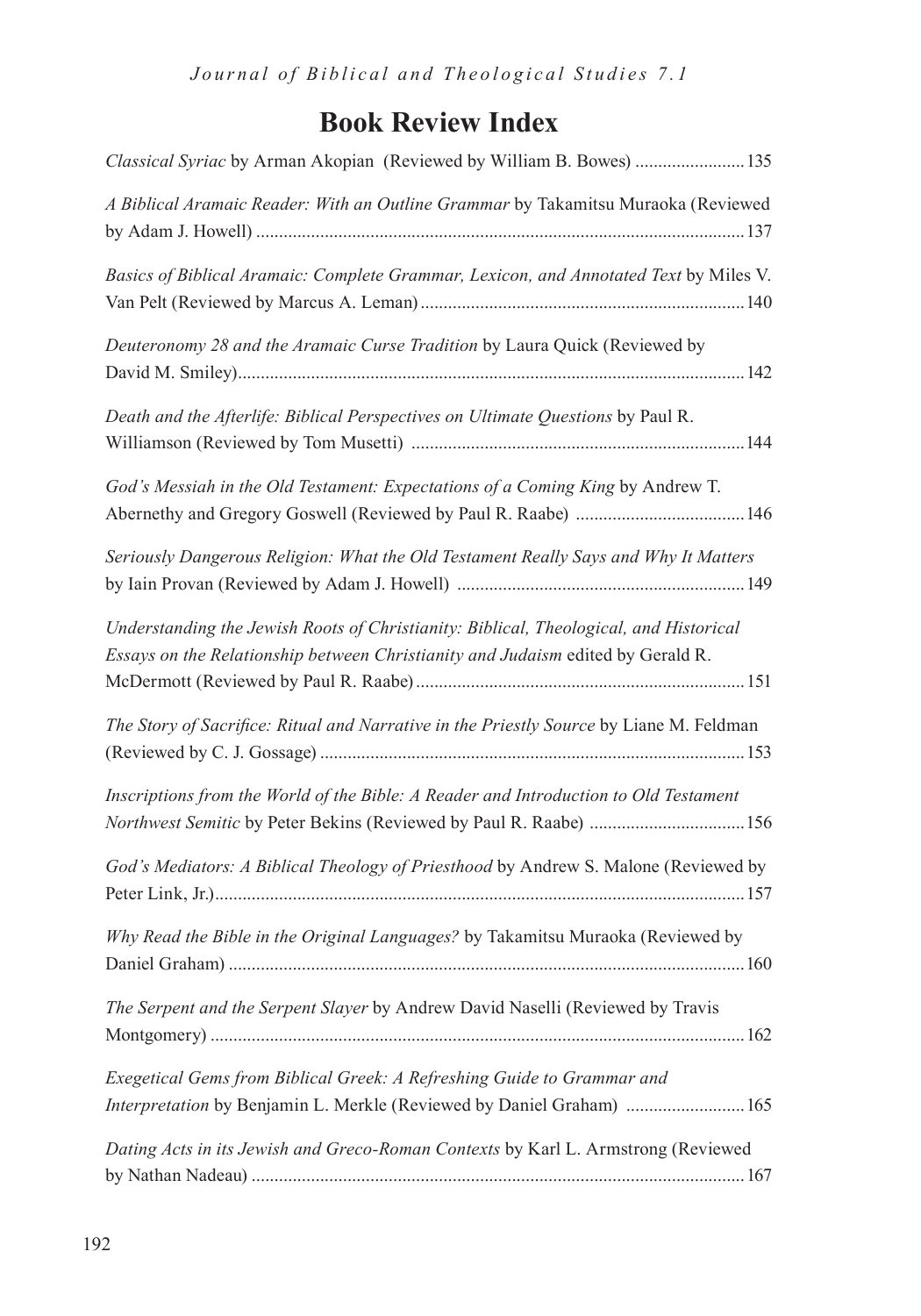# Book Review Index

*Classical Syriac* by Arman Akopian (Reviewed by William B. Bowes) ........................ 135

*A Biblical Aramaic Reader: With an Outline Grammar* by Takamitsu Muraoka (Reviewed by Adam J. Howell) ........................................................................................................ 137

*Basics of Biblical Aramaic: Complete Grammar, Lexicon, and Annotated Text* by Miles V. Van Pelt (Reviewed by Marcus A. Leman) ..................................................................... 140

*Deuteronomy 28 and the Aramaic Curse Tradition* by Laura Quick (Reviewed by David M. Smiley)............................................................................................................. 142

*Death and the Afterlife: Biblical Perspectives on Ultimate Questions* by Paul R. Williamson (Reviewed by Tom Musetti) ........................................................................ 144

*God's Messiah in the Old Testament: Expectations of a Coming King* by Andrew T. Abernethy and Gregory Goswell (Reviewed by Paul R. Raabe) ..................................... 146

*Seriously Dangerous Religion: What the Old Testament Really Says and Why It Matters* by Iain Provan (Reviewed by Adam J. Howell) .............................................................. 149

*Understanding the Jewish Roots of Christianity: Biblical, Theological, and Historical Essays on the Relationship between Christianity and Judaism* edited by Gerald R. McDermott (Reviewed by Paul R. Raabe) ....................................................................... 151

*The Story of Sacrifice: Ritual and Narrative in the Priestly Source* by Liane M. Feldman (Reviewed by C. J. Gossage) ............................................................................................ 153

*Inscriptions from the World of the Bible: A Reader and Introduction to Old Testament Northwest Semitic* by Peter Bekins (Reviewed by Paul R. Raabe) .................................. 156

*God's Mediators: A Biblical Theology of Priesthood* by Andrew S. Malone (Reviewed by Peter Link, Jr.).................................................................................................................. 157

*Why Read the Bible in the Original Languages?* by Takamitsu Muraoka (Reviewed by Daniel Graham) ................................................................................................................ 160

*The Serpent and the Serpent Slayer* by Andrew David Naselli (Reviewed by Travis Montgomery) .................................................................................................................... 162

*Exegetical Gems from Biblical Greek: A Refreshing Guide to Grammar and Interpretation* by Benjamin L. Merkle (Reviewed by Daniel Graham) .......................... 165

*Dating Acts in its Jewish and Greco-Roman Contexts* by Karl L. Armstrong (Reviewed by Nathan Nadeau) ........................................................................................................... 167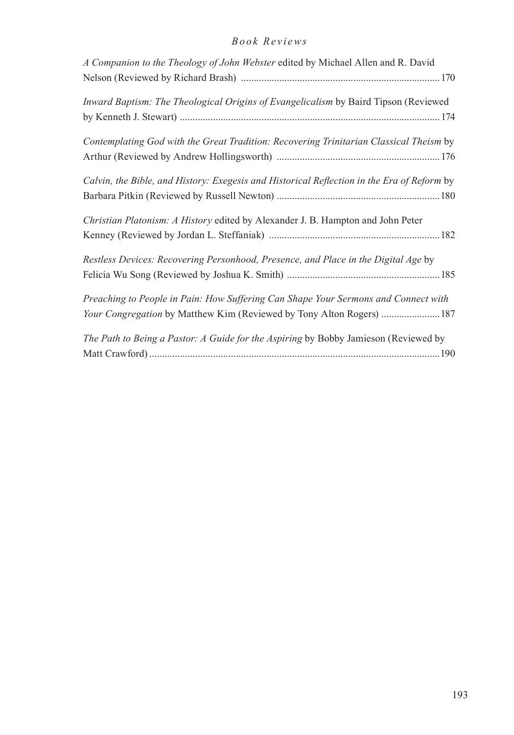*Book Reviews*

*A Companion to the Theology of John Webster* edited by Michael Allen and R. David Nelson (Reviewed by Richard Brash) ............................................................................. 170

*Inward Baptism: The Theological Origins of Evangelicalism* by Baird Tipson (Reviewed by Kenneth J. Stewart) ..................................................................................................... 174

*Contemplating God with the Great Tradition: Recovering Trinitarian Classical Theism* by Arthur (Reviewed by Andrew Hollingsworth) ................................................................ 176

*Calvin, the Bible, and History: Exegesis and Historical Reflection in the Era of Reform* by Barbara Pitkin (Reviewed by Russell Newton) ................................................................ 180

*Christian Platonism: A History* edited by Alexander J. B. Hampton and John Peter Kenney (Reviewed by Jordan L. Steffaniak) ................................................................... 182

*Restless Devices: Recovering Personhood, Presence, and Place in the Digital Age* by Felicia Wu Song (Reviewed by Joshua K. Smith) ............................................................ 185

*Preaching to People in Pain: How Suffering Can Shape Your Sermons and Connect with Your Congregation* by Matthew Kim (Reviewed by Tony Alton Rogers) ....................... 187

*The Path to Being a Pastor: A Guide for the Aspiring* by Bobby Jamieson (Reviewed by Matt Crawford) ................................................................................................................. 190